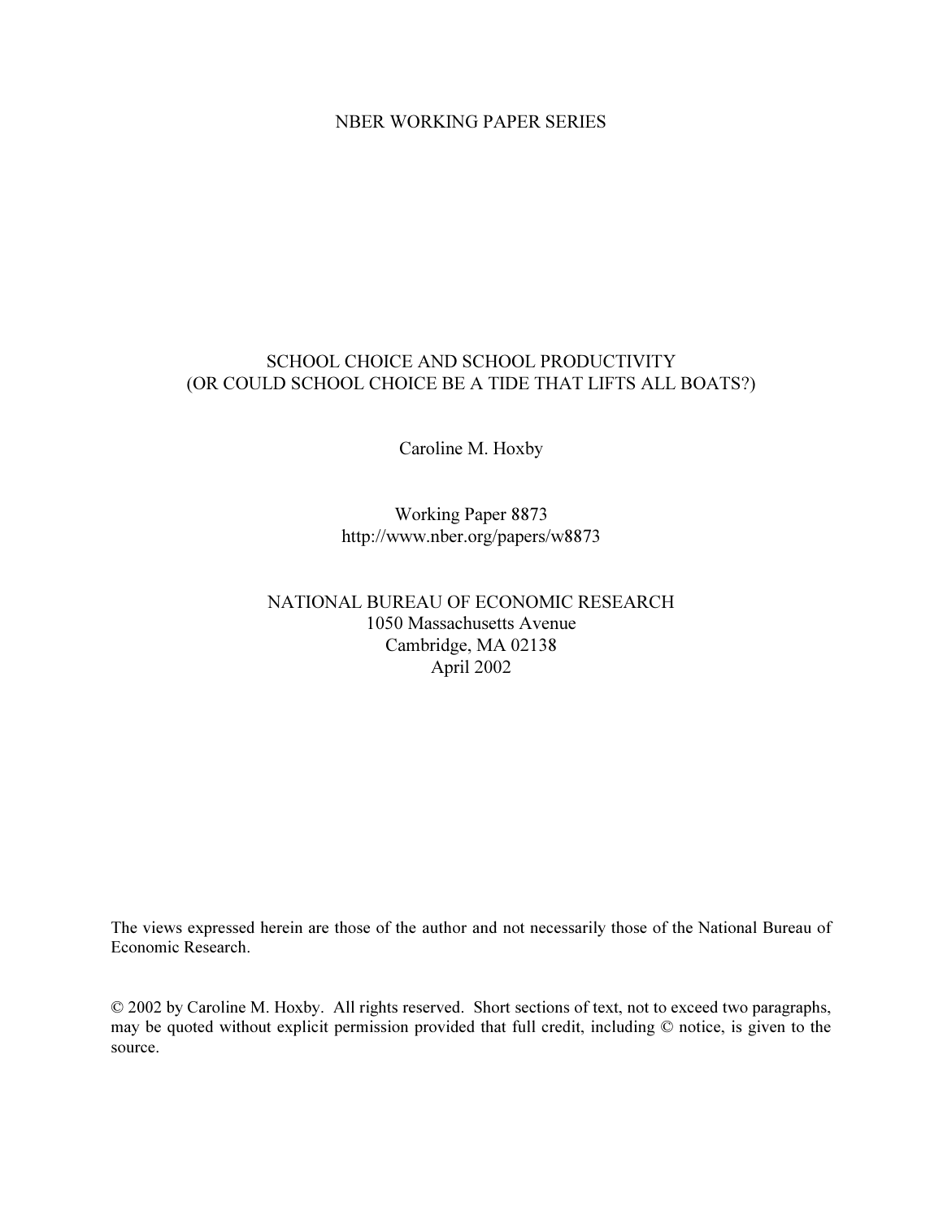NBER WORKING PAPER SERIES

# SCHOOL CHOICE AND SCHOOL PRODUCTIVITY (OR COULD SCHOOL CHOICE BE A TIDE THAT LIFTS ALL BOATS?)

Caroline M. Hoxby

Working Paper 8873
http://www.nber.org/papers/w8873

NATIONAL BUREAU OF ECONOMIC RESEARCH
1050 Massachusetts Avenue
Cambridge, MA 02138
April 2002

The views expressed herein are those of the author and not necessarily those of the National Bureau of Economic Research.

© 2002 by Caroline M. Hoxby. All rights reserved. Short sections of text, not to exceed two paragraphs, may be quoted without explicit permission provided that full credit, including © notice, is given to the source.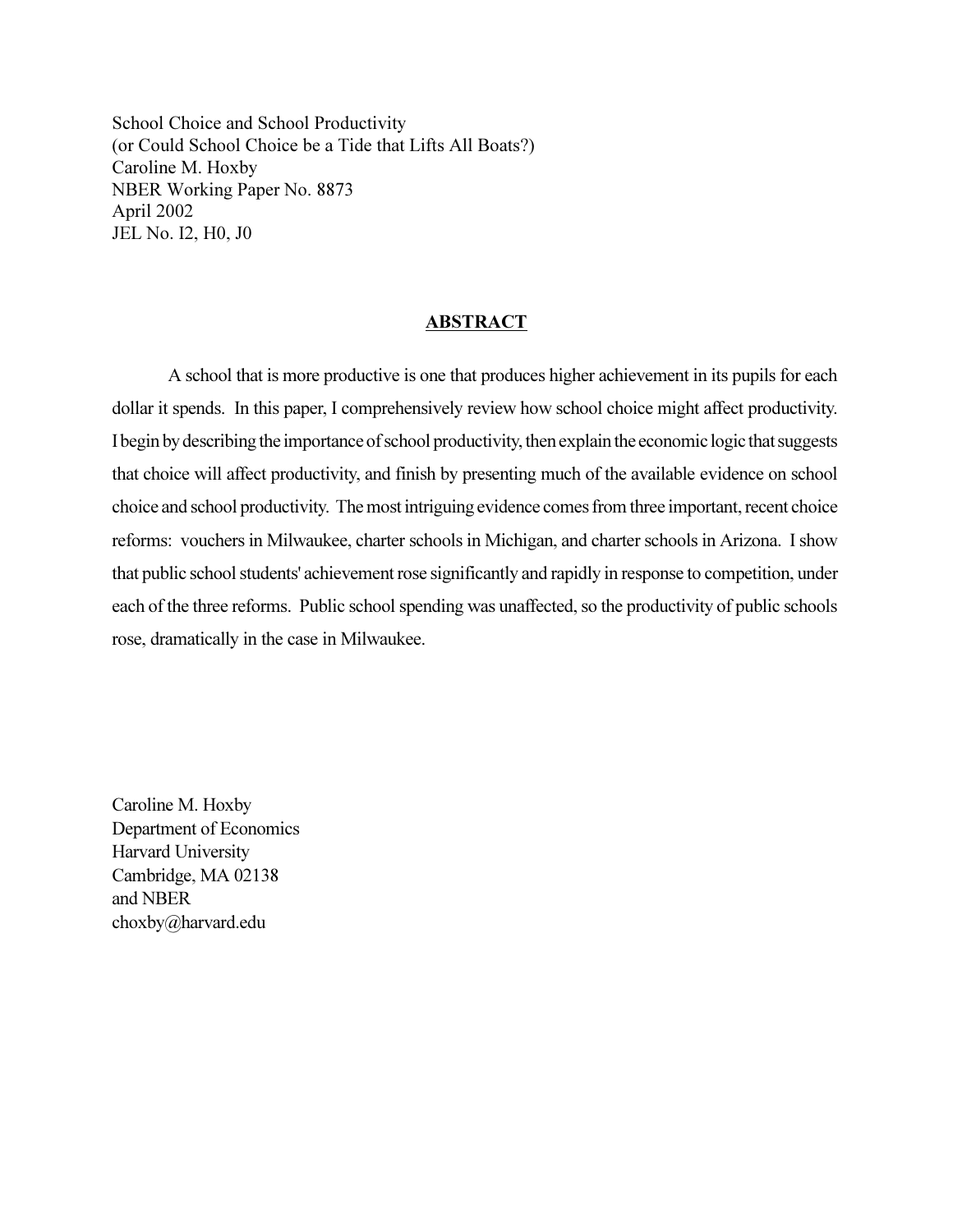School Choice and School Productivity
(or Could School Choice be a Tide that Lifts All Boats?)
Caroline M. Hoxby
NBER Working Paper No. 8873
April 2002
JEL No. I2, H0, J0

## ABSTRACT

A school that is more productive is one that produces higher achievement in its pupils for each dollar it spends. In this paper, I comprehensively review how school choice might affect productivity. I begin by describing the importance of school productivity, then explain the economic logic that suggests that choice will affect productivity, and finish by presenting much of the available evidence on school choice and school productivity. The most intriguing evidence comes from three important, recent choice reforms: vouchers in Milwaukee, charter schools in Michigan, and charter schools in Arizona. I show that public school students' achievement rose significantly and rapidly in response to competition, under each of the three reforms. Public school spending was unaffected, so the productivity of public schools rose, dramatically in the case in Milwaukee.

Caroline M. Hoxby
Department of Economics
Harvard University
Cambridge, MA 02138
and NBER
choxby@harvard.edu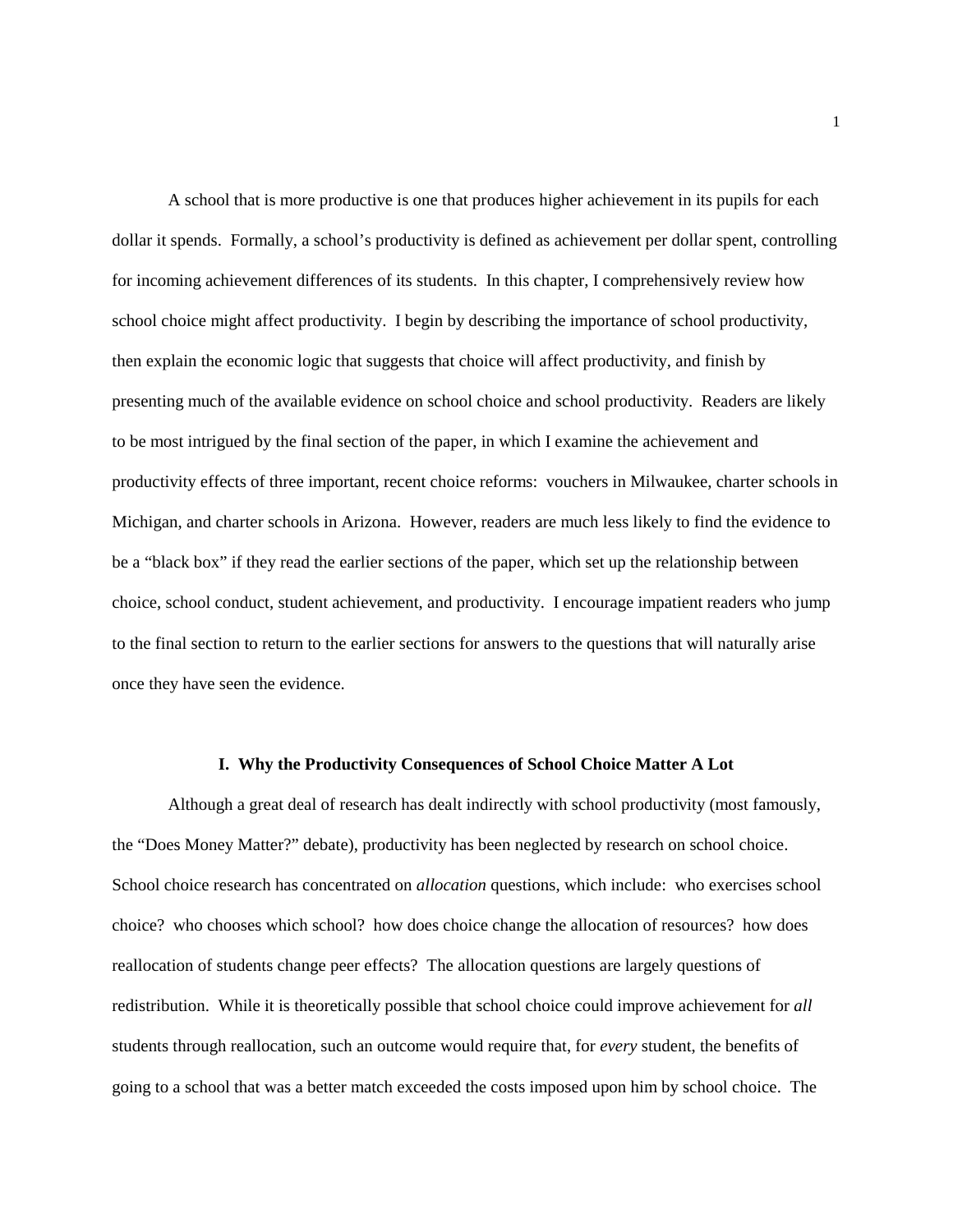A school that is more productive is one that produces higher achievement in its pupils for each dollar it spends. Formally, a school's productivity is defined as achievement per dollar spent, controlling for incoming achievement differences of its students. In this chapter, I comprehensively review how school choice might affect productivity. I begin by describing the importance of school productivity, then explain the economic logic that suggests that choice will affect productivity, and finish by presenting much of the available evidence on school choice and school productivity. Readers are likely to be most intrigued by the final section of the paper, in which I examine the achievement and productivity effects of three important, recent choice reforms: vouchers in Milwaukee, charter schools in Michigan, and charter schools in Arizona. However, readers are much less likely to find the evidence to be a "black box" if they read the earlier sections of the paper, which set up the relationship between choice, school conduct, student achievement, and productivity. I encourage impatient readers who jump to the final section to return to the earlier sections for answers to the questions that will naturally arise once they have seen the evidence.

## I. Why the Productivity Consequences of School Choice Matter A Lot

Although a great deal of research has dealt indirectly with school productivity (most famously, the "Does Money Matter?" debate), productivity has been neglected by research on school choice. School choice research has concentrated on *allocation* questions, which include: who exercises school choice? who chooses which school? how does choice change the allocation of resources? how does reallocation of students change peer effects? The allocation questions are largely questions of redistribution. While it is theoretically possible that school choice could improve achievement for *all* students through reallocation, such an outcome would require that, for *every* student, the benefits of going to a school that was a better match exceeded the costs imposed upon him by school choice. The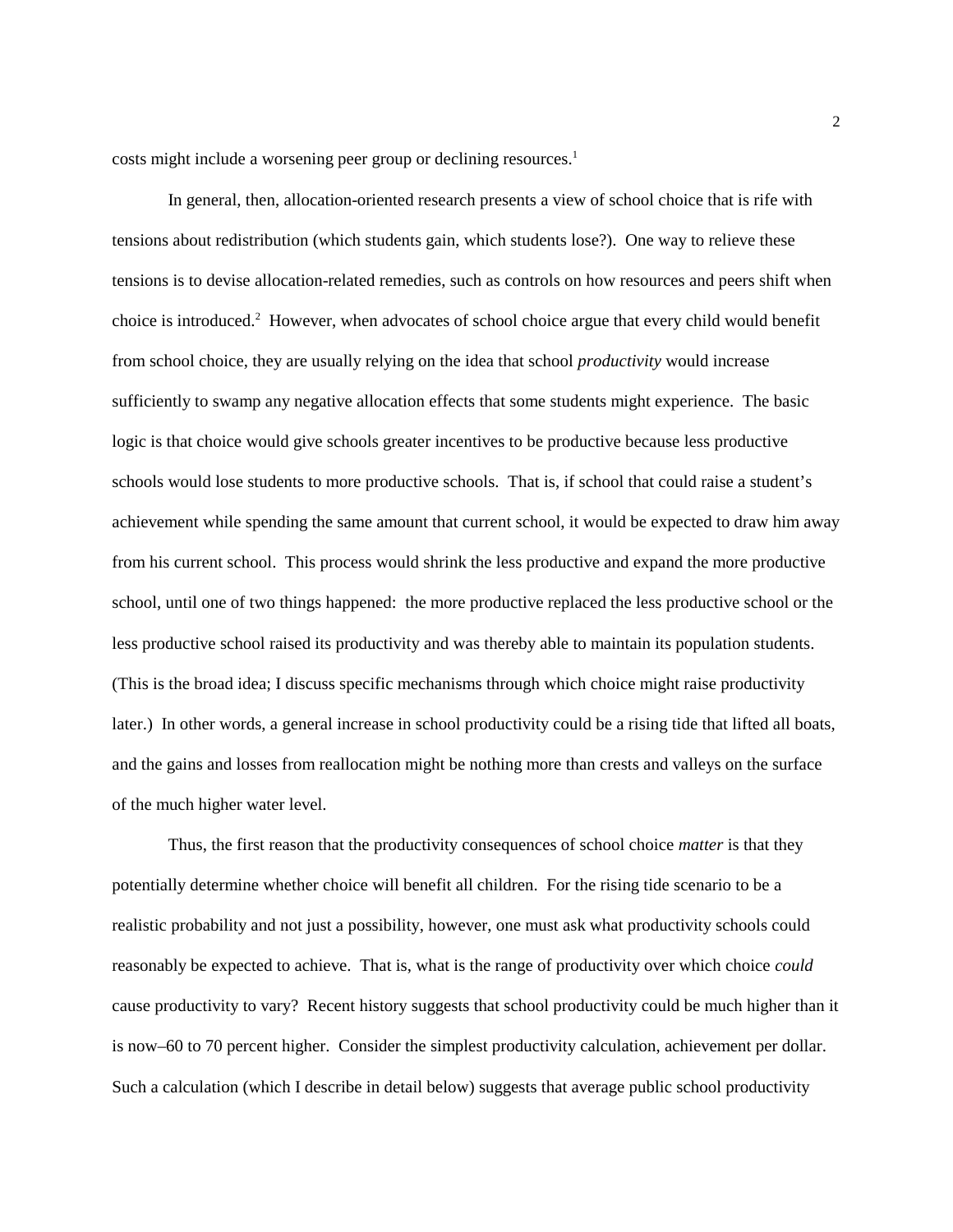costs might include a worsening peer group or declining resources.[1]

In general, then, allocation-oriented research presents a view of school choice that is rife with tensions about redistribution (which students gain, which students lose?). One way to relieve these tensions is to devise allocation-related remedies, such as controls on how resources and peers shift when choice is introduced.[2] However, when advocates of school choice argue that every child would benefit from school choice, they are usually relying on the idea that school *productivity* would increase sufficiently to swamp any negative allocation effects that some students might experience. The basic logic is that choice would give schools greater incentives to be productive because less productive schools would lose students to more productive schools. That is, if school that could raise a student's achievement while spending the same amount that current school, it would be expected to draw him away from his current school. This process would shrink the less productive and expand the more productive school, until one of two things happened: the more productive replaced the less productive school or the less productive school raised its productivity and was thereby able to maintain its population students. (This is the broad idea; I discuss specific mechanisms through which choice might raise productivity later.) In other words, a general increase in school productivity could be a rising tide that lifted all boats, and the gains and losses from reallocation might be nothing more than crests and valleys on the surface of the much higher water level.

Thus, the first reason that the productivity consequences of school choice *matter* is that they potentially determine whether choice will benefit all children. For the rising tide scenario to be a realistic probability and not just a possibility, however, one must ask what productivity schools could reasonably be expected to achieve. That is, what is the range of productivity over which choice *could* cause productivity to vary? Recent history suggests that school productivity could be much higher than it is now–60 to 70 percent higher. Consider the simplest productivity calculation, achievement per dollar. Such a calculation (which I describe in detail below) suggests that average public school productivity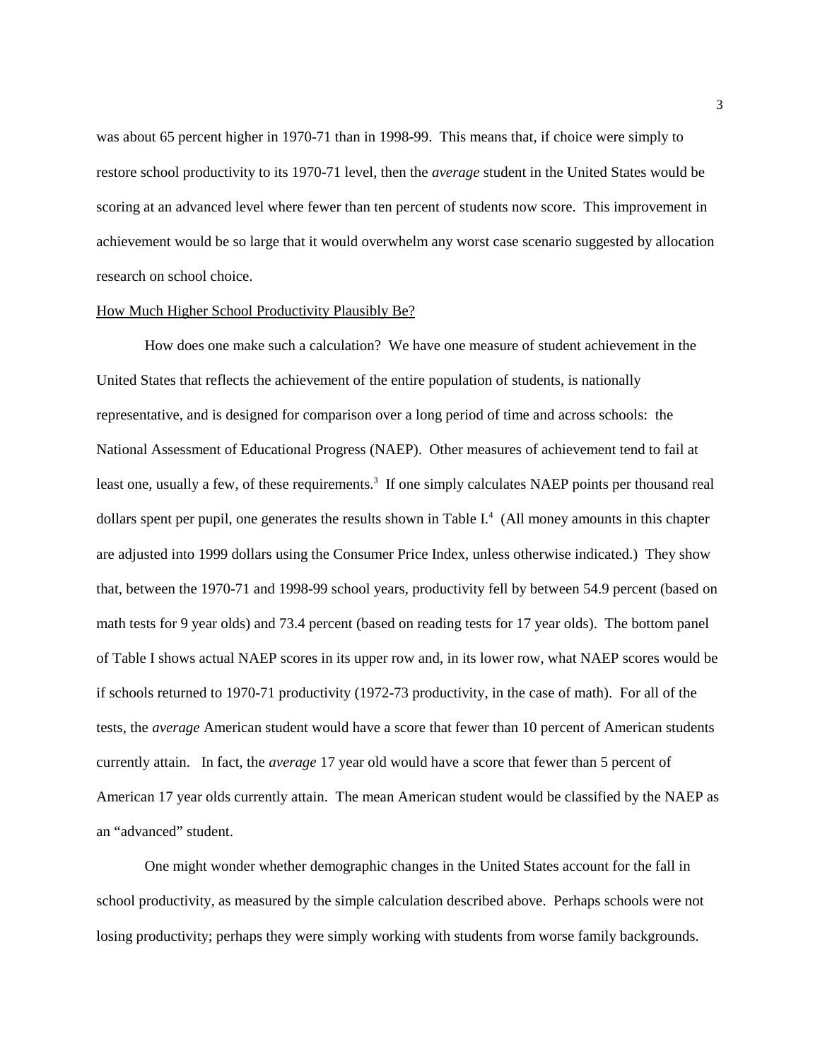was about 65 percent higher in 1970-71 than in 1998-99. This means that, if choice were simply to restore school productivity to its 1970-71 level, then the *average* student in the United States would be scoring at an advanced level where fewer than ten percent of students now score. This improvement in achievement would be so large that it would overwhelm any worst case scenario suggested by allocation research on school choice.

How Much Higher School Productivity Plausibly Be?

How does one make such a calculation? We have one measure of student achievement in the United States that reflects the achievement of the entire population of students, is nationally representative, and is designed for comparison over a long period of time and across schools: the National Assessment of Educational Progress (NAEP). Other measures of achievement tend to fail at least one, usually a few, of these requirements.[3] If one simply calculates NAEP points per thousand real dollars spent per pupil, one generates the results shown in Table I.[4] (All money amounts in this chapter are adjusted into 1999 dollars using the Consumer Price Index, unless otherwise indicated.) They show that, between the 1970-71 and 1998-99 school years, productivity fell by between 54.9 percent (based on math tests for 9 year olds) and 73.4 percent (based on reading tests for 17 year olds). The bottom panel of Table I shows actual NAEP scores in its upper row and, in its lower row, what NAEP scores would be if schools returned to 1970-71 productivity (1972-73 productivity, in the case of math). For all of the tests, the *average* American student would have a score that fewer than 10 percent of American students currently attain. In fact, the *average* 17 year old would have a score that fewer than 5 percent of American 17 year olds currently attain. The mean American student would be classified by the NAEP as an "advanced" student.

One might wonder whether demographic changes in the United States account for the fall in school productivity, as measured by the simple calculation described above. Perhaps schools were not losing productivity; perhaps they were simply working with students from worse family backgrounds.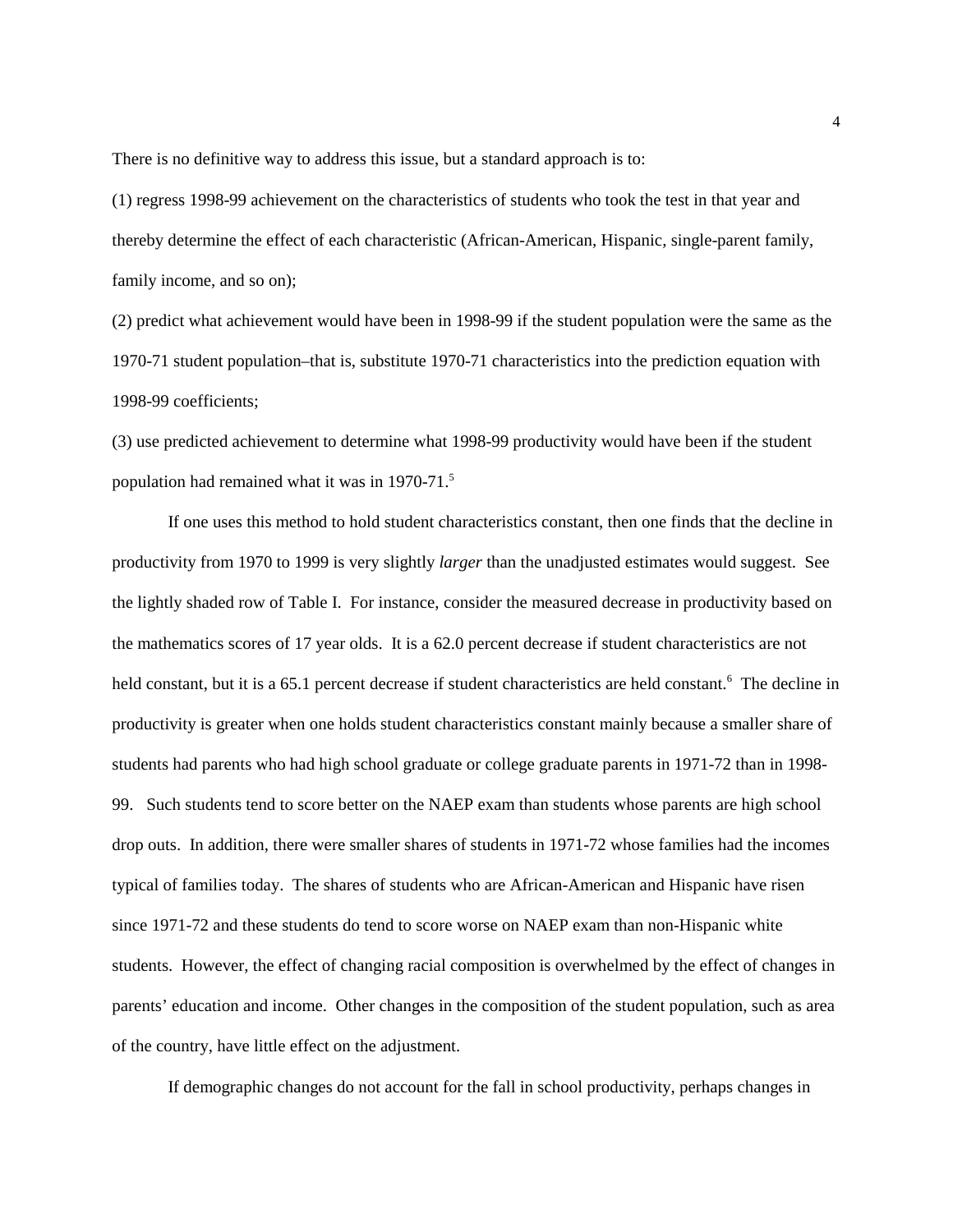There is no definitive way to address this issue, but a standard approach is to:

(1) regress 1998-99 achievement on the characteristics of students who took the test in that year and thereby determine the effect of each characteristic (African-American, Hispanic, single-parent family, family income, and so on);

(2) predict what achievement would have been in 1998-99 if the student population were the same as the 1970-71 student population–that is, substitute 1970-71 characteristics into the prediction equation with 1998-99 coefficients;

(3) use predicted achievement to determine what 1998-99 productivity would have been if the student population had remained what it was in 1970-71.[5]

If one uses this method to hold student characteristics constant, then one finds that the decline in productivity from 1970 to 1999 is very slightly *larger* than the unadjusted estimates would suggest. See the lightly shaded row of Table I. For instance, consider the measured decrease in productivity based on the mathematics scores of 17 year olds. It is a 62.0 percent decrease if student characteristics are not held constant, but it is a 65.1 percent decrease if student characteristics are held constant.[6] The decline in productivity is greater when one holds student characteristics constant mainly because a smaller share of students had parents who had high school graduate or college graduate parents in 1971-72 than in 1998-99. Such students tend to score better on the NAEP exam than students whose parents are high school drop outs. In addition, there were smaller shares of students in 1971-72 whose families had the incomes typical of families today. The shares of students who are African-American and Hispanic have risen since 1971-72 and these students do tend to score worse on NAEP exam than non-Hispanic white students. However, the effect of changing racial composition is overwhelmed by the effect of changes in parents' education and income. Other changes in the composition of the student population, such as area of the country, have little effect on the adjustment.

If demographic changes do not account for the fall in school productivity, perhaps changes in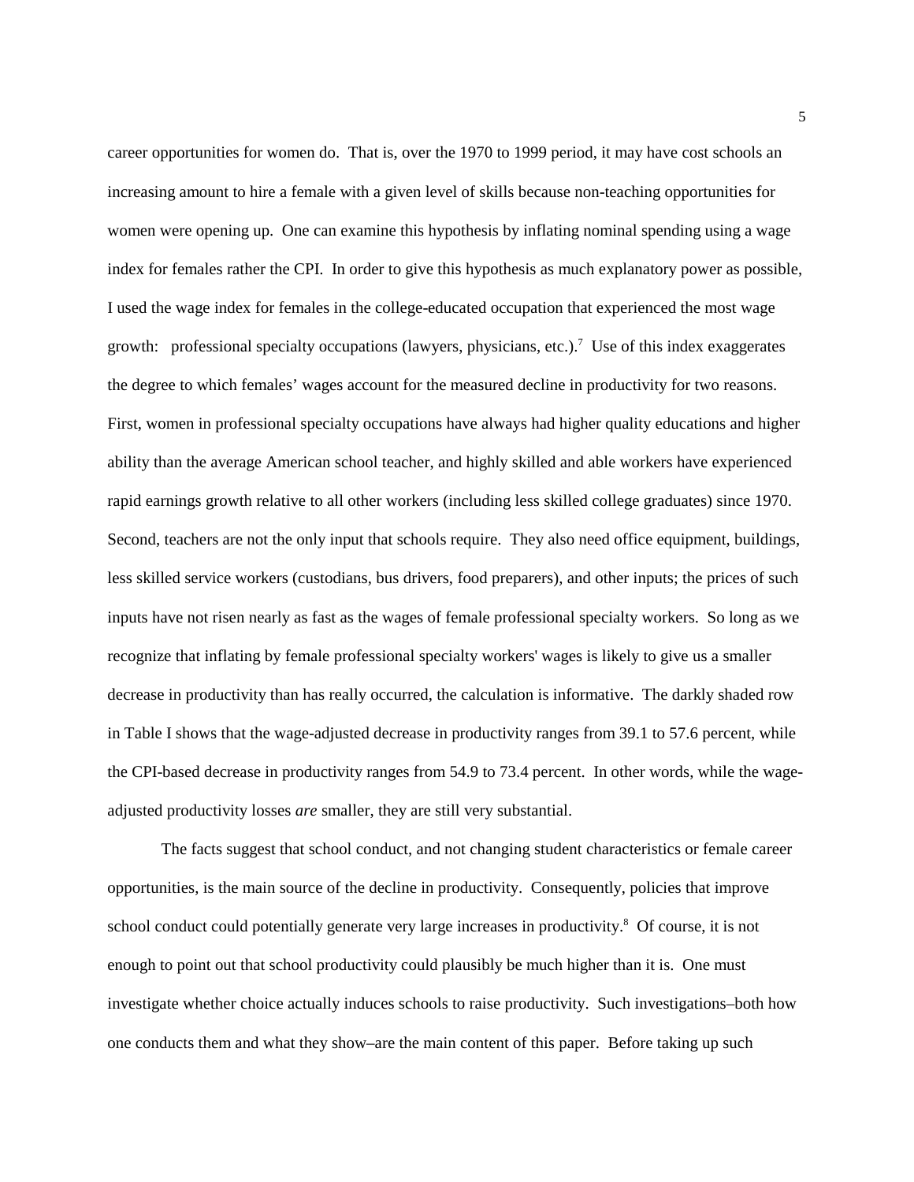career opportunities for women do. That is, over the 1970 to 1999 period, it may have cost schools an increasing amount to hire a female with a given level of skills because non-teaching opportunities for women were opening up. One can examine this hypothesis by inflating nominal spending using a wage index for females rather the CPI. In order to give this hypothesis as much explanatory power as possible, I used the wage index for females in the college-educated occupation that experienced the most wage growth: professional specialty occupations (lawyers, physicians, etc.).[7] Use of this index exaggerates the degree to which females' wages account for the measured decline in productivity for two reasons. First, women in professional specialty occupations have always had higher quality educations and higher ability than the average American school teacher, and highly skilled and able workers have experienced rapid earnings growth relative to all other workers (including less skilled college graduates) since 1970. Second, teachers are not the only input that schools require. They also need office equipment, buildings, less skilled service workers (custodians, bus drivers, food preparers), and other inputs; the prices of such inputs have not risen nearly as fast as the wages of female professional specialty workers. So long as we recognize that inflating by female professional specialty workers' wages is likely to give us a smaller decrease in productivity than has really occurred, the calculation is informative. The darkly shaded row in Table I shows that the wage-adjusted decrease in productivity ranges from 39.1 to 57.6 percent, while the CPI-based decrease in productivity ranges from 54.9 to 73.4 percent. In other words, while the wage-adjusted productivity losses *are* smaller, they are still very substantial.

The facts suggest that school conduct, and not changing student characteristics or female career opportunities, is the main source of the decline in productivity. Consequently, policies that improve school conduct could potentially generate very large increases in productivity.[8] Of course, it is not enough to point out that school productivity could plausibly be much higher than it is. One must investigate whether choice actually induces schools to raise productivity. Such investigations–both how one conducts them and what they show–are the main content of this paper. Before taking up such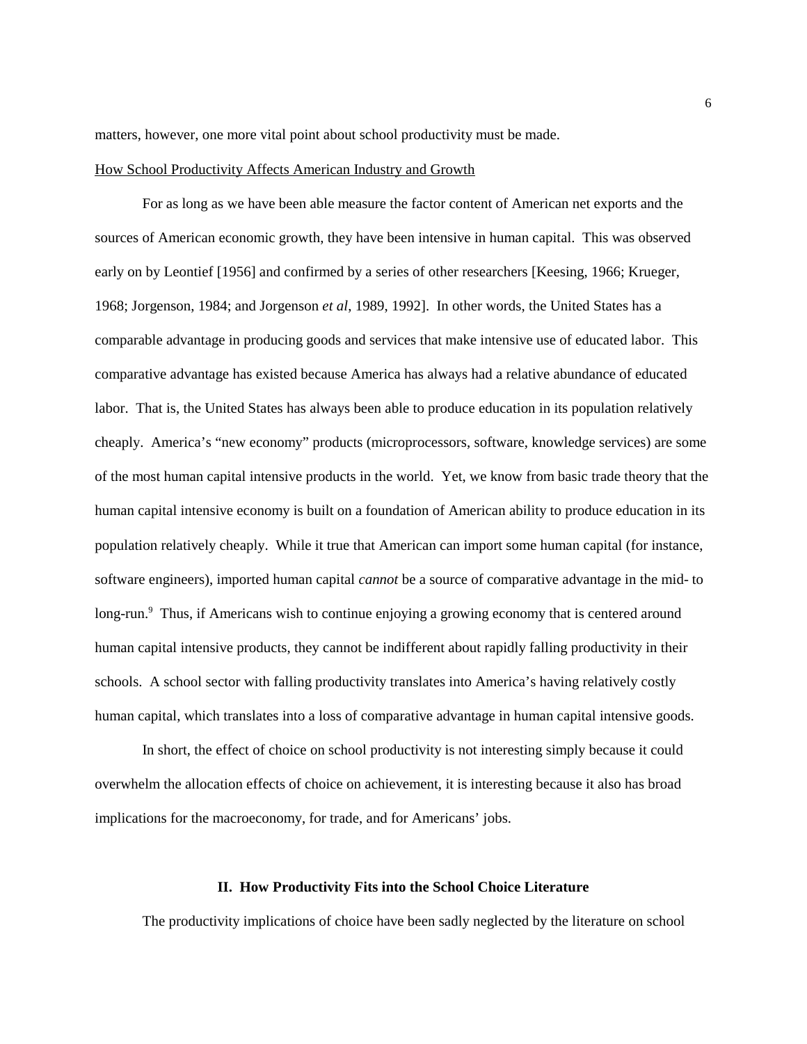matters, however, one more vital point about school productivity must be made.

How School Productivity Affects American Industry and Growth

For as long as we have been able measure the factor content of American net exports and the sources of American economic growth, they have been intensive in human capital. This was observed early on by Leontief [1956] and confirmed by a series of other researchers [Keesing, 1966; Krueger, 1968; Jorgenson, 1984; and Jorgenson *et al*, 1989, 1992]. In other words, the United States has a comparable advantage in producing goods and services that make intensive use of educated labor. This comparative advantage has existed because America has always had a relative abundance of educated labor. That is, the United States has always been able to produce education in its population relatively cheaply. America's "new economy" products (microprocessors, software, knowledge services) are some of the most human capital intensive products in the world. Yet, we know from basic trade theory that the human capital intensive economy is built on a foundation of American ability to produce education in its population relatively cheaply. While it true that American can import some human capital (for instance, software engineers), imported human capital *cannot* be a source of comparative advantage in the mid- to long-run.[9] Thus, if Americans wish to continue enjoying a growing economy that is centered around human capital intensive products, they cannot be indifferent about rapidly falling productivity in their schools. A school sector with falling productivity translates into America's having relatively costly human capital, which translates into a loss of comparative advantage in human capital intensive goods.

In short, the effect of choice on school productivity is not interesting simply because it could overwhelm the allocation effects of choice on achievement, it is interesting because it also has broad implications for the macroeconomy, for trade, and for Americans' jobs.

## II. How Productivity Fits into the School Choice Literature

The productivity implications of choice have been sadly neglected by the literature on school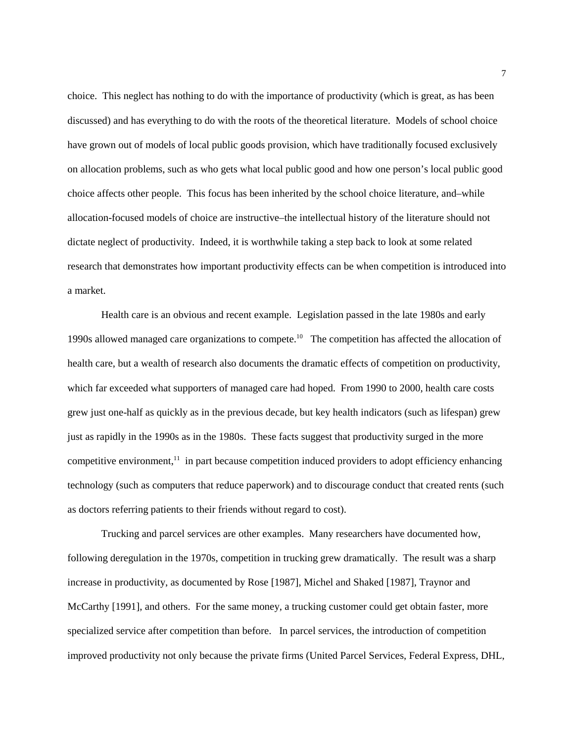choice. This neglect has nothing to do with the importance of productivity (which is great, as has been discussed) and has everything to do with the roots of the theoretical literature. Models of school choice have grown out of models of local public goods provision, which have traditionally focused exclusively on allocation problems, such as who gets what local public good and how one person's local public good choice affects other people. This focus has been inherited by the school choice literature, and–while allocation-focused models of choice are instructive–the intellectual history of the literature should not dictate neglect of productivity. Indeed, it is worthwhile taking a step back to look at some related research that demonstrates how important productivity effects can be when competition is introduced into a market.

Health care is an obvious and recent example. Legislation passed in the late 1980s and early 1990s allowed managed care organizations to compete.[10] The competition has affected the allocation of health care, but a wealth of research also documents the dramatic effects of competition on productivity, which far exceeded what supporters of managed care had hoped. From 1990 to 2000, health care costs grew just one-half as quickly as in the previous decade, but key health indicators (such as lifespan) grew just as rapidly in the 1990s as in the 1980s. These facts suggest that productivity surged in the more competitive environment,[11] in part because competition induced providers to adopt efficiency enhancing technology (such as computers that reduce paperwork) and to discourage conduct that created rents (such as doctors referring patients to their friends without regard to cost).

Trucking and parcel services are other examples. Many researchers have documented how, following deregulation in the 1970s, competition in trucking grew dramatically. The result was a sharp increase in productivity, as documented by Rose [1987], Michel and Shaked [1987], Traynor and McCarthy [1991], and others. For the same money, a trucking customer could get obtain faster, more specialized service after competition than before. In parcel services, the introduction of competition improved productivity not only because the private firms (United Parcel Services, Federal Express, DHL,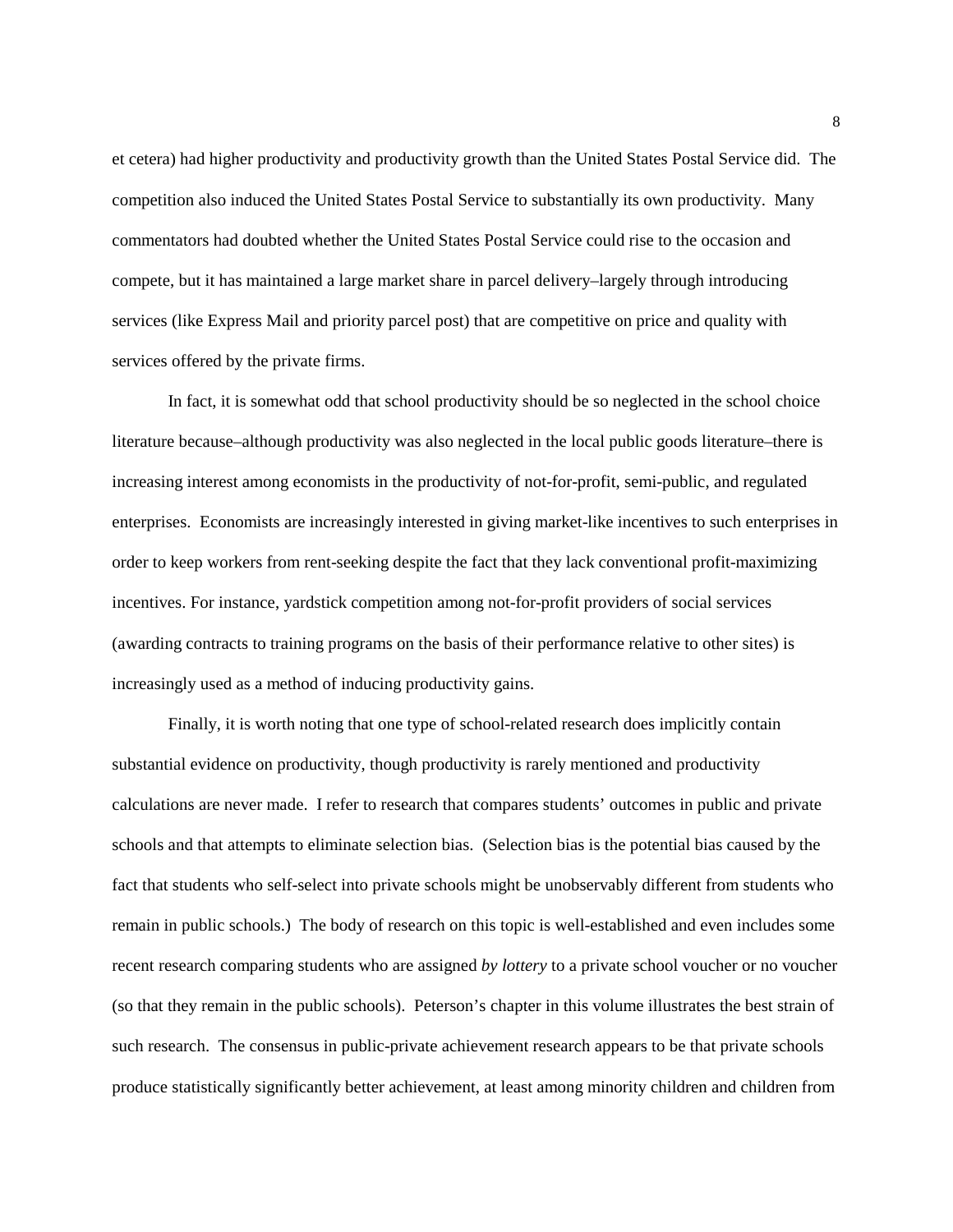et cetera) had higher productivity and productivity growth than the United States Postal Service did. The competition also induced the United States Postal Service to substantially its own productivity. Many commentators had doubted whether the United States Postal Service could rise to the occasion and compete, but it has maintained a large market share in parcel delivery–largely through introducing services (like Express Mail and priority parcel post) that are competitive on price and quality with services offered by the private firms.

In fact, it is somewhat odd that school productivity should be so neglected in the school choice literature because–although productivity was also neglected in the local public goods literature–there is increasing interest among economists in the productivity of not-for-profit, semi-public, and regulated enterprises. Economists are increasingly interested in giving market-like incentives to such enterprises in order to keep workers from rent-seeking despite the fact that they lack conventional profit-maximizing incentives. For instance, yardstick competition among not-for-profit providers of social services (awarding contracts to training programs on the basis of their performance relative to other sites) is increasingly used as a method of inducing productivity gains.

Finally, it is worth noting that one type of school-related research does implicitly contain substantial evidence on productivity, though productivity is rarely mentioned and productivity calculations are never made. I refer to research that compares students' outcomes in public and private schools and that attempts to eliminate selection bias. (Selection bias is the potential bias caused by the fact that students who self-select into private schools might be unobservably different from students who remain in public schools.) The body of research on this topic is well-established and even includes some recent research comparing students who are assigned *by lottery* to a private school voucher or no voucher (so that they remain in the public schools). Peterson's chapter in this volume illustrates the best strain of such research. The consensus in public-private achievement research appears to be that private schools produce statistically significantly better achievement, at least among minority children and children from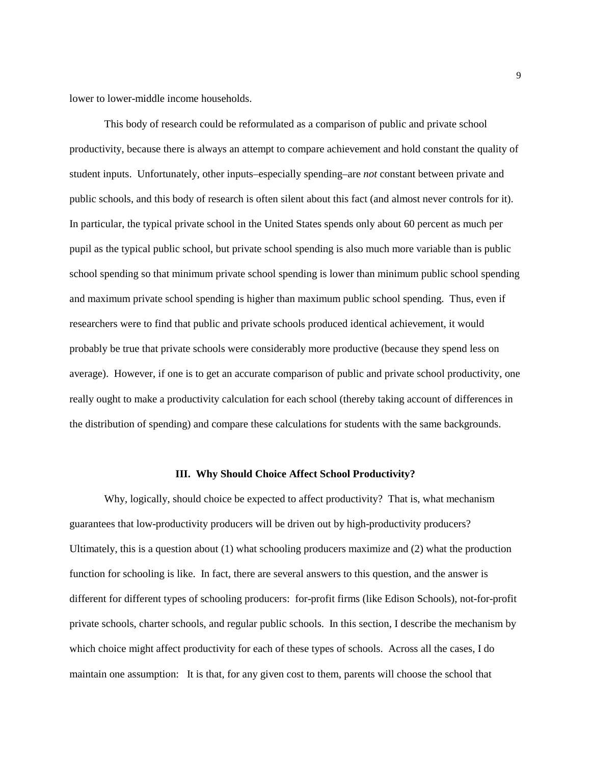lower to lower-middle income households.

This body of research could be reformulated as a comparison of public and private school productivity, because there is always an attempt to compare achievement and hold constant the quality of student inputs. Unfortunately, other inputs–especially spending–are *not* constant between private and public schools, and this body of research is often silent about this fact (and almost never controls for it). In particular, the typical private school in the United States spends only about 60 percent as much per pupil as the typical public school, but private school spending is also much more variable than is public school spending so that minimum private school spending is lower than minimum public school spending and maximum private school spending is higher than maximum public school spending. Thus, even if researchers were to find that public and private schools produced identical achievement, it would probably be true that private schools were considerably more productive (because they spend less on average). However, if one is to get an accurate comparison of public and private school productivity, one really ought to make a productivity calculation for each school (thereby taking account of differences in the distribution of spending) and compare these calculations for students with the same backgrounds.

## III. Why Should Choice Affect School Productivity?

Why, logically, should choice be expected to affect productivity? That is, what mechanism guarantees that low-productivity producers will be driven out by high-productivity producers? Ultimately, this is a question about (1) what schooling producers maximize and (2) what the production function for schooling is like. In fact, there are several answers to this question, and the answer is different for different types of schooling producers: for-profit firms (like Edison Schools), not-for-profit private schools, charter schools, and regular public schools. In this section, I describe the mechanism by which choice might affect productivity for each of these types of schools. Across all the cases, I do maintain one assumption: It is that, for any given cost to them, parents will choose the school that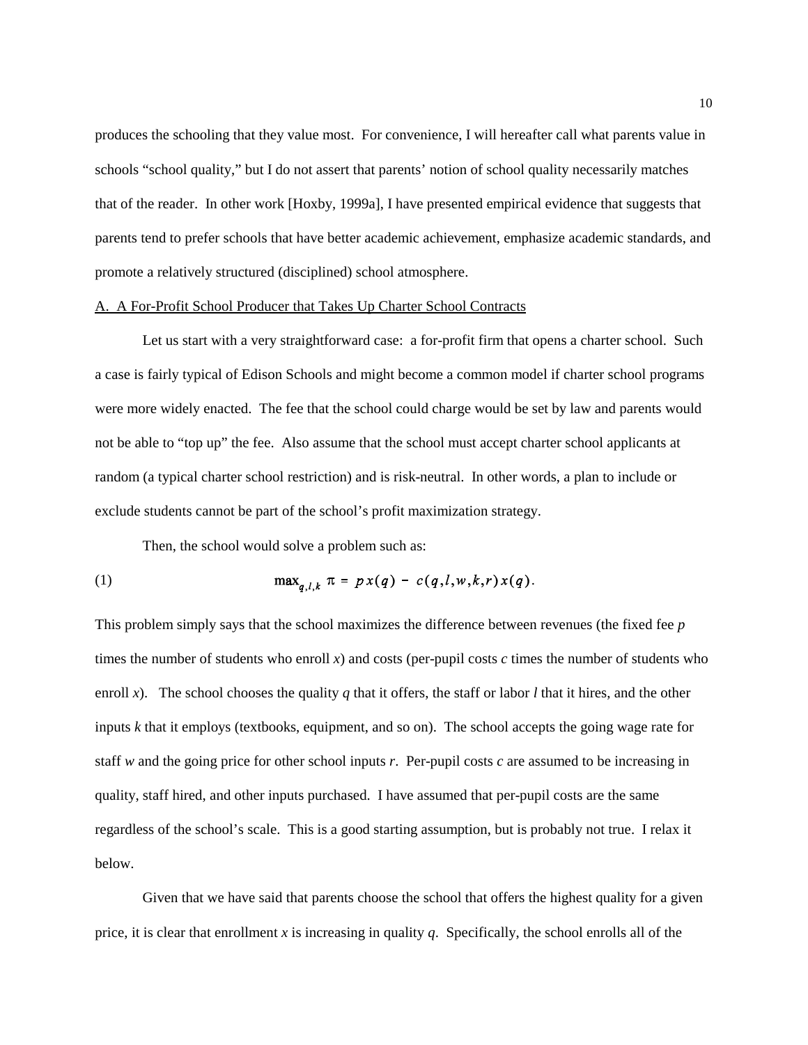produces the schooling that they value most. For convenience, I will hereafter call what parents value in schools "school quality," but I do not assert that parents' notion of school quality necessarily matches that of the reader. In other work [Hoxby, 1999a], I have presented empirical evidence that suggests that parents tend to prefer schools that have better academic achievement, emphasize academic standards, and promote a relatively structured (disciplined) school atmosphere.

A. A For-Profit School Producer that Takes Up Charter School Contracts

Let us start with a very straightforward case: a for-profit firm that opens a charter school. Such a case is fairly typical of Edison Schools and might become a common model if charter school programs were more widely enacted. The fee that the school could charge would be set by law and parents would not be able to "top up" the fee. Also assume that the school must accept charter school applicants at random (a typical charter school restriction) and is risk-neutral. In other words, a plan to include or exclude students cannot be part of the school's profit maximization strategy.

Then, the school would solve a problem such as:

$$\max_{q,l,k} \pi = p\,x(q) - c(q,l,w,k,r)\,x(q). \tag{1}$$

This problem simply says that the school maximizes the difference between revenues (the fixed fee $p$ times the number of students who enroll $x$) and costs (per-pupil costs $c$ times the number of students who enroll $x$). The school chooses the quality $q$ that it offers, the staff or labor $l$ that it hires, and the other inputs $k$ that it employs (textbooks, equipment, and so on). The school accepts the going wage rate for staff $w$ and the going price for other school inputs $r$. Per-pupil costs $c$ are assumed to be increasing in quality, staff hired, and other inputs purchased. I have assumed that per-pupil costs are the same regardless of the school's scale. This is a good starting assumption, but is probably not true. I relax it below.

Given that we have said that parents choose the school that offers the highest quality for a given price, it is clear that enrollment $x$ is increasing in quality $q$. Specifically, the school enrolls all of the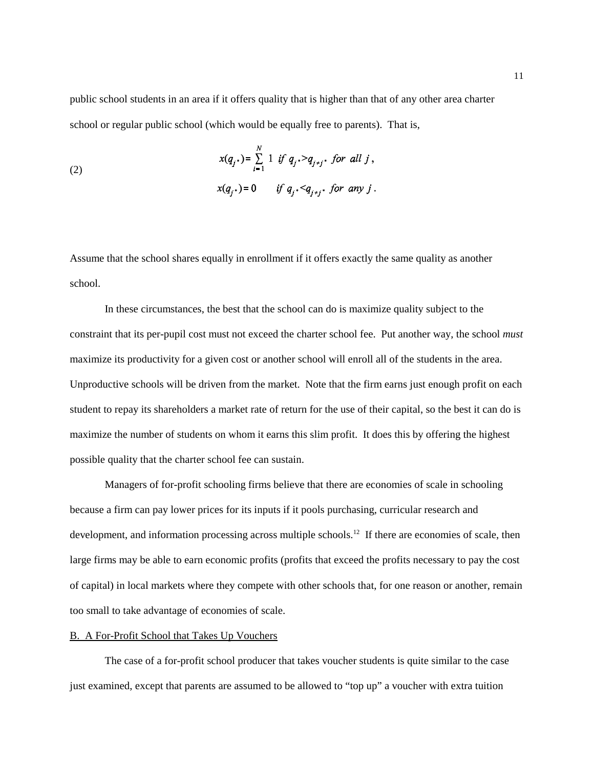public school students in an area if it offers quality that is higher than that of any other area charter school or regular public school (which would be equally free to parents). That is,

$$
(2) \qquad x(q_{j^*}) = \sum_{i=1}^{N} 1 \;\; if \; q_{j^*} > q_{j \neq j^*} \;\; for \;\; all \;\; j \,,
$$

$$
x(q_{j^*}) = 0 \qquad if \; q_{j^*} < q_{j \neq j^*} \;\; for \;\; any \;\; j \,.
$$

Assume that the school shares equally in enrollment if it offers exactly the same quality as another school.

In these circumstances, the best that the school can do is maximize quality subject to the constraint that its per-pupil cost must not exceed the charter school fee. Put another way, the school *must* maximize its productivity for a given cost or another school will enroll all of the students in the area. Unproductive schools will be driven from the market. Note that the firm earns just enough profit on each student to repay its shareholders a market rate of return for the use of their capital, so the best it can do is maximize the number of students on whom it earns this slim profit. It does this by offering the highest possible quality that the charter school fee can sustain.

Managers of for-profit schooling firms believe that there are economies of scale in schooling because a firm can pay lower prices for its inputs if it pools purchasing, curricular research and development, and information processing across multiple schools.[12] If there are economies of scale, then large firms may be able to earn economic profits (profits that exceed the profits necessary to pay the cost of capital) in local markets where they compete with other schools that, for one reason or another, remain too small to take advantage of economies of scale.

## B. A For-Profit School that Takes Up Vouchers

The case of a for-profit school producer that takes voucher students is quite similar to the case just examined, except that parents are assumed to be allowed to "top up" a voucher with extra tuition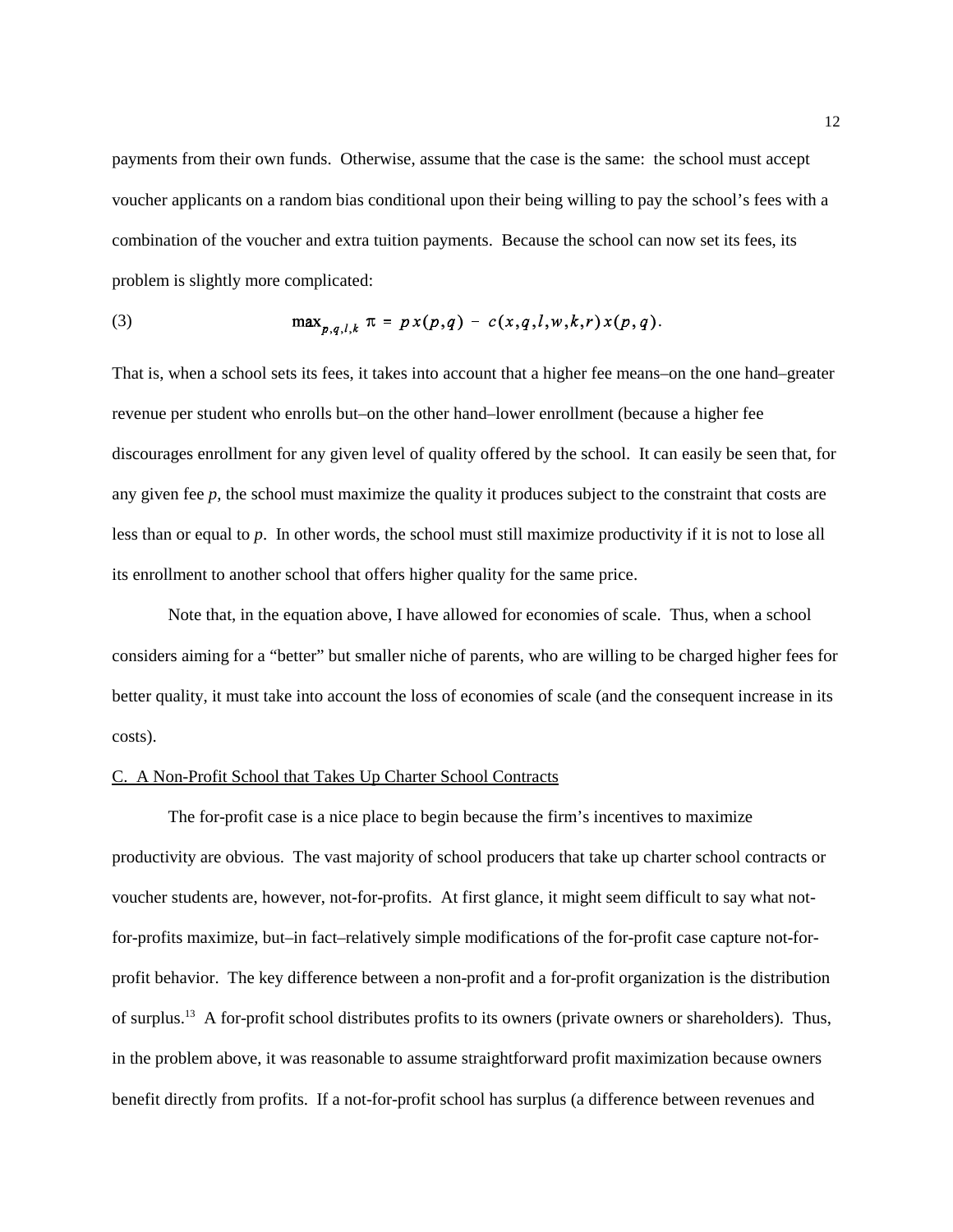payments from their own funds. Otherwise, assume that the case is the same: the school must accept voucher applicants on a random bias conditional upon their being willing to pay the school's fees with a combination of the voucher and extra tuition payments. Because the school can now set its fees, its problem is slightly more complicated:

$$\max_{p,q,l,k} \pi = p\,x(p,q) - c(x,q,l,w,k,r)\,x(p,q). \tag{3}$$

That is, when a school sets its fees, it takes into account that a higher fee means–on the one hand–greater revenue per student who enrolls but–on the other hand–lower enrollment (because a higher fee discourages enrollment for any given level of quality offered by the school. It can easily be seen that, for any given fee *p*, the school must maximize the quality it produces subject to the constraint that costs are less than or equal to *p*. In other words, the school must still maximize productivity if it is not to lose all its enrollment to another school that offers higher quality for the same price.

Note that, in the equation above, I have allowed for economies of scale. Thus, when a school considers aiming for a "better" but smaller niche of parents, who are willing to be charged higher fees for better quality, it must take into account the loss of economies of scale (and the consequent increase in its costs).

C. A Non-Profit School that Takes Up Charter School Contracts

The for-profit case is a nice place to begin because the firm's incentives to maximize productivity are obvious. The vast majority of school producers that take up charter school contracts or voucher students are, however, not-for-profits. At first glance, it might seem difficult to say what not-for-profits maximize, but–in fact–relatively simple modifications of the for-profit case capture not-for-profit behavior. The key difference between a non-profit and a for-profit organization is the distribution of surplus.[13] A for-profit school distributes profits to its owners (private owners or shareholders). Thus, in the problem above, it was reasonable to assume straightforward profit maximization because owners benefit directly from profits. If a not-for-profit school has surplus (a difference between revenues and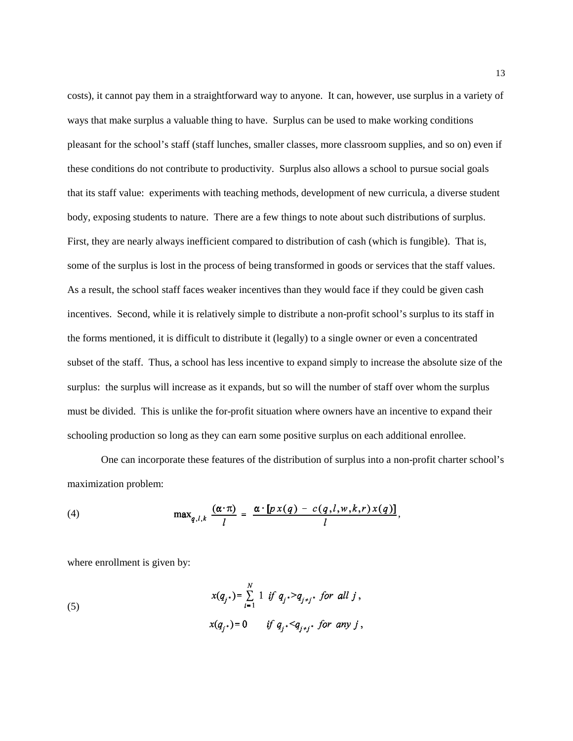costs), it cannot pay them in a straightforward way to anyone. It can, however, use surplus in a variety of ways that make surplus a valuable thing to have. Surplus can be used to make working conditions pleasant for the school's staff (staff lunches, smaller classes, more classroom supplies, and so on) even if these conditions do not contribute to productivity. Surplus also allows a school to pursue social goals that its staff value: experiments with teaching methods, development of new curricula, a diverse student body, exposing students to nature. There are a few things to note about such distributions of surplus. First, they are nearly always inefficient compared to distribution of cash (which is fungible). That is, some of the surplus is lost in the process of being transformed in goods or services that the staff values. As a result, the school staff faces weaker incentives than they would face if they could be given cash incentives. Second, while it is relatively simple to distribute a non-profit school's surplus to its staff in the forms mentioned, it is difficult to distribute it (legally) to a single owner or even a concentrated subset of the staff. Thus, a school has less incentive to expand simply to increase the absolute size of the surplus: the surplus will increase as it expands, but so will the number of staff over whom the surplus must be divided. This is unlike the for-profit situation where owners have an incentive to expand their schooling production so long as they can earn some positive surplus on each additional enrollee.

One can incorporate these features of the distribution of surplus into a non-profit charter school's maximization problem:

$$\max_{q,l,k} \frac{(\alpha \cdot \pi)}{l} = \frac{\alpha \cdot [p\,x(q) - c(q,l,w,k,r)\,x(q)]}{l}, \tag{4}$$

where enrollment is given by:

$$\begin{aligned} x(q_{j^*}) &= \sum_{i=1}^{N} 1 \;\; if\; q_{j^*} > q_{j \neq j^*} \;\; for\;\; all\;\; j\,, \\ x(q_{j^*}) &= 0 \qquad if\; q_{j^*} < q_{j \neq j^*} \;\; for\;\; any\;\; j\,, \end{aligned} \tag{5}$$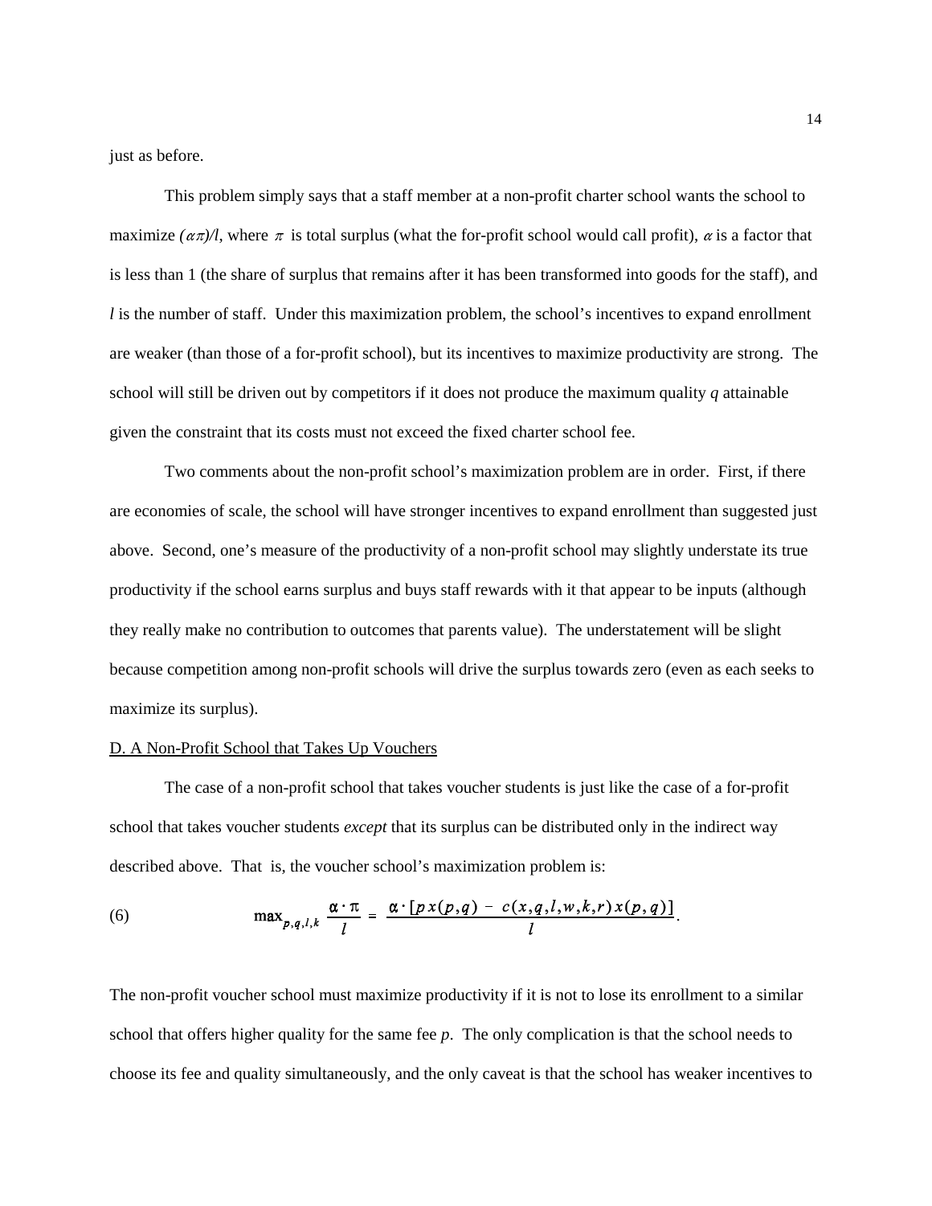just as before.

This problem simply says that a staff member at a non-profit charter school wants the school to maximize $(\alpha\pi)/l$, where $\pi$ is total surplus (what the for-profit school would call profit), $\alpha$ is a factor that is less than 1 (the share of surplus that remains after it has been transformed into goods for the staff), and $l$ is the number of staff. Under this maximization problem, the school's incentives to expand enrollment are weaker (than those of a for-profit school), but its incentives to maximize productivity are strong. The school will still be driven out by competitors if it does not produce the maximum quality $q$ attainable given the constraint that its costs must not exceed the fixed charter school fee.

Two comments about the non-profit school's maximization problem are in order. First, if there are economies of scale, the school will have stronger incentives to expand enrollment than suggested just above. Second, one's measure of the productivity of a non-profit school may slightly understate its true productivity if the school earns surplus and buys staff rewards with it that appear to be inputs (although they really make no contribution to outcomes that parents value). The understatement will be slight because competition among non-profit schools will drive the surplus towards zero (even as each seeks to maximize its surplus).

D. A Non-Profit School that Takes Up Vouchers

The case of a non-profit school that takes voucher students is just like the case of a for-profit school that takes voucher students *except* that its surplus can be distributed only in the indirect way described above. That is, the voucher school's maximization problem is:

$$\max_{p,q,l,k} \frac{\alpha \cdot \pi}{l} = \frac{\alpha \cdot [p\,x(p,q) - c(x,q,l,w,k,r)\,x(p,q)]}{l}. \tag{6}$$

The non-profit voucher school must maximize productivity if it is not to lose its enrollment to a similar school that offers higher quality for the same fee $p$. The only complication is that the school needs to choose its fee and quality simultaneously, and the only caveat is that the school has weaker incentives to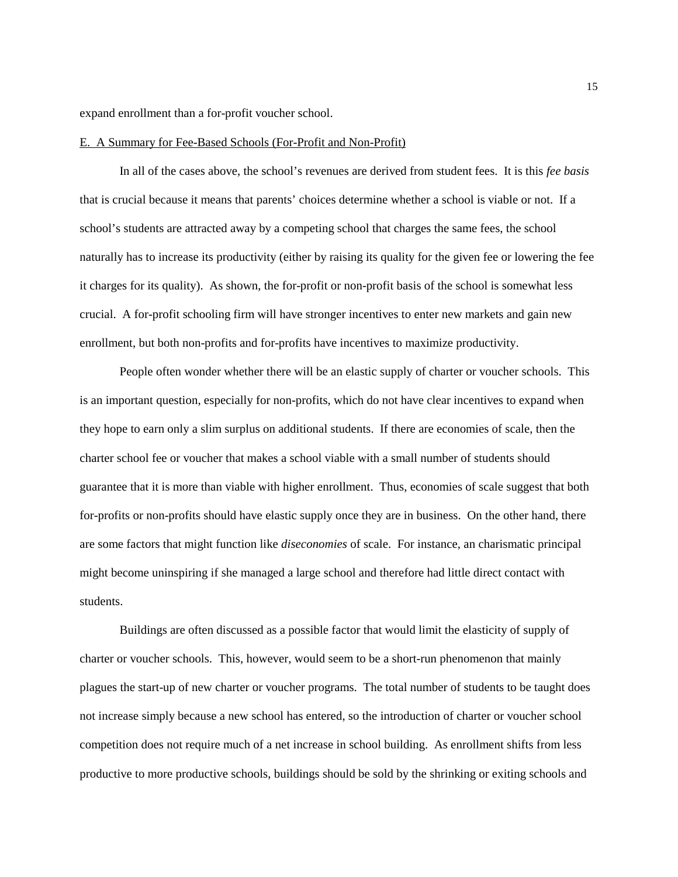expand enrollment than a for-profit voucher school.

E. A Summary for Fee-Based Schools (For-Profit and Non-Profit)

In all of the cases above, the school's revenues are derived from student fees. It is this *fee basis* that is crucial because it means that parents' choices determine whether a school is viable or not. If a school's students are attracted away by a competing school that charges the same fees, the school naturally has to increase its productivity (either by raising its quality for the given fee or lowering the fee it charges for its quality). As shown, the for-profit or non-profit basis of the school is somewhat less crucial. A for-profit schooling firm will have stronger incentives to enter new markets and gain new enrollment, but both non-profits and for-profits have incentives to maximize productivity.

People often wonder whether there will be an elastic supply of charter or voucher schools. This is an important question, especially for non-profits, which do not have clear incentives to expand when they hope to earn only a slim surplus on additional students. If there are economies of scale, then the charter school fee or voucher that makes a school viable with a small number of students should guarantee that it is more than viable with higher enrollment. Thus, economies of scale suggest that both for-profits or non-profits should have elastic supply once they are in business. On the other hand, there are some factors that might function like *diseconomies* of scale. For instance, an charismatic principal might become uninspiring if she managed a large school and therefore had little direct contact with students.

Buildings are often discussed as a possible factor that would limit the elasticity of supply of charter or voucher schools. This, however, would seem to be a short-run phenomenon that mainly plagues the start-up of new charter or voucher programs. The total number of students to be taught does not increase simply because a new school has entered, so the introduction of charter or voucher school competition does not require much of a net increase in school building. As enrollment shifts from less productive to more productive schools, buildings should be sold by the shrinking or exiting schools and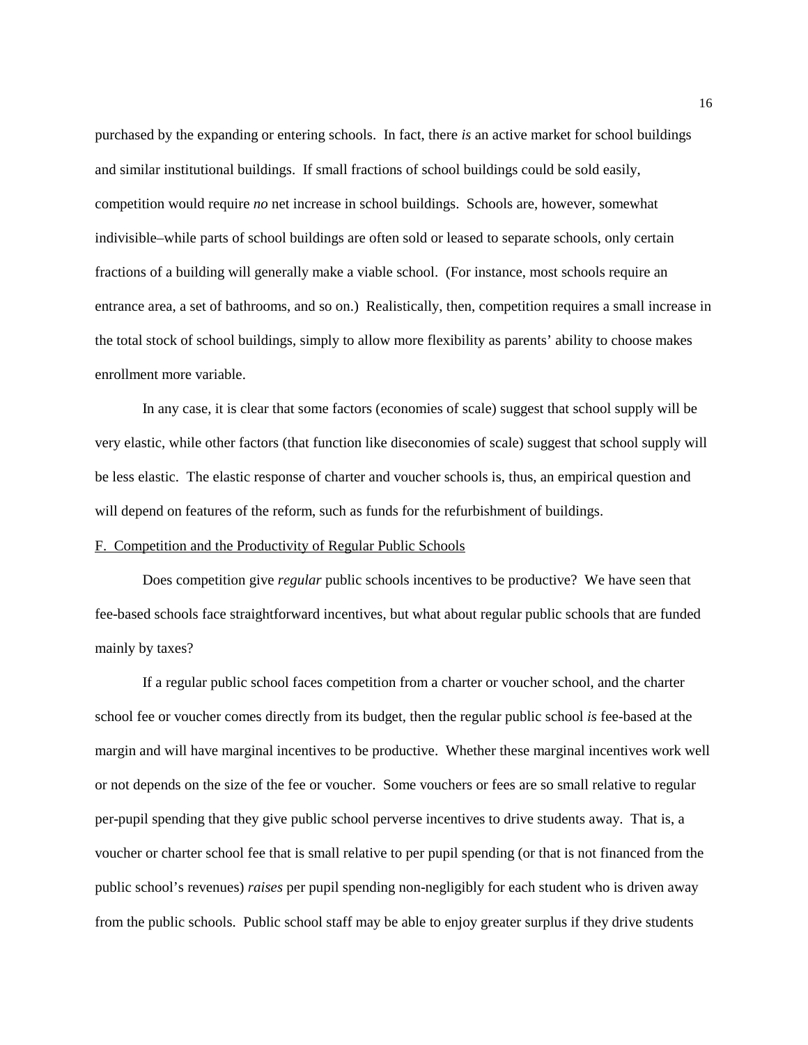purchased by the expanding or entering schools. In fact, there *is* an active market for school buildings and similar institutional buildings. If small fractions of school buildings could be sold easily, competition would require *no* net increase in school buildings. Schools are, however, somewhat indivisible–while parts of school buildings are often sold or leased to separate schools, only certain fractions of a building will generally make a viable school. (For instance, most schools require an entrance area, a set of bathrooms, and so on.) Realistically, then, competition requires a small increase in the total stock of school buildings, simply to allow more flexibility as parents' ability to choose makes enrollment more variable.

In any case, it is clear that some factors (economies of scale) suggest that school supply will be very elastic, while other factors (that function like diseconomies of scale) suggest that school supply will be less elastic. The elastic response of charter and voucher schools is, thus, an empirical question and will depend on features of the reform, such as funds for the refurbishment of buildings.

## F. Competition and the Productivity of Regular Public Schools

Does competition give *regular* public schools incentives to be productive? We have seen that fee-based schools face straightforward incentives, but what about regular public schools that are funded mainly by taxes?

If a regular public school faces competition from a charter or voucher school, and the charter school fee or voucher comes directly from its budget, then the regular public school *is* fee-based at the margin and will have marginal incentives to be productive. Whether these marginal incentives work well or not depends on the size of the fee or voucher. Some vouchers or fees are so small relative to regular per-pupil spending that they give public school perverse incentives to drive students away. That is, a voucher or charter school fee that is small relative to per pupil spending (or that is not financed from the public school's revenues) *raises* per pupil spending non-negligibly for each student who is driven away from the public schools. Public school staff may be able to enjoy greater surplus if they drive students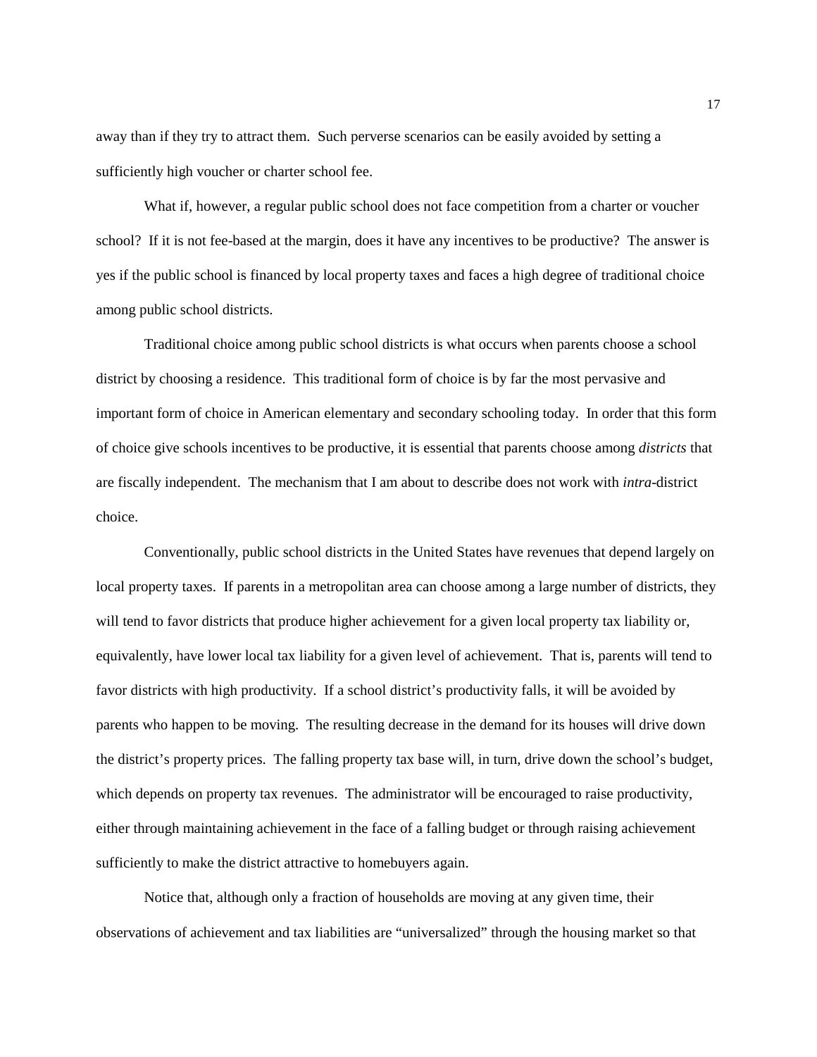away than if they try to attract them. Such perverse scenarios can be easily avoided by setting a sufficiently high voucher or charter school fee.

What if, however, a regular public school does not face competition from a charter or voucher school? If it is not fee-based at the margin, does it have any incentives to be productive? The answer is yes if the public school is financed by local property taxes and faces a high degree of traditional choice among public school districts.

Traditional choice among public school districts is what occurs when parents choose a school district by choosing a residence. This traditional form of choice is by far the most pervasive and important form of choice in American elementary and secondary schooling today. In order that this form of choice give schools incentives to be productive, it is essential that parents choose among *districts* that are fiscally independent. The mechanism that I am about to describe does not work with *intra*-district choice.

Conventionally, public school districts in the United States have revenues that depend largely on local property taxes. If parents in a metropolitan area can choose among a large number of districts, they will tend to favor districts that produce higher achievement for a given local property tax liability or, equivalently, have lower local tax liability for a given level of achievement. That is, parents will tend to favor districts with high productivity. If a school district's productivity falls, it will be avoided by parents who happen to be moving. The resulting decrease in the demand for its houses will drive down the district's property prices. The falling property tax base will, in turn, drive down the school's budget, which depends on property tax revenues. The administrator will be encouraged to raise productivity, either through maintaining achievement in the face of a falling budget or through raising achievement sufficiently to make the district attractive to homebuyers again.

Notice that, although only a fraction of households are moving at any given time, their observations of achievement and tax liabilities are "universalized" through the housing market so that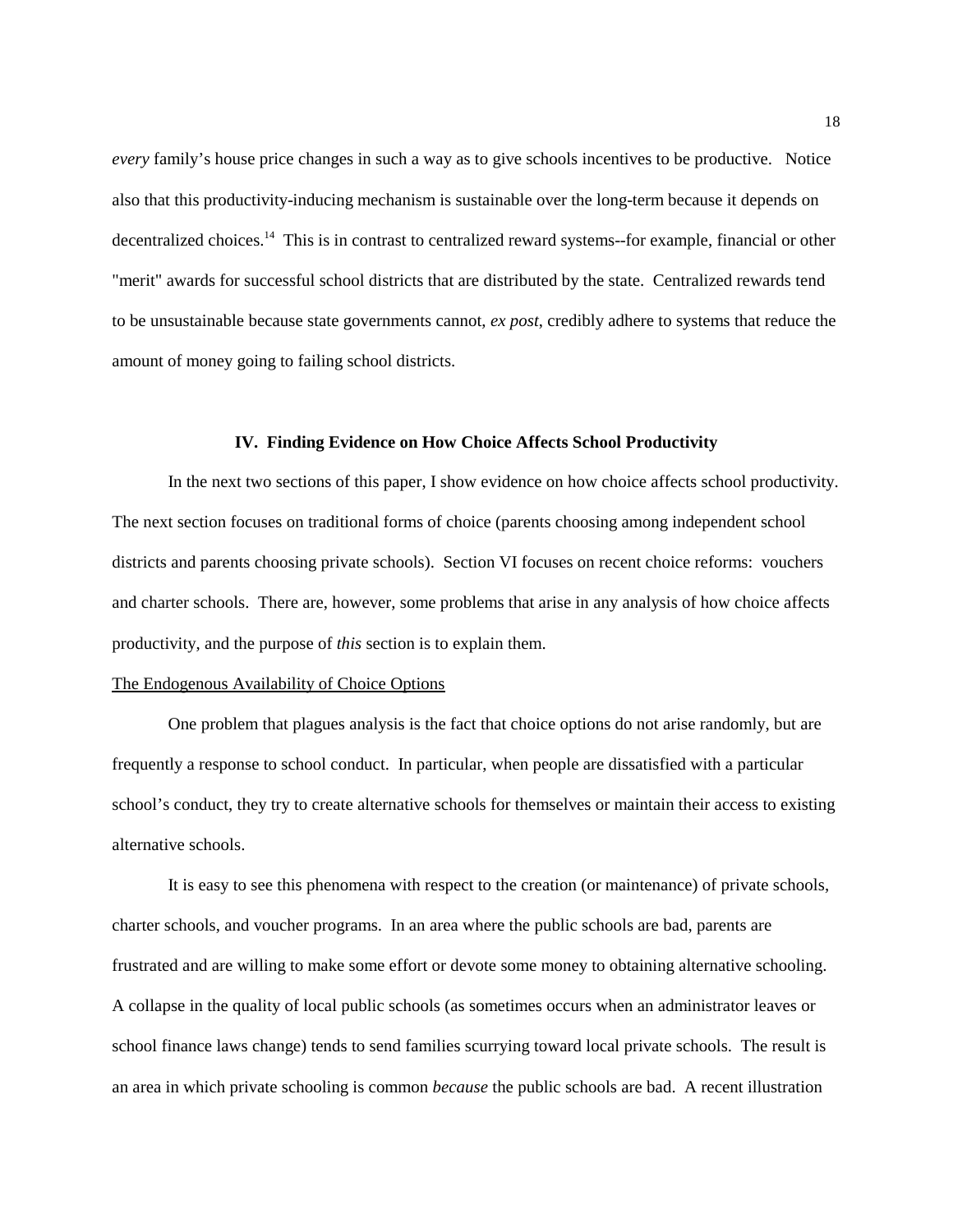*every* family's house price changes in such a way as to give schools incentives to be productive. Notice also that this productivity-inducing mechanism is sustainable over the long-term because it depends on decentralized choices.[14] This is in contrast to centralized reward systems--for example, financial or other "merit" awards for successful school districts that are distributed by the state. Centralized rewards tend to be unsustainable because state governments cannot, *ex post*, credibly adhere to systems that reduce the amount of money going to failing school districts.

## IV. Finding Evidence on How Choice Affects School Productivity

In the next two sections of this paper, I show evidence on how choice affects school productivity. The next section focuses on traditional forms of choice (parents choosing among independent school districts and parents choosing private schools). Section VI focuses on recent choice reforms: vouchers and charter schools. There are, however, some problems that arise in any analysis of how choice affects productivity, and the purpose of *this* section is to explain them.

<u>The Endogenous Availability of Choice Options</u>

One problem that plagues analysis is the fact that choice options do not arise randomly, but are frequently a response to school conduct. In particular, when people are dissatisfied with a particular school's conduct, they try to create alternative schools for themselves or maintain their access to existing alternative schools.

It is easy to see this phenomena with respect to the creation (or maintenance) of private schools, charter schools, and voucher programs. In an area where the public schools are bad, parents are frustrated and are willing to make some effort or devote some money to obtaining alternative schooling. A collapse in the quality of local public schools (as sometimes occurs when an administrator leaves or school finance laws change) tends to send families scurrying toward local private schools. The result is an area in which private schooling is common *because* the public schools are bad. A recent illustration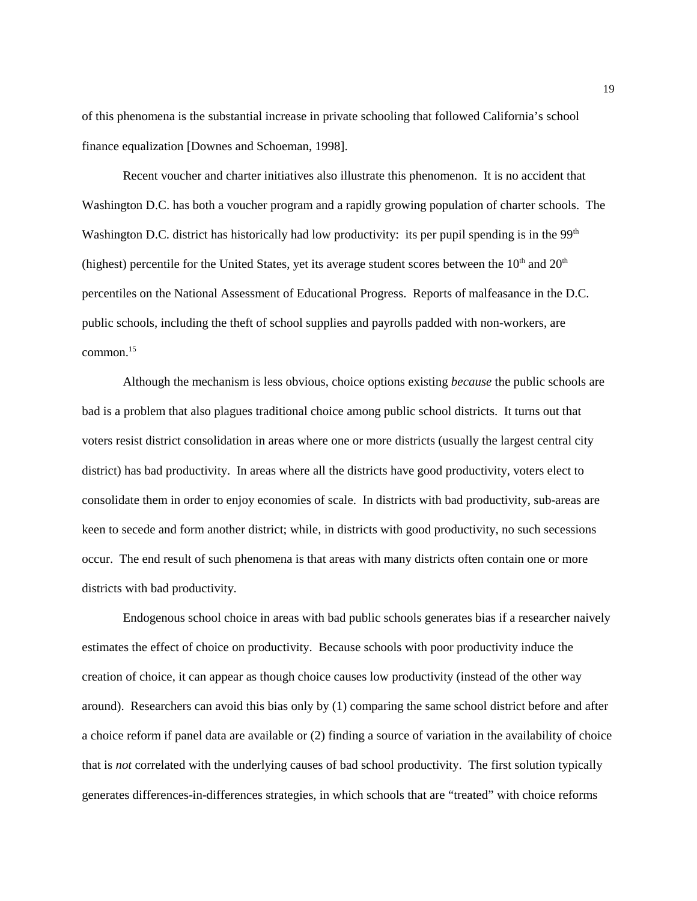of this phenomena is the substantial increase in private schooling that followed California's school finance equalization [Downes and Schoeman, 1998].

Recent voucher and charter initiatives also illustrate this phenomenon. It is no accident that Washington D.C. has both a voucher program and a rapidly growing population of charter schools. The Washington D.C. district has historically had low productivity: its per pupil spending is in the 99th (highest) percentile for the United States, yet its average student scores between the 10th and 20th percentiles on the National Assessment of Educational Progress. Reports of malfeasance in the D.C. public schools, including the theft of school supplies and payrolls padded with non-workers, are common.[15]

Although the mechanism is less obvious, choice options existing *because* the public schools are bad is a problem that also plagues traditional choice among public school districts. It turns out that voters resist district consolidation in areas where one or more districts (usually the largest central city district) has bad productivity. In areas where all the districts have good productivity, voters elect to consolidate them in order to enjoy economies of scale. In districts with bad productivity, sub-areas are keen to secede and form another district; while, in districts with good productivity, no such secessions occur. The end result of such phenomena is that areas with many districts often contain one or more districts with bad productivity.

Endogenous school choice in areas with bad public schools generates bias if a researcher naively estimates the effect of choice on productivity. Because schools with poor productivity induce the creation of choice, it can appear as though choice causes low productivity (instead of the other way around). Researchers can avoid this bias only by (1) comparing the same school district before and after a choice reform if panel data are available or (2) finding a source of variation in the availability of choice that is *not* correlated with the underlying causes of bad school productivity. The first solution typically generates differences-in-differences strategies, in which schools that are "treated" with choice reforms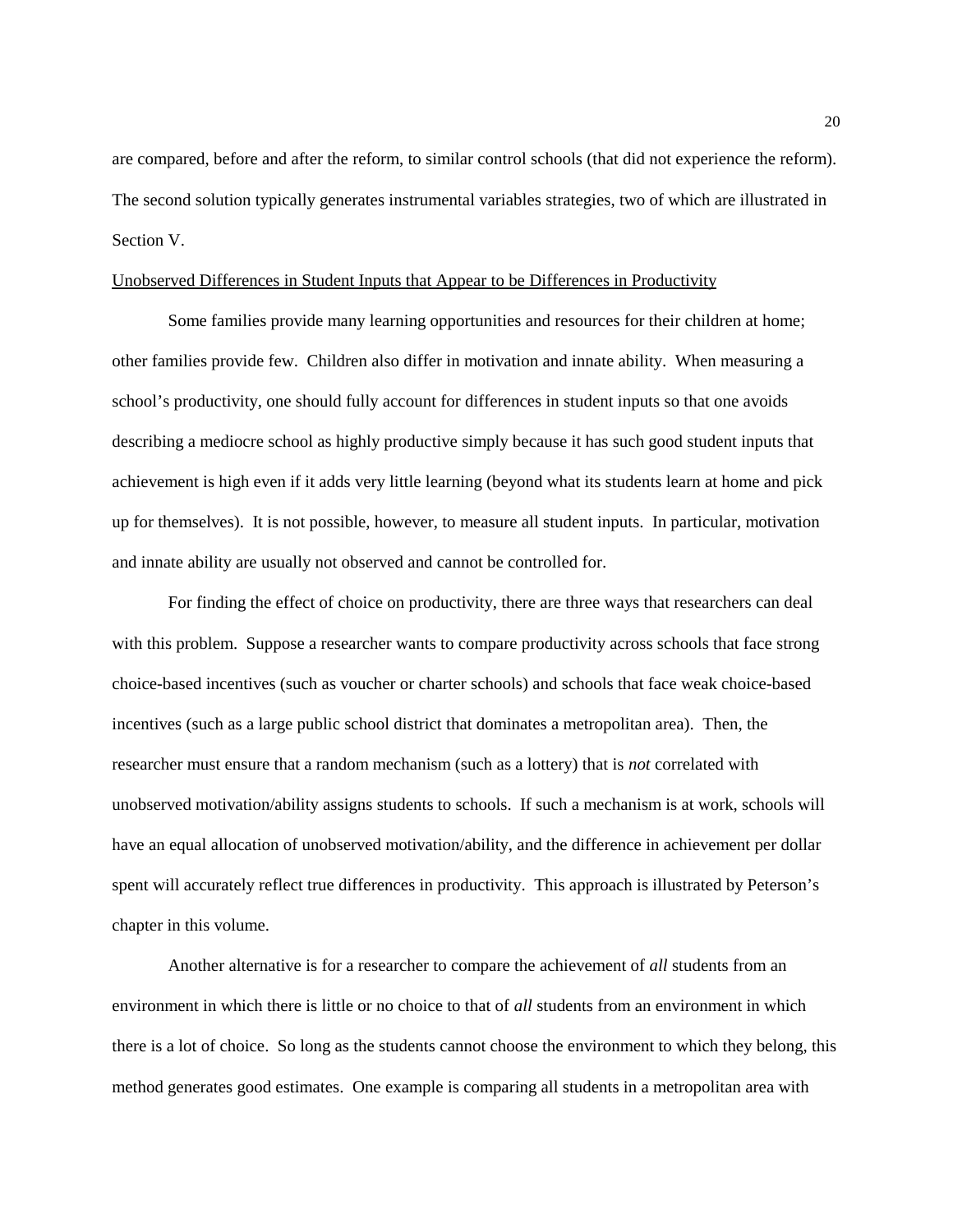are compared, before and after the reform, to similar control schools (that did not experience the reform). The second solution typically generates instrumental variables strategies, two of which are illustrated in Section V.

Unobserved Differences in Student Inputs that Appear to be Differences in Productivity

Some families provide many learning opportunities and resources for their children at home; other families provide few. Children also differ in motivation and innate ability. When measuring a school's productivity, one should fully account for differences in student inputs so that one avoids describing a mediocre school as highly productive simply because it has such good student inputs that achievement is high even if it adds very little learning (beyond what its students learn at home and pick up for themselves). It is not possible, however, to measure all student inputs. In particular, motivation and innate ability are usually not observed and cannot be controlled for.

For finding the effect of choice on productivity, there are three ways that researchers can deal with this problem. Suppose a researcher wants to compare productivity across schools that face strong choice-based incentives (such as voucher or charter schools) and schools that face weak choice-based incentives (such as a large public school district that dominates a metropolitan area). Then, the researcher must ensure that a random mechanism (such as a lottery) that is *not* correlated with unobserved motivation/ability assigns students to schools. If such a mechanism is at work, schools will have an equal allocation of unobserved motivation/ability, and the difference in achievement per dollar spent will accurately reflect true differences in productivity. This approach is illustrated by Peterson's chapter in this volume.

Another alternative is for a researcher to compare the achievement of *all* students from an environment in which there is little or no choice to that of *all* students from an environment in which there is a lot of choice. So long as the students cannot choose the environment to which they belong, this method generates good estimates. One example is comparing all students in a metropolitan area with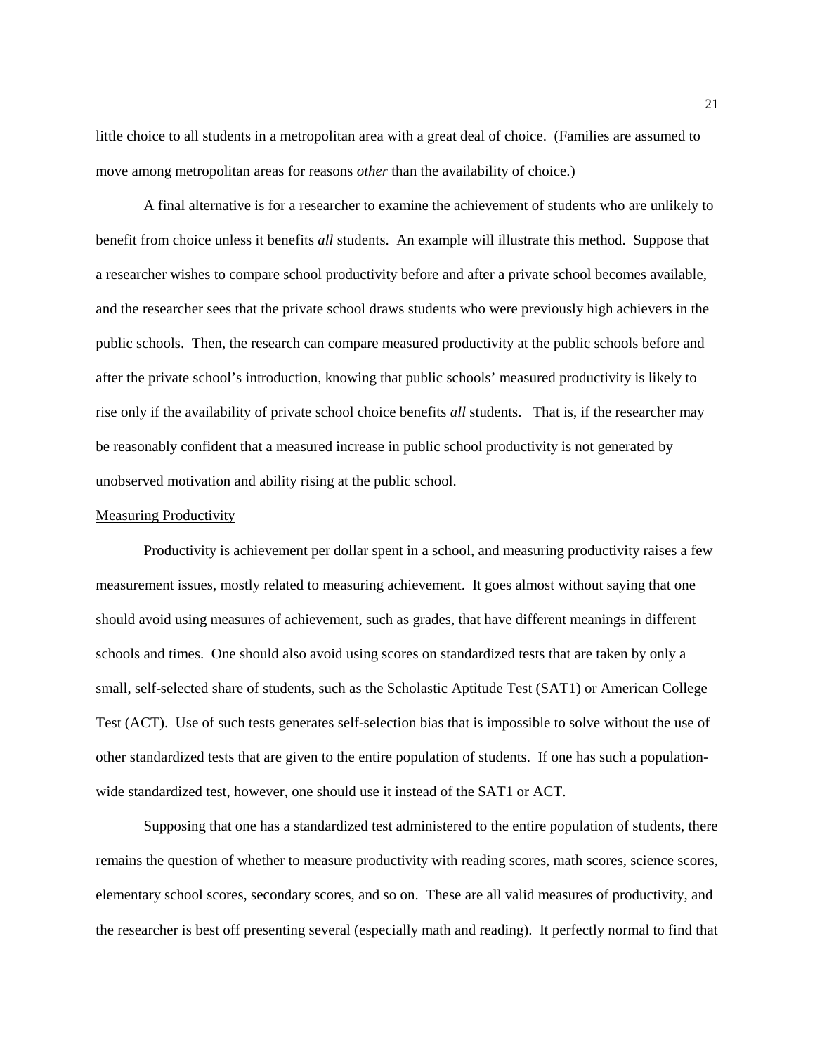little choice to all students in a metropolitan area with a great deal of choice. (Families are assumed to move among metropolitan areas for reasons *other* than the availability of choice.)

A final alternative is for a researcher to examine the achievement of students who are unlikely to benefit from choice unless it benefits *all* students. An example will illustrate this method. Suppose that a researcher wishes to compare school productivity before and after a private school becomes available, and the researcher sees that the private school draws students who were previously high achievers in the public schools. Then, the research can compare measured productivity at the public schools before and after the private school's introduction, knowing that public schools' measured productivity is likely to rise only if the availability of private school choice benefits *all* students. That is, if the researcher may be reasonably confident that a measured increase in public school productivity is not generated by unobserved motivation and ability rising at the public school.

<u>Measuring Productivity</u>

Productivity is achievement per dollar spent in a school, and measuring productivity raises a few measurement issues, mostly related to measuring achievement. It goes almost without saying that one should avoid using measures of achievement, such as grades, that have different meanings in different schools and times. One should also avoid using scores on standardized tests that are taken by only a small, self-selected share of students, such as the Scholastic Aptitude Test (SAT1) or American College Test (ACT). Use of such tests generates self-selection bias that is impossible to solve without the use of other standardized tests that are given to the entire population of students. If one has such a population-wide standardized test, however, one should use it instead of the SAT1 or ACT.

Supposing that one has a standardized test administered to the entire population of students, there remains the question of whether to measure productivity with reading scores, math scores, science scores, elementary school scores, secondary scores, and so on. These are all valid measures of productivity, and the researcher is best off presenting several (especially math and reading). It perfectly normal to find that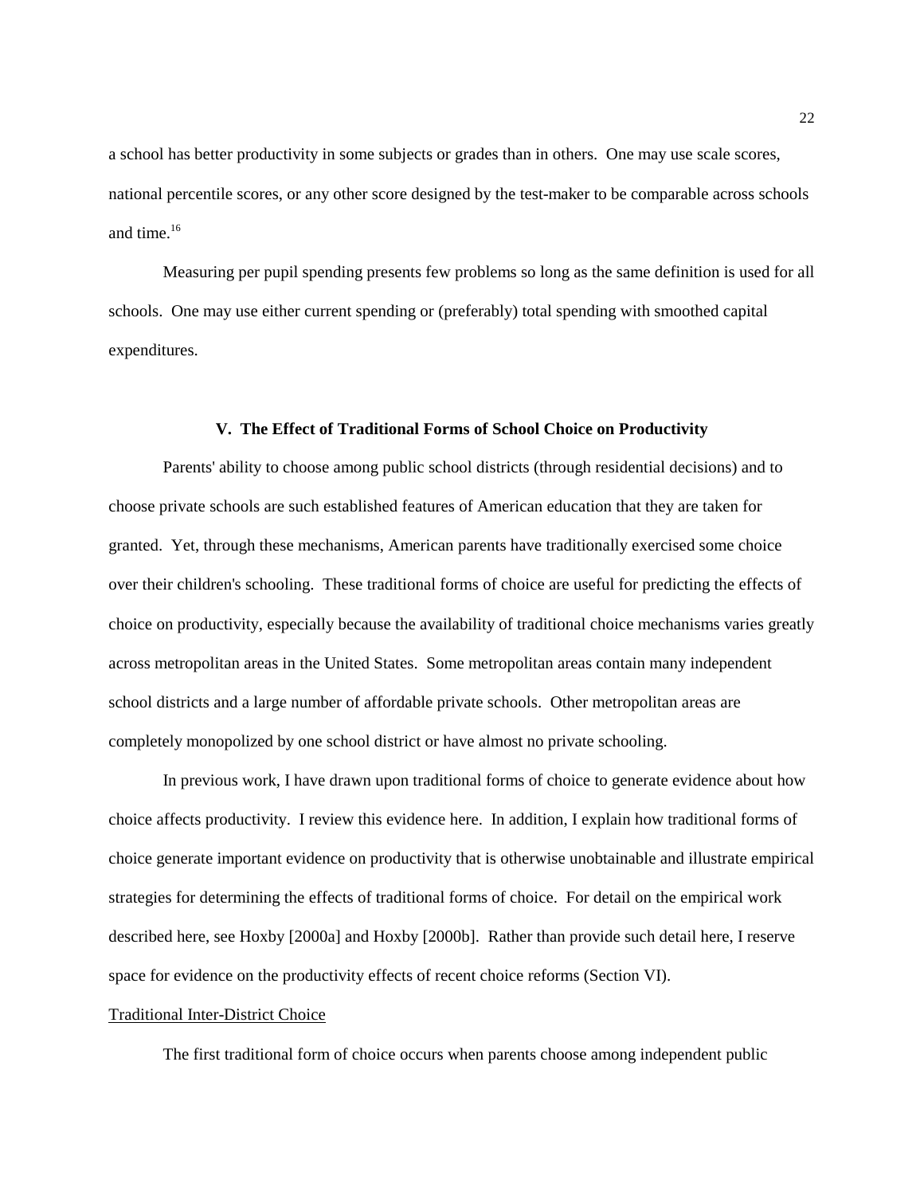a school has better productivity in some subjects or grades than in others. One may use scale scores, national percentile scores, or any other score designed by the test-maker to be comparable across schools and time.[16]

Measuring per pupil spending presents few problems so long as the same definition is used for all schools. One may use either current spending or (preferably) total spending with smoothed capital expenditures.

## V. The Effect of Traditional Forms of School Choice on Productivity

Parents' ability to choose among public school districts (through residential decisions) and to choose private schools are such established features of American education that they are taken for granted. Yet, through these mechanisms, American parents have traditionally exercised some choice over their children's schooling. These traditional forms of choice are useful for predicting the effects of choice on productivity, especially because the availability of traditional choice mechanisms varies greatly across metropolitan areas in the United States. Some metropolitan areas contain many independent school districts and a large number of affordable private schools. Other metropolitan areas are completely monopolized by one school district or have almost no private schooling.

In previous work, I have drawn upon traditional forms of choice to generate evidence about how choice affects productivity. I review this evidence here. In addition, I explain how traditional forms of choice generate important evidence on productivity that is otherwise unobtainable and illustrate empirical strategies for determining the effects of traditional forms of choice. For detail on the empirical work described here, see Hoxby [2000a] and Hoxby [2000b]. Rather than provide such detail here, I reserve space for evidence on the productivity effects of recent choice reforms (Section VI).

### Traditional Inter-District Choice

The first traditional form of choice occurs when parents choose among independent public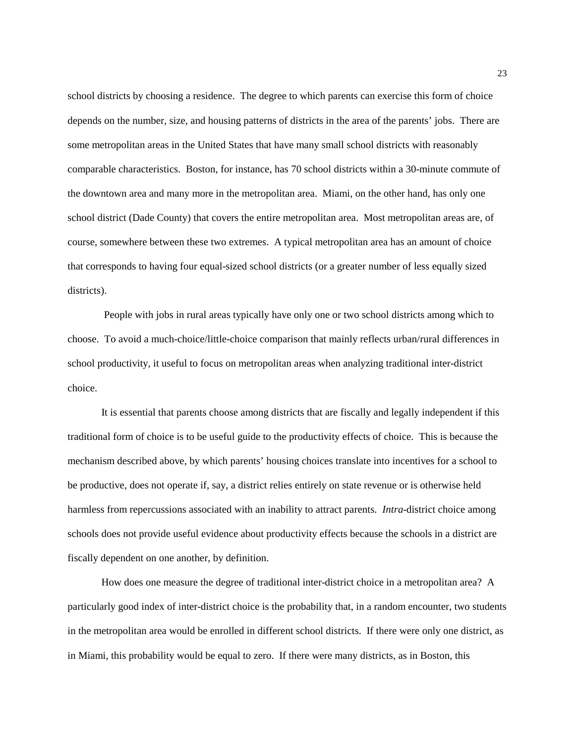school districts by choosing a residence. The degree to which parents can exercise this form of choice depends on the number, size, and housing patterns of districts in the area of the parents' jobs. There are some metropolitan areas in the United States that have many small school districts with reasonably comparable characteristics. Boston, for instance, has 70 school districts within a 30-minute commute of the downtown area and many more in the metropolitan area. Miami, on the other hand, has only one school district (Dade County) that covers the entire metropolitan area. Most metropolitan areas are, of course, somewhere between these two extremes. A typical metropolitan area has an amount of choice that corresponds to having four equal-sized school districts (or a greater number of less equally sized districts).

People with jobs in rural areas typically have only one or two school districts among which to choose. To avoid a much-choice/little-choice comparison that mainly reflects urban/rural differences in school productivity, it useful to focus on metropolitan areas when analyzing traditional inter-district choice.

It is essential that parents choose among districts that are fiscally and legally independent if this traditional form of choice is to be useful guide to the productivity effects of choice. This is because the mechanism described above, by which parents' housing choices translate into incentives for a school to be productive, does not operate if, say, a district relies entirely on state revenue or is otherwise held harmless from repercussions associated with an inability to attract parents. *Intra*-district choice among schools does not provide useful evidence about productivity effects because the schools in a district are fiscally dependent on one another, by definition.

How does one measure the degree of traditional inter-district choice in a metropolitan area? A particularly good index of inter-district choice is the probability that, in a random encounter, two students in the metropolitan area would be enrolled in different school districts. If there were only one district, as in Miami, this probability would be equal to zero. If there were many districts, as in Boston, this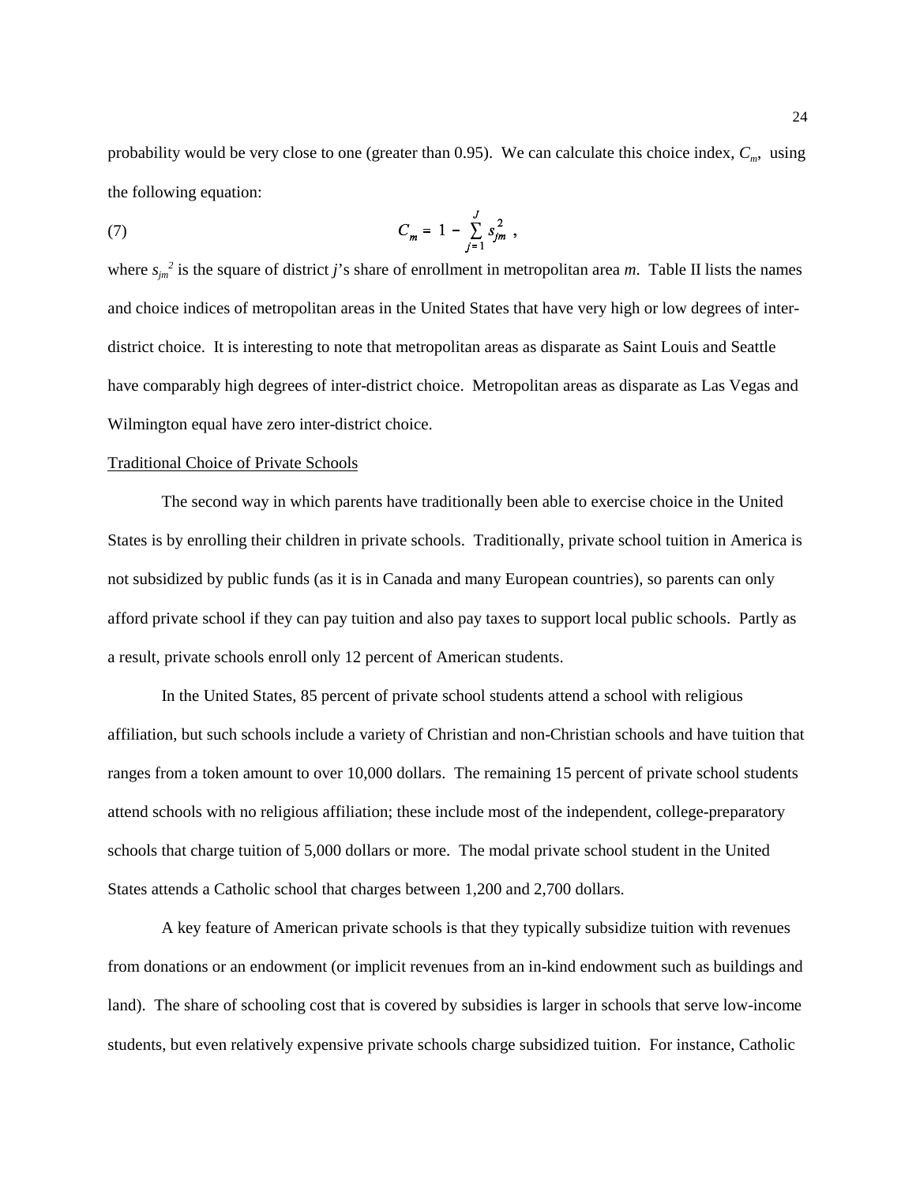probability would be very close to one (greater than 0.95). We can calculate this choice index, $C_m$, using the following equation:

$$C_m = 1 - \sum_{j=1}^{J} s_{jm}^2 \,, \tag{7}$$

where $s_{jm}^2$ is the square of district $j$'s share of enrollment in metropolitan area $m$. Table II lists the names and choice indices of metropolitan areas in the United States that have very high or low degrees of inter-district choice. It is interesting to note that metropolitan areas as disparate as Saint Louis and Seattle have comparably high degrees of inter-district choice. Metropolitan areas as disparate as Las Vegas and Wilmington equal have zero inter-district choice.

Traditional Choice of Private Schools

The second way in which parents have traditionally been able to exercise choice in the United States is by enrolling their children in private schools. Traditionally, private school tuition in America is not subsidized by public funds (as it is in Canada and many European countries), so parents can only afford private school if they can pay tuition and also pay taxes to support local public schools. Partly as a result, private schools enroll only 12 percent of American students.

In the United States, 85 percent of private school students attend a school with religious affiliation, but such schools include a variety of Christian and non-Christian schools and have tuition that ranges from a token amount to over 10,000 dollars. The remaining 15 percent of private school students attend schools with no religious affiliation; these include most of the independent, college-preparatory schools that charge tuition of 5,000 dollars or more. The modal private school student in the United States attends a Catholic school that charges between 1,200 and 2,700 dollars.

A key feature of American private schools is that they typically subsidize tuition with revenues from donations or an endowment (or implicit revenues from an in-kind endowment such as buildings and land). The share of schooling cost that is covered by subsidies is larger in schools that serve low-income students, but even relatively expensive private schools charge subsidized tuition. For instance, Catholic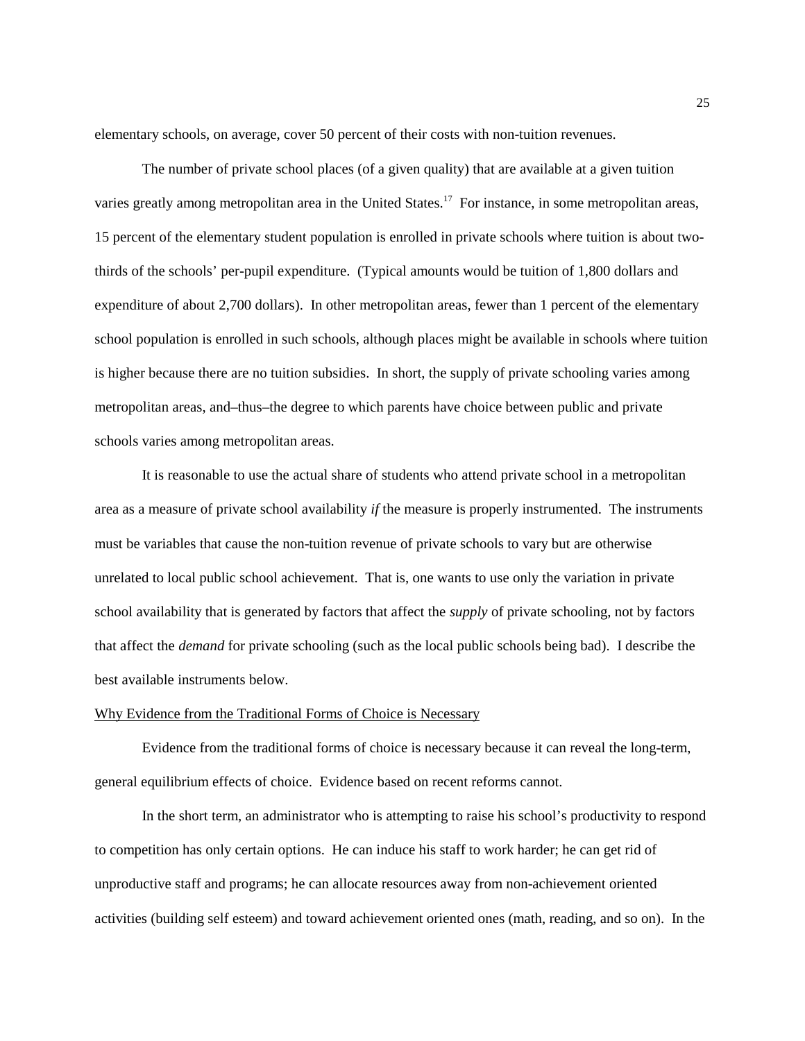elementary schools, on average, cover 50 percent of their costs with non-tuition revenues.

The number of private school places (of a given quality) that are available at a given tuition varies greatly among metropolitan area in the United States.[17] For instance, in some metropolitan areas, 15 percent of the elementary student population is enrolled in private schools where tuition is about two-thirds of the schools' per-pupil expenditure. (Typical amounts would be tuition of 1,800 dollars and expenditure of about 2,700 dollars). In other metropolitan areas, fewer than 1 percent of the elementary school population is enrolled in such schools, although places might be available in schools where tuition is higher because there are no tuition subsidies. In short, the supply of private schooling varies among metropolitan areas, and–thus–the degree to which parents have choice between public and private schools varies among metropolitan areas.

It is reasonable to use the actual share of students who attend private school in a metropolitan area as a measure of private school availability *if* the measure is properly instrumented. The instruments must be variables that cause the non-tuition revenue of private schools to vary but are otherwise unrelated to local public school achievement. That is, one wants to use only the variation in private school availability that is generated by factors that affect the *supply* of private schooling, not by factors that affect the *demand* for private schooling (such as the local public schools being bad). I describe the best available instruments below.

Why Evidence from the Traditional Forms of Choice is Necessary

Evidence from the traditional forms of choice is necessary because it can reveal the long-term, general equilibrium effects of choice. Evidence based on recent reforms cannot.

In the short term, an administrator who is attempting to raise his school's productivity to respond to competition has only certain options. He can induce his staff to work harder; he can get rid of unproductive staff and programs; he can allocate resources away from non-achievement oriented activities (building self esteem) and toward achievement oriented ones (math, reading, and so on). In the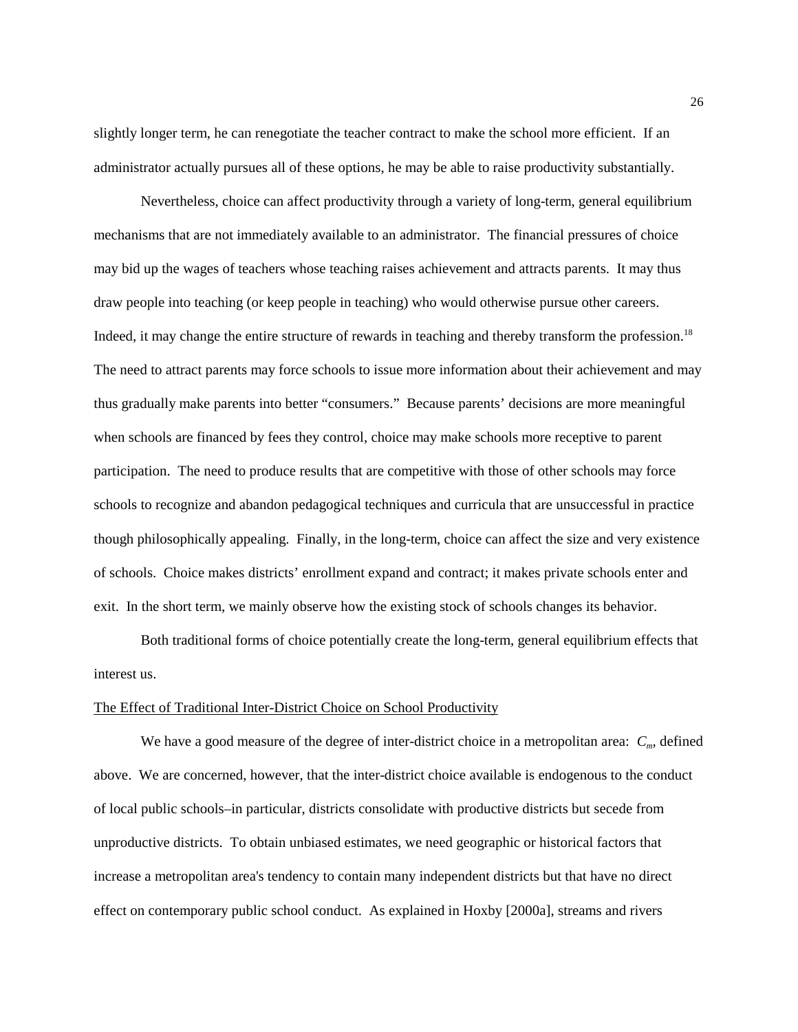slightly longer term, he can renegotiate the teacher contract to make the school more efficient. If an administrator actually pursues all of these options, he may be able to raise productivity substantially.

Nevertheless, choice can affect productivity through a variety of long-term, general equilibrium mechanisms that are not immediately available to an administrator. The financial pressures of choice may bid up the wages of teachers whose teaching raises achievement and attracts parents. It may thus draw people into teaching (or keep people in teaching) who would otherwise pursue other careers. Indeed, it may change the entire structure of rewards in teaching and thereby transform the profession.[18] The need to attract parents may force schools to issue more information about their achievement and may thus gradually make parents into better "consumers." Because parents' decisions are more meaningful when schools are financed by fees they control, choice may make schools more receptive to parent participation. The need to produce results that are competitive with those of other schools may force schools to recognize and abandon pedagogical techniques and curricula that are unsuccessful in practice though philosophically appealing. Finally, in the long-term, choice can affect the size and very existence of schools. Choice makes districts' enrollment expand and contract; it makes private schools enter and exit. In the short term, we mainly observe how the existing stock of schools changes its behavior.

Both traditional forms of choice potentially create the long-term, general equilibrium effects that interest us.

The Effect of Traditional Inter-District Choice on School Productivity

We have a good measure of the degree of inter-district choice in a metropolitan area: $C_m$, defined above. We are concerned, however, that the inter-district choice available is endogenous to the conduct of local public schools–in particular, districts consolidate with productive districts but secede from unproductive districts. To obtain unbiased estimates, we need geographic or historical factors that increase a metropolitan area's tendency to contain many independent districts but that have no direct effect on contemporary public school conduct. As explained in Hoxby [2000a], streams and rivers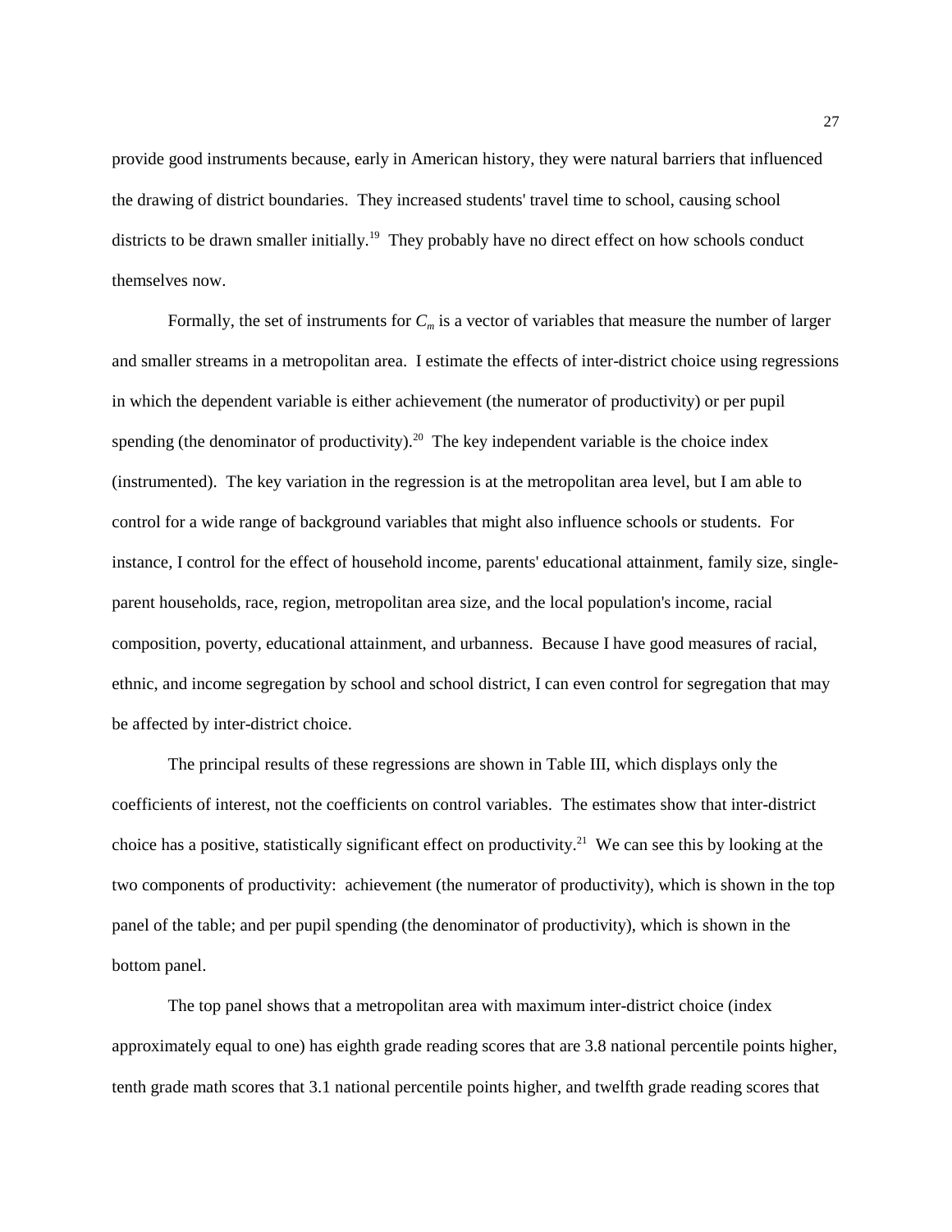provide good instruments because, early in American history, they were natural barriers that influenced the drawing of district boundaries. They increased students' travel time to school, causing school districts to be drawn smaller initially.[19] They probably have no direct effect on how schools conduct themselves now.

Formally, the set of instruments for $C_m$ is a vector of variables that measure the number of larger and smaller streams in a metropolitan area. I estimate the effects of inter-district choice using regressions in which the dependent variable is either achievement (the numerator of productivity) or per pupil spending (the denominator of productivity).[20] The key independent variable is the choice index (instrumented). The key variation in the regression is at the metropolitan area level, but I am able to control for a wide range of background variables that might also influence schools or students. For instance, I control for the effect of household income, parents' educational attainment, family size, single-parent households, race, region, metropolitan area size, and the local population's income, racial composition, poverty, educational attainment, and urbanness. Because I have good measures of racial, ethnic, and income segregation by school and school district, I can even control for segregation that may be affected by inter-district choice.

The principal results of these regressions are shown in Table III, which displays only the coefficients of interest, not the coefficients on control variables. The estimates show that inter-district choice has a positive, statistically significant effect on productivity.[21] We can see this by looking at the two components of productivity: achievement (the numerator of productivity), which is shown in the top panel of the table; and per pupil spending (the denominator of productivity), which is shown in the bottom panel.

The top panel shows that a metropolitan area with maximum inter-district choice (index approximately equal to one) has eighth grade reading scores that are 3.8 national percentile points higher, tenth grade math scores that 3.1 national percentile points higher, and twelfth grade reading scores that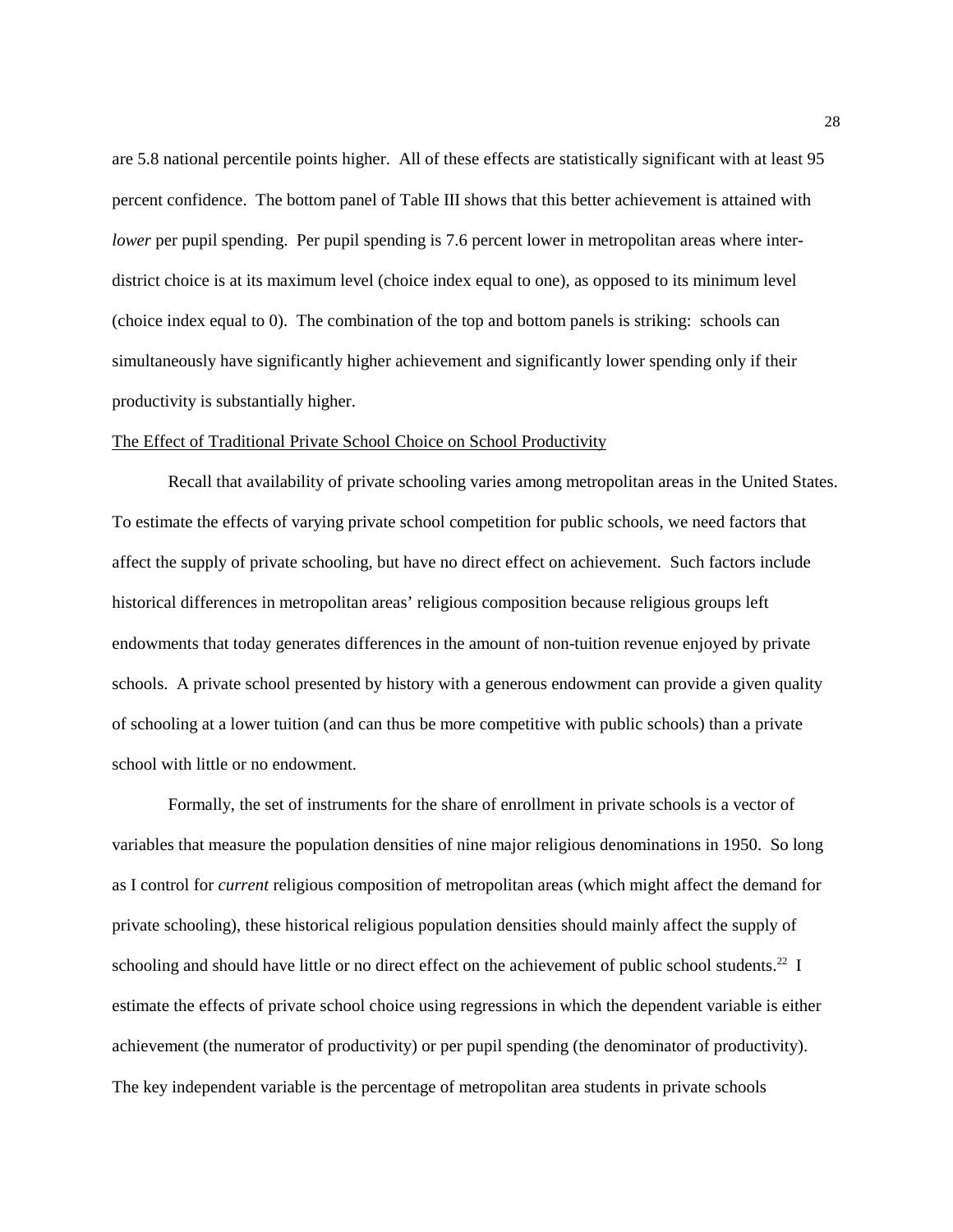are 5.8 national percentile points higher. All of these effects are statistically significant with at least 95 percent confidence. The bottom panel of Table III shows that this better achievement is attained with *lower* per pupil spending. Per pupil spending is 7.6 percent lower in metropolitan areas where inter-district choice is at its maximum level (choice index equal to one), as opposed to its minimum level (choice index equal to 0). The combination of the top and bottom panels is striking: schools can simultaneously have significantly higher achievement and significantly lower spending only if their productivity is substantially higher.

The Effect of Traditional Private School Choice on School Productivity

Recall that availability of private schooling varies among metropolitan areas in the United States. To estimate the effects of varying private school competition for public schools, we need factors that affect the supply of private schooling, but have no direct effect on achievement. Such factors include historical differences in metropolitan areas' religious composition because religious groups left endowments that today generates differences in the amount of non-tuition revenue enjoyed by private schools. A private school presented by history with a generous endowment can provide a given quality of schooling at a lower tuition (and can thus be more competitive with public schools) than a private school with little or no endowment.

Formally, the set of instruments for the share of enrollment in private schools is a vector of variables that measure the population densities of nine major religious denominations in 1950. So long as I control for *current* religious composition of metropolitan areas (which might affect the demand for private schooling), these historical religious population densities should mainly affect the supply of schooling and should have little or no direct effect on the achievement of public school students.[22] I estimate the effects of private school choice using regressions in which the dependent variable is either achievement (the numerator of productivity) or per pupil spending (the denominator of productivity). The key independent variable is the percentage of metropolitan area students in private schools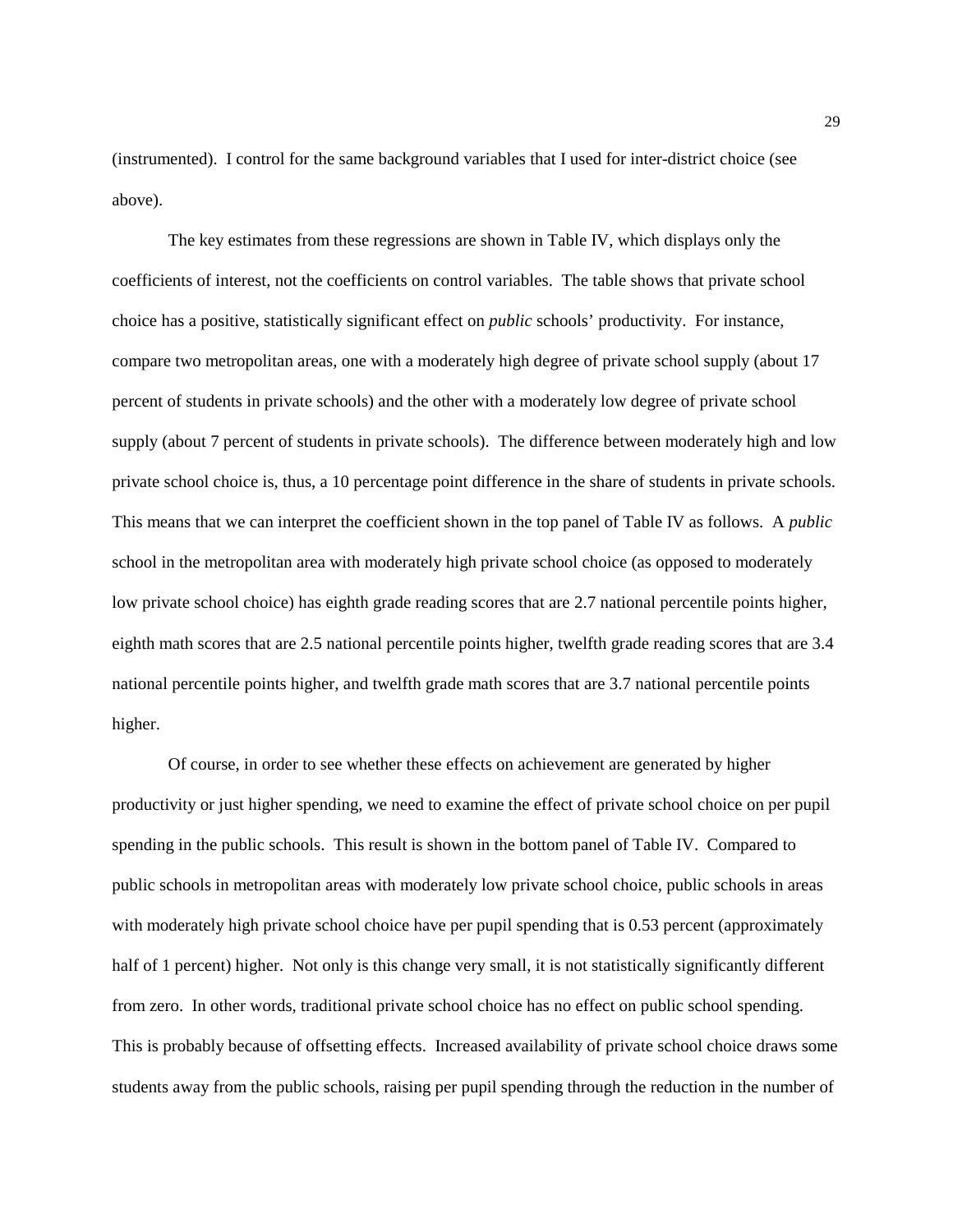(instrumented). I control for the same background variables that I used for inter-district choice (see above).

The key estimates from these regressions are shown in Table IV, which displays only the coefficients of interest, not the coefficients on control variables. The table shows that private school choice has a positive, statistically significant effect on *public* schools' productivity. For instance, compare two metropolitan areas, one with a moderately high degree of private school supply (about 17 percent of students in private schools) and the other with a moderately low degree of private school supply (about 7 percent of students in private schools). The difference between moderately high and low private school choice is, thus, a 10 percentage point difference in the share of students in private schools. This means that we can interpret the coefficient shown in the top panel of Table IV as follows. A *public* school in the metropolitan area with moderately high private school choice (as opposed to moderately low private school choice) has eighth grade reading scores that are 2.7 national percentile points higher, eighth math scores that are 2.5 national percentile points higher, twelfth grade reading scores that are 3.4 national percentile points higher, and twelfth grade math scores that are 3.7 national percentile points higher.

Of course, in order to see whether these effects on achievement are generated by higher productivity or just higher spending, we need to examine the effect of private school choice on per pupil spending in the public schools. This result is shown in the bottom panel of Table IV. Compared to public schools in metropolitan areas with moderately low private school choice, public schools in areas with moderately high private school choice have per pupil spending that is 0.53 percent (approximately half of 1 percent) higher. Not only is this change very small, it is not statistically significantly different from zero. In other words, traditional private school choice has no effect on public school spending. This is probably because of offsetting effects. Increased availability of private school choice draws some students away from the public schools, raising per pupil spending through the reduction in the number of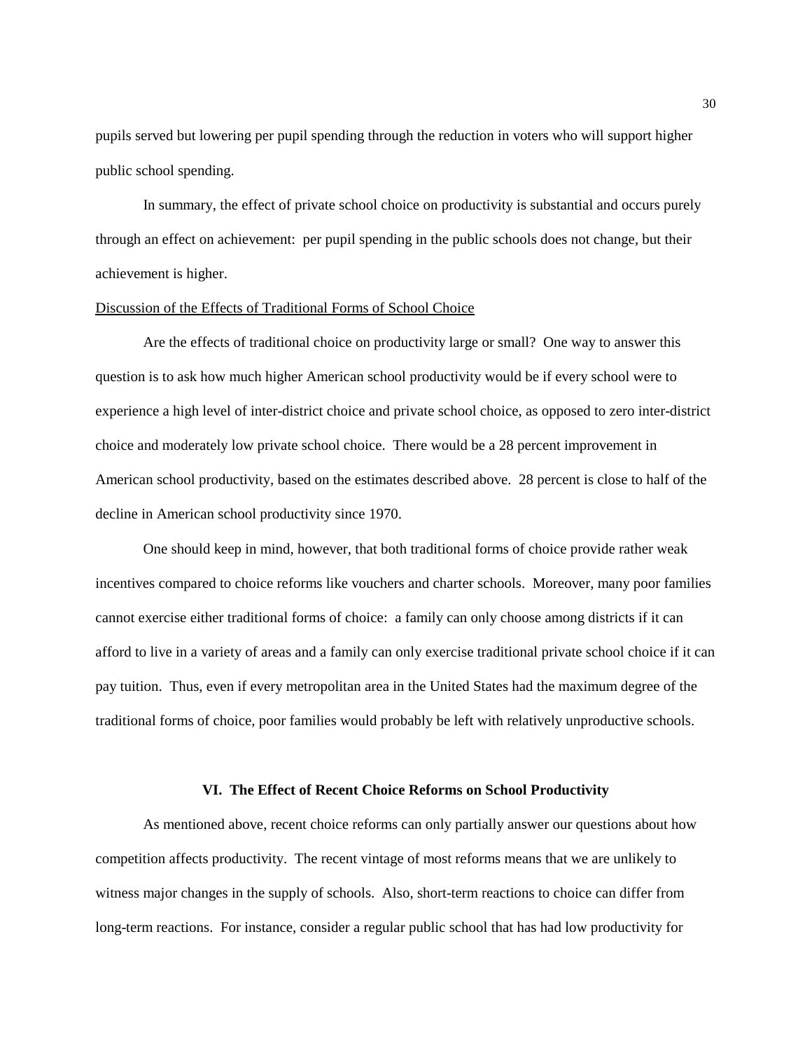pupils served but lowering per pupil spending through the reduction in voters who will support higher public school spending.

In summary, the effect of private school choice on productivity is substantial and occurs purely through an effect on achievement: per pupil spending in the public schools does not change, but their achievement is higher.

Discussion of the Effects of Traditional Forms of School Choice

Are the effects of traditional choice on productivity large or small? One way to answer this question is to ask how much higher American school productivity would be if every school were to experience a high level of inter-district choice and private school choice, as opposed to zero inter-district choice and moderately low private school choice. There would be a 28 percent improvement in American school productivity, based on the estimates described above. 28 percent is close to half of the decline in American school productivity since 1970.

One should keep in mind, however, that both traditional forms of choice provide rather weak incentives compared to choice reforms like vouchers and charter schools. Moreover, many poor families cannot exercise either traditional forms of choice: a family can only choose among districts if it can afford to live in a variety of areas and a family can only exercise traditional private school choice if it can pay tuition. Thus, even if every metropolitan area in the United States had the maximum degree of the traditional forms of choice, poor families would probably be left with relatively unproductive schools.

## VI. The Effect of Recent Choice Reforms on School Productivity

As mentioned above, recent choice reforms can only partially answer our questions about how competition affects productivity. The recent vintage of most reforms means that we are unlikely to witness major changes in the supply of schools. Also, short-term reactions to choice can differ from long-term reactions. For instance, consider a regular public school that has had low productivity for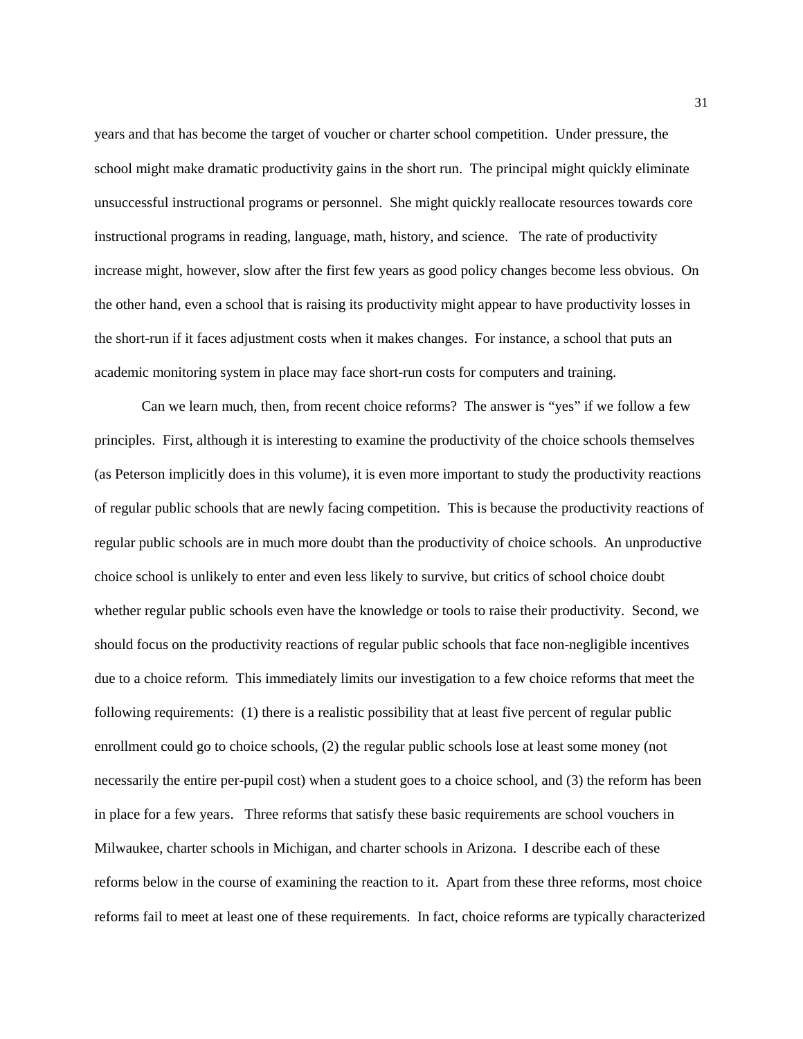years and that has become the target of voucher or charter school competition. Under pressure, the school might make dramatic productivity gains in the short run. The principal might quickly eliminate unsuccessful instructional programs or personnel. She might quickly reallocate resources towards core instructional programs in reading, language, math, history, and science. The rate of productivity increase might, however, slow after the first few years as good policy changes become less obvious. On the other hand, even a school that is raising its productivity might appear to have productivity losses in the short-run if it faces adjustment costs when it makes changes. For instance, a school that puts an academic monitoring system in place may face short-run costs for computers and training.

Can we learn much, then, from recent choice reforms? The answer is "yes" if we follow a few principles. First, although it is interesting to examine the productivity of the choice schools themselves (as Peterson implicitly does in this volume), it is even more important to study the productivity reactions of regular public schools that are newly facing competition. This is because the productivity reactions of regular public schools are in much more doubt than the productivity of choice schools. An unproductive choice school is unlikely to enter and even less likely to survive, but critics of school choice doubt whether regular public schools even have the knowledge or tools to raise their productivity. Second, we should focus on the productivity reactions of regular public schools that face non-negligible incentives due to a choice reform. This immediately limits our investigation to a few choice reforms that meet the following requirements: (1) there is a realistic possibility that at least five percent of regular public enrollment could go to choice schools, (2) the regular public schools lose at least some money (not necessarily the entire per-pupil cost) when a student goes to a choice school, and (3) the reform has been in place for a few years. Three reforms that satisfy these basic requirements are school vouchers in Milwaukee, charter schools in Michigan, and charter schools in Arizona. I describe each of these reforms below in the course of examining the reaction to it. Apart from these three reforms, most choice reforms fail to meet at least one of these requirements. In fact, choice reforms are typically characterized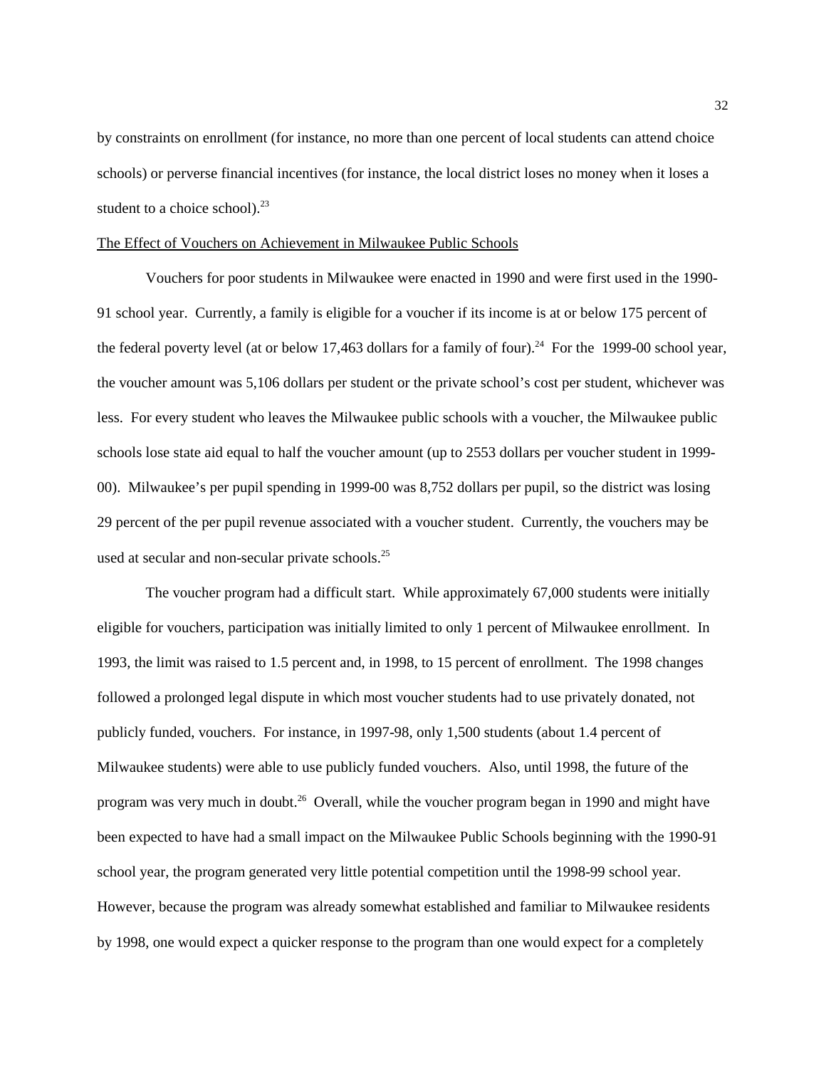by constraints on enrollment (for instance, no more than one percent of local students can attend choice schools) or perverse financial incentives (for instance, the local district loses no money when it loses a student to a choice school).[23]

The Effect of Vouchers on Achievement in Milwaukee Public Schools

Vouchers for poor students in Milwaukee were enacted in 1990 and were first used in the 1990-91 school year. Currently, a family is eligible for a voucher if its income is at or below 175 percent of the federal poverty level (at or below 17,463 dollars for a family of four).[24] For the 1999-00 school year, the voucher amount was 5,106 dollars per student or the private school's cost per student, whichever was less. For every student who leaves the Milwaukee public schools with a voucher, the Milwaukee public schools lose state aid equal to half the voucher amount (up to 2553 dollars per voucher student in 1999-00). Milwaukee's per pupil spending in 1999-00 was 8,752 dollars per pupil, so the district was losing 29 percent of the per pupil revenue associated with a voucher student. Currently, the vouchers may be used at secular and non-secular private schools.[25]

The voucher program had a difficult start. While approximately 67,000 students were initially eligible for vouchers, participation was initially limited to only 1 percent of Milwaukee enrollment. In 1993, the limit was raised to 1.5 percent and, in 1998, to 15 percent of enrollment. The 1998 changes followed a prolonged legal dispute in which most voucher students had to use privately donated, not publicly funded, vouchers. For instance, in 1997-98, only 1,500 students (about 1.4 percent of Milwaukee students) were able to use publicly funded vouchers. Also, until 1998, the future of the program was very much in doubt.[26] Overall, while the voucher program began in 1990 and might have been expected to have had a small impact on the Milwaukee Public Schools beginning with the 1990-91 school year, the program generated very little potential competition until the 1998-99 school year. However, because the program was already somewhat established and familiar to Milwaukee residents by 1998, one would expect a quicker response to the program than one would expect for a completely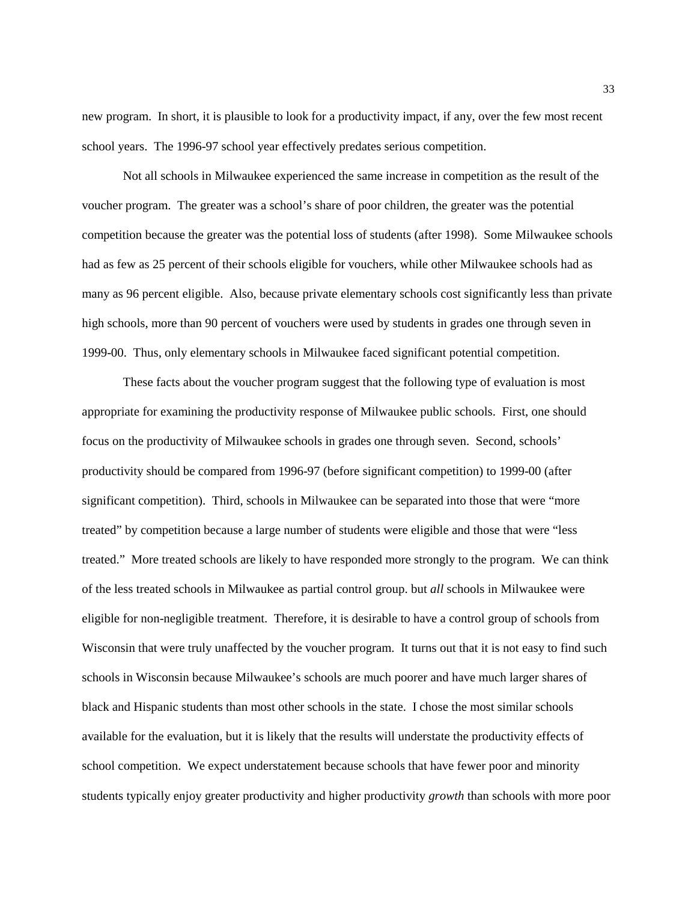new program. In short, it is plausible to look for a productivity impact, if any, over the few most recent school years. The 1996-97 school year effectively predates serious competition.

Not all schools in Milwaukee experienced the same increase in competition as the result of the voucher program. The greater was a school's share of poor children, the greater was the potential competition because the greater was the potential loss of students (after 1998). Some Milwaukee schools had as few as 25 percent of their schools eligible for vouchers, while other Milwaukee schools had as many as 96 percent eligible. Also, because private elementary schools cost significantly less than private high schools, more than 90 percent of vouchers were used by students in grades one through seven in 1999-00. Thus, only elementary schools in Milwaukee faced significant potential competition.

These facts about the voucher program suggest that the following type of evaluation is most appropriate for examining the productivity response of Milwaukee public schools. First, one should focus on the productivity of Milwaukee schools in grades one through seven. Second, schools' productivity should be compared from 1996-97 (before significant competition) to 1999-00 (after significant competition). Third, schools in Milwaukee can be separated into those that were "more treated" by competition because a large number of students were eligible and those that were "less treated." More treated schools are likely to have responded more strongly to the program. We can think of the less treated schools in Milwaukee as partial control group. but *all* schools in Milwaukee were eligible for non-negligible treatment. Therefore, it is desirable to have a control group of schools from Wisconsin that were truly unaffected by the voucher program. It turns out that it is not easy to find such schools in Wisconsin because Milwaukee's schools are much poorer and have much larger shares of black and Hispanic students than most other schools in the state. I chose the most similar schools available for the evaluation, but it is likely that the results will understate the productivity effects of school competition. We expect understatement because schools that have fewer poor and minority students typically enjoy greater productivity and higher productivity *growth* than schools with more poor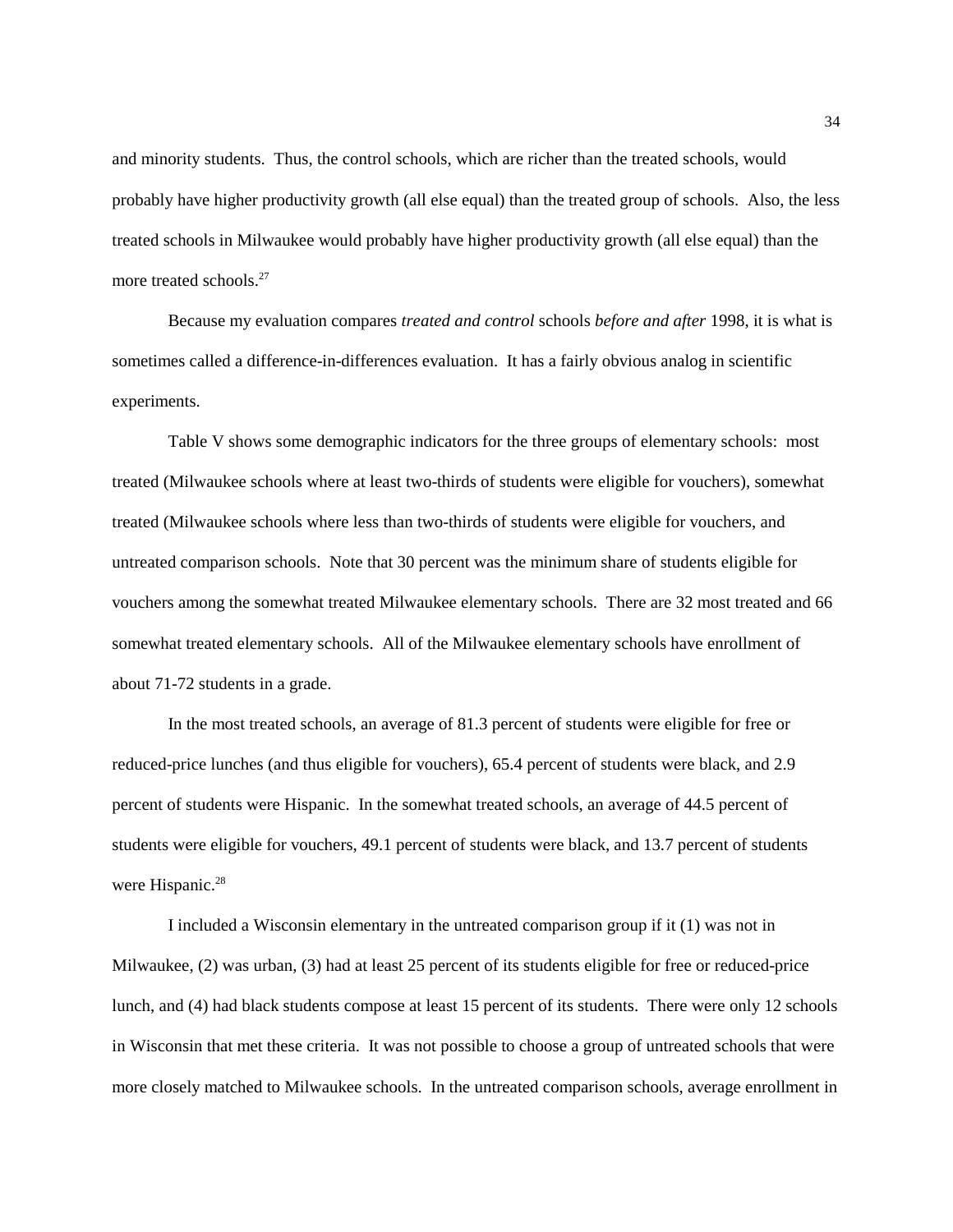and minority students. Thus, the control schools, which are richer than the treated schools, would probably have higher productivity growth (all else equal) than the treated group of schools. Also, the less treated schools in Milwaukee would probably have higher productivity growth (all else equal) than the more treated schools.[27]

Because my evaluation compares *treated and control* schools *before and after* 1998, it is what is sometimes called a difference-in-differences evaluation. It has a fairly obvious analog in scientific experiments.

Table V shows some demographic indicators for the three groups of elementary schools: most treated (Milwaukee schools where at least two-thirds of students were eligible for vouchers), somewhat treated (Milwaukee schools where less than two-thirds of students were eligible for vouchers, and untreated comparison schools. Note that 30 percent was the minimum share of students eligible for vouchers among the somewhat treated Milwaukee elementary schools. There are 32 most treated and 66 somewhat treated elementary schools. All of the Milwaukee elementary schools have enrollment of about 71-72 students in a grade.

In the most treated schools, an average of 81.3 percent of students were eligible for free or reduced-price lunches (and thus eligible for vouchers), 65.4 percent of students were black, and 2.9 percent of students were Hispanic. In the somewhat treated schools, an average of 44.5 percent of students were eligible for vouchers, 49.1 percent of students were black, and 13.7 percent of students were Hispanic.[28]

I included a Wisconsin elementary in the untreated comparison group if it (1) was not in Milwaukee, (2) was urban, (3) had at least 25 percent of its students eligible for free or reduced-price lunch, and (4) had black students compose at least 15 percent of its students. There were only 12 schools in Wisconsin that met these criteria. It was not possible to choose a group of untreated schools that were more closely matched to Milwaukee schools. In the untreated comparison schools, average enrollment in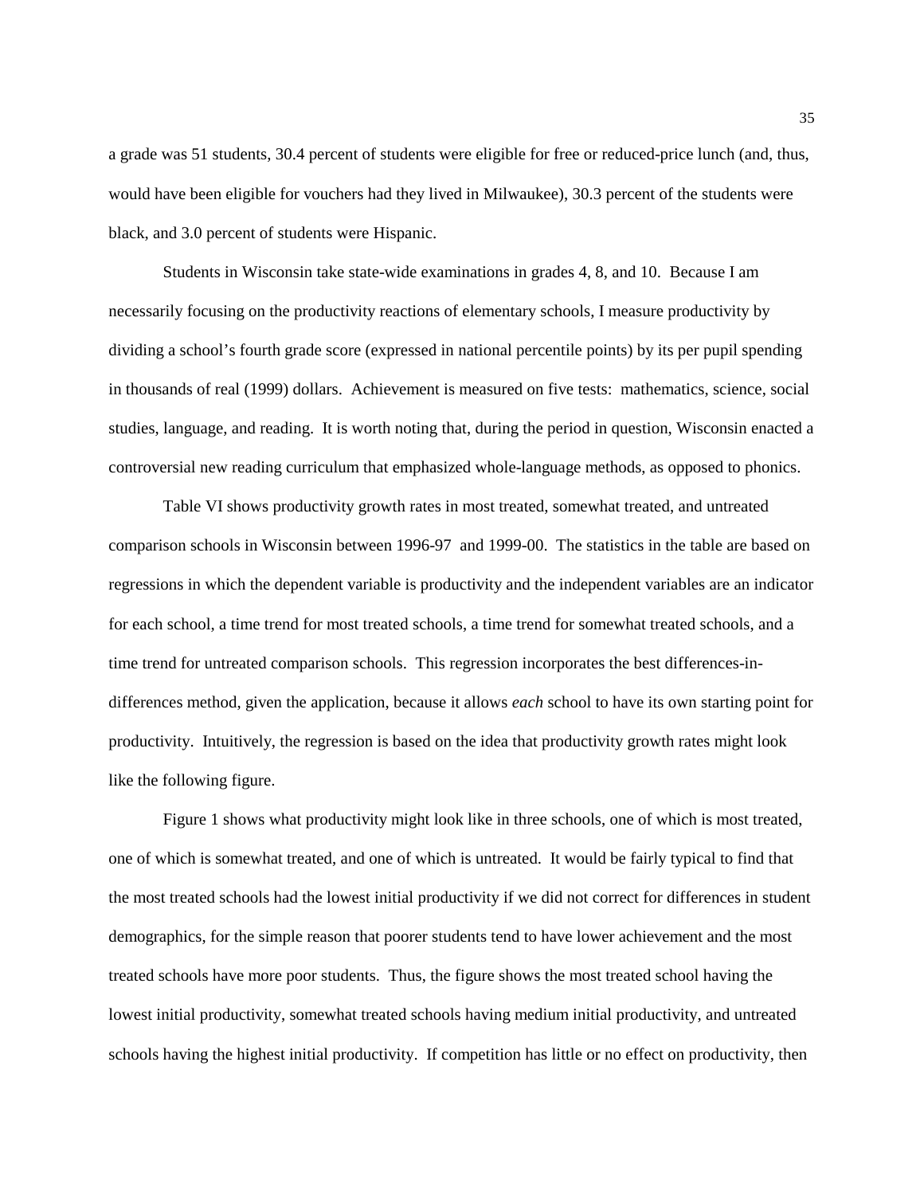a grade was 51 students, 30.4 percent of students were eligible for free or reduced-price lunch (and, thus, would have been eligible for vouchers had they lived in Milwaukee), 30.3 percent of the students were black, and 3.0 percent of students were Hispanic.

Students in Wisconsin take state-wide examinations in grades 4, 8, and 10. Because I am necessarily focusing on the productivity reactions of elementary schools, I measure productivity by dividing a school's fourth grade score (expressed in national percentile points) by its per pupil spending in thousands of real (1999) dollars. Achievement is measured on five tests: mathematics, science, social studies, language, and reading. It is worth noting that, during the period in question, Wisconsin enacted a controversial new reading curriculum that emphasized whole-language methods, as opposed to phonics.

Table VI shows productivity growth rates in most treated, somewhat treated, and untreated comparison schools in Wisconsin between 1996-97 and 1999-00. The statistics in the table are based on regressions in which the dependent variable is productivity and the independent variables are an indicator for each school, a time trend for most treated schools, a time trend for somewhat treated schools, and a time trend for untreated comparison schools. This regression incorporates the best differences-in-differences method, given the application, because it allows *each* school to have its own starting point for productivity. Intuitively, the regression is based on the idea that productivity growth rates might look like the following figure.

Figure 1 shows what productivity might look like in three schools, one of which is most treated, one of which is somewhat treated, and one of which is untreated. It would be fairly typical to find that the most treated schools had the lowest initial productivity if we did not correct for differences in student demographics, for the simple reason that poorer students tend to have lower achievement and the most treated schools have more poor students. Thus, the figure shows the most treated school having the lowest initial productivity, somewhat treated schools having medium initial productivity, and untreated schools having the highest initial productivity. If competition has little or no effect on productivity, then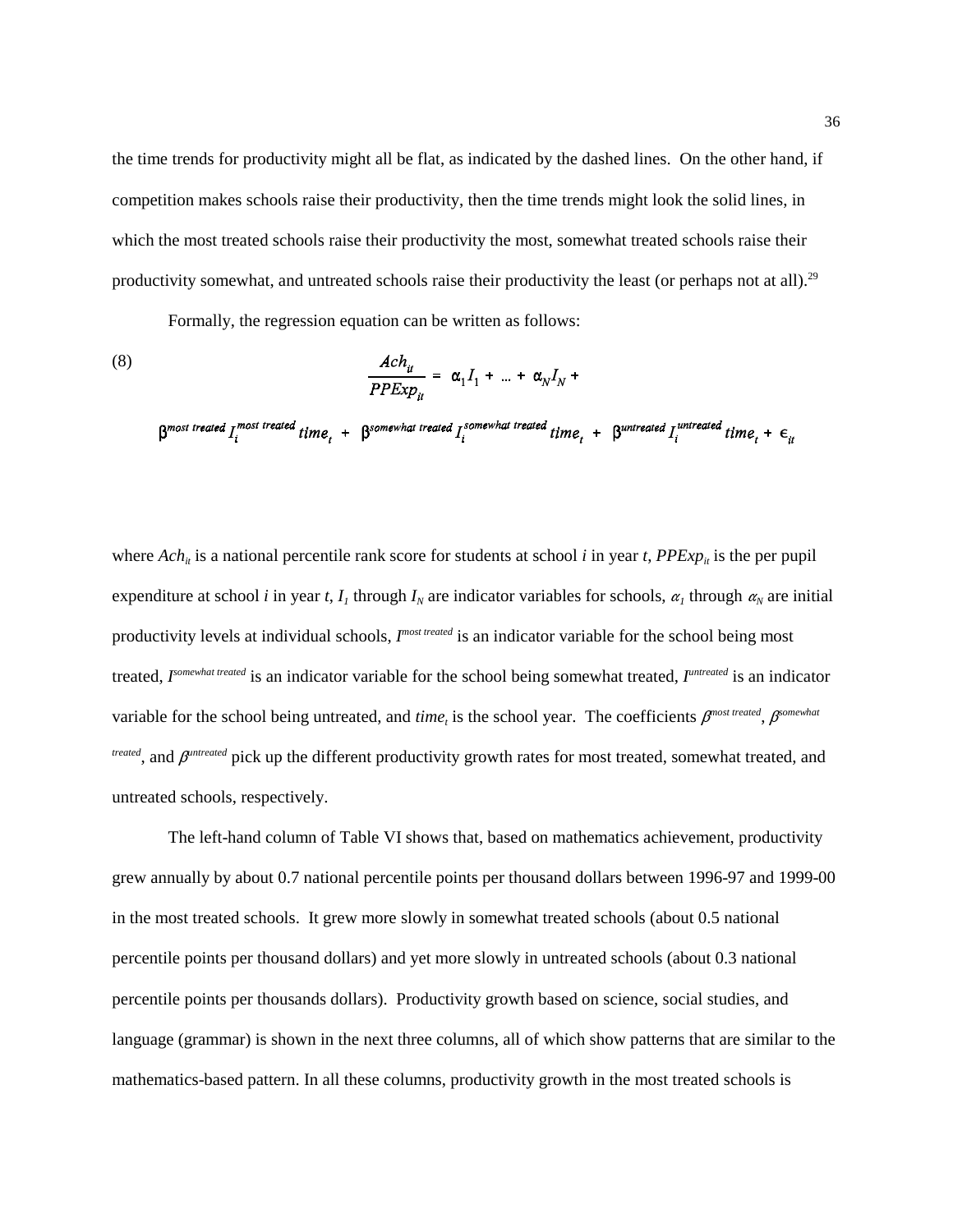the time trends for productivity might all be flat, as indicated by the dashed lines. On the other hand, if competition makes schools raise their productivity, then the time trends might look the solid lines, in which the most treated schools raise their productivity the most, somewhat treated schools raise their productivity somewhat, and untreated schools raise their productivity the least (or perhaps not at all).[29]

Formally, the regression equation can be written as follows:

$$\text{(8)} \qquad \frac{Ach_{it}}{PPExp_{it}} = \alpha_1 I_1 + \ldots + \alpha_N I_N +$$

$$\beta^{most\ treated} I_i^{most\ treated} time_t + \beta^{somewhat\ treated} I_i^{somewhat\ treated} time_t + \beta^{untreated} I_i^{untreated} time_t + \epsilon_{it}$$

where $Ach_{it}$ is a national percentile rank score for students at school *i* in year *t*, $PPExp_{it}$ is the per pupil expenditure at school *i* in year *t*, $I_1$ through $I_N$ are indicator variables for schools, $\alpha_1$ through $\alpha_N$ are initial productivity levels at individual schools, $I^{most\ treated}$ is an indicator variable for the school being most treated, $I^{somewhat\ treated}$ is an indicator variable for the school being somewhat treated, $I^{untreated}$ is an indicator variable for the school being untreated, and $time_t$ is the school year. The coefficients $\beta^{most\ treated}$, $\beta^{somewhat\ treated}$, and $\beta^{untreated}$ pick up the different productivity growth rates for most treated, somewhat treated, and untreated schools, respectively.

The left-hand column of Table VI shows that, based on mathematics achievement, productivity grew annually by about 0.7 national percentile points per thousand dollars between 1996-97 and 1999-00 in the most treated schools. It grew more slowly in somewhat treated schools (about 0.5 national percentile points per thousand dollars) and yet more slowly in untreated schools (about 0.3 national percentile points per thousands dollars). Productivity growth based on science, social studies, and language (grammar) is shown in the next three columns, all of which show patterns that are similar to the mathematics-based pattern. In all these columns, productivity growth in the most treated schools is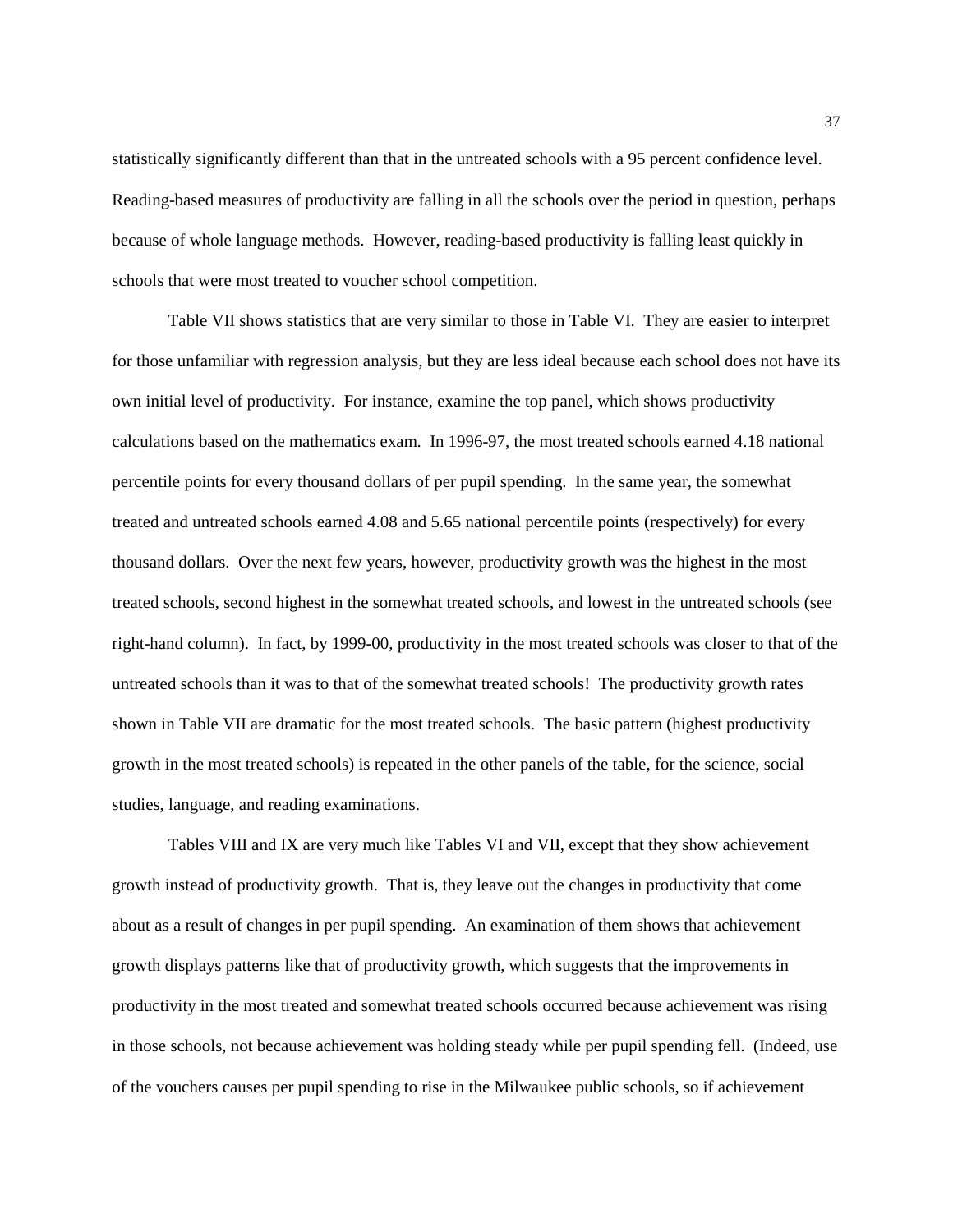statistically significantly different than that in the untreated schools with a 95 percent confidence level. Reading-based measures of productivity are falling in all the schools over the period in question, perhaps because of whole language methods. However, reading-based productivity is falling least quickly in schools that were most treated to voucher school competition.

Table VII shows statistics that are very similar to those in Table VI. They are easier to interpret for those unfamiliar with regression analysis, but they are less ideal because each school does not have its own initial level of productivity. For instance, examine the top panel, which shows productivity calculations based on the mathematics exam. In 1996-97, the most treated schools earned 4.18 national percentile points for every thousand dollars of per pupil spending. In the same year, the somewhat treated and untreated schools earned 4.08 and 5.65 national percentile points (respectively) for every thousand dollars. Over the next few years, however, productivity growth was the highest in the most treated schools, second highest in the somewhat treated schools, and lowest in the untreated schools (see right-hand column). In fact, by 1999-00, productivity in the most treated schools was closer to that of the untreated schools than it was to that of the somewhat treated schools! The productivity growth rates shown in Table VII are dramatic for the most treated schools. The basic pattern (highest productivity growth in the most treated schools) is repeated in the other panels of the table, for the science, social studies, language, and reading examinations.

Tables VIII and IX are very much like Tables VI and VII, except that they show achievement growth instead of productivity growth. That is, they leave out the changes in productivity that come about as a result of changes in per pupil spending. An examination of them shows that achievement growth displays patterns like that of productivity growth, which suggests that the improvements in productivity in the most treated and somewhat treated schools occurred because achievement was rising in those schools, not because achievement was holding steady while per pupil spending fell. (Indeed, use of the vouchers causes per pupil spending to rise in the Milwaukee public schools, so if achievement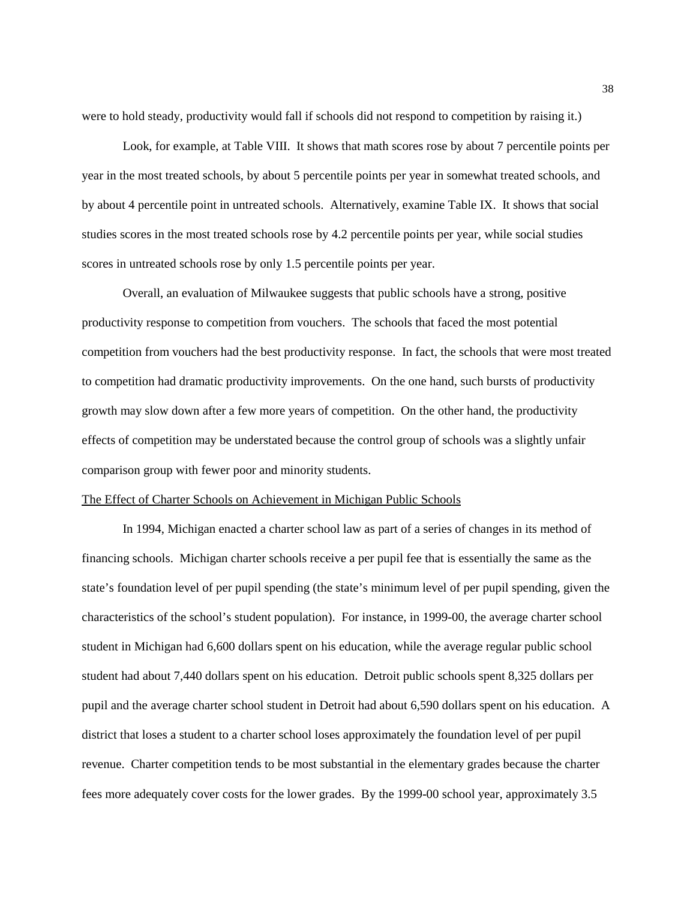were to hold steady, productivity would fall if schools did not respond to competition by raising it.)

Look, for example, at Table VIII. It shows that math scores rose by about 7 percentile points per year in the most treated schools, by about 5 percentile points per year in somewhat treated schools, and by about 4 percentile point in untreated schools. Alternatively, examine Table IX. It shows that social studies scores in the most treated schools rose by 4.2 percentile points per year, while social studies scores in untreated schools rose by only 1.5 percentile points per year.

Overall, an evaluation of Milwaukee suggests that public schools have a strong, positive productivity response to competition from vouchers. The schools that faced the most potential competition from vouchers had the best productivity response. In fact, the schools that were most treated to competition had dramatic productivity improvements. On the one hand, such bursts of productivity growth may slow down after a few more years of competition. On the other hand, the productivity effects of competition may be understated because the control group of schools was a slightly unfair comparison group with fewer poor and minority students.

<u>The Effect of Charter Schools on Achievement in Michigan Public Schools</u>

In 1994, Michigan enacted a charter school law as part of a series of changes in its method of financing schools. Michigan charter schools receive a per pupil fee that is essentially the same as the state's foundation level of per pupil spending (the state's minimum level of per pupil spending, given the characteristics of the school's student population). For instance, in 1999-00, the average charter school student in Michigan had 6,600 dollars spent on his education, while the average regular public school student had about 7,440 dollars spent on his education. Detroit public schools spent 8,325 dollars per pupil and the average charter school student in Detroit had about 6,590 dollars spent on his education. A district that loses a student to a charter school loses approximately the foundation level of per pupil revenue. Charter competition tends to be most substantial in the elementary grades because the charter fees more adequately cover costs for the lower grades. By the 1999-00 school year, approximately 3.5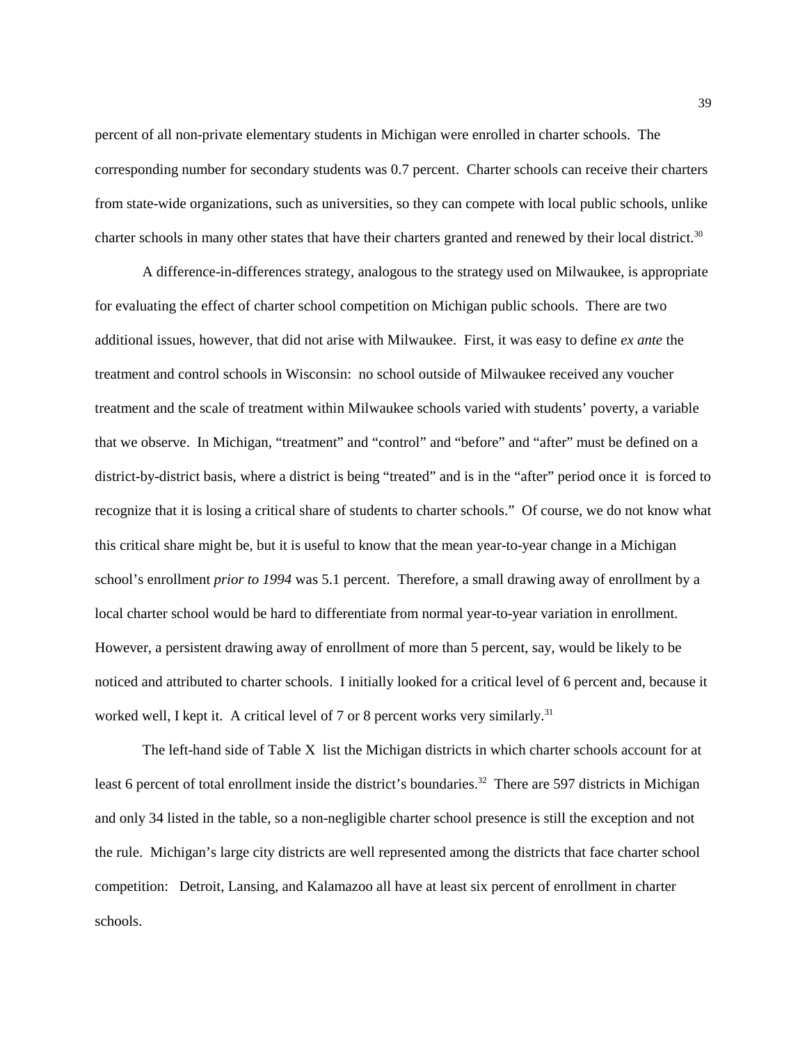percent of all non-private elementary students in Michigan were enrolled in charter schools. The corresponding number for secondary students was 0.7 percent. Charter schools can receive their charters from state-wide organizations, such as universities, so they can compete with local public schools, unlike charter schools in many other states that have their charters granted and renewed by their local district.[30]

A difference-in-differences strategy, analogous to the strategy used on Milwaukee, is appropriate for evaluating the effect of charter school competition on Michigan public schools. There are two additional issues, however, that did not arise with Milwaukee. First, it was easy to define *ex ante* the treatment and control schools in Wisconsin: no school outside of Milwaukee received any voucher treatment and the scale of treatment within Milwaukee schools varied with students' poverty, a variable that we observe. In Michigan, "treatment" and "control" and "before" and "after" must be defined on a district-by-district basis, where a district is being "treated" and is in the "after" period once it is forced to recognize that it is losing a critical share of students to charter schools." Of course, we do not know what this critical share might be, but it is useful to know that the mean year-to-year change in a Michigan school's enrollment *prior to 1994* was 5.1 percent. Therefore, a small drawing away of enrollment by a local charter school would be hard to differentiate from normal year-to-year variation in enrollment. However, a persistent drawing away of enrollment of more than 5 percent, say, would be likely to be noticed and attributed to charter schools. I initially looked for a critical level of 6 percent and, because it worked well, I kept it. A critical level of 7 or 8 percent works very similarly.[31]

The left-hand side of Table X list the Michigan districts in which charter schools account for at least 6 percent of total enrollment inside the district's boundaries.[32] There are 597 districts in Michigan and only 34 listed in the table, so a non-negligible charter school presence is still the exception and not the rule. Michigan's large city districts are well represented among the districts that face charter school competition: Detroit, Lansing, and Kalamazoo all have at least six percent of enrollment in charter schools.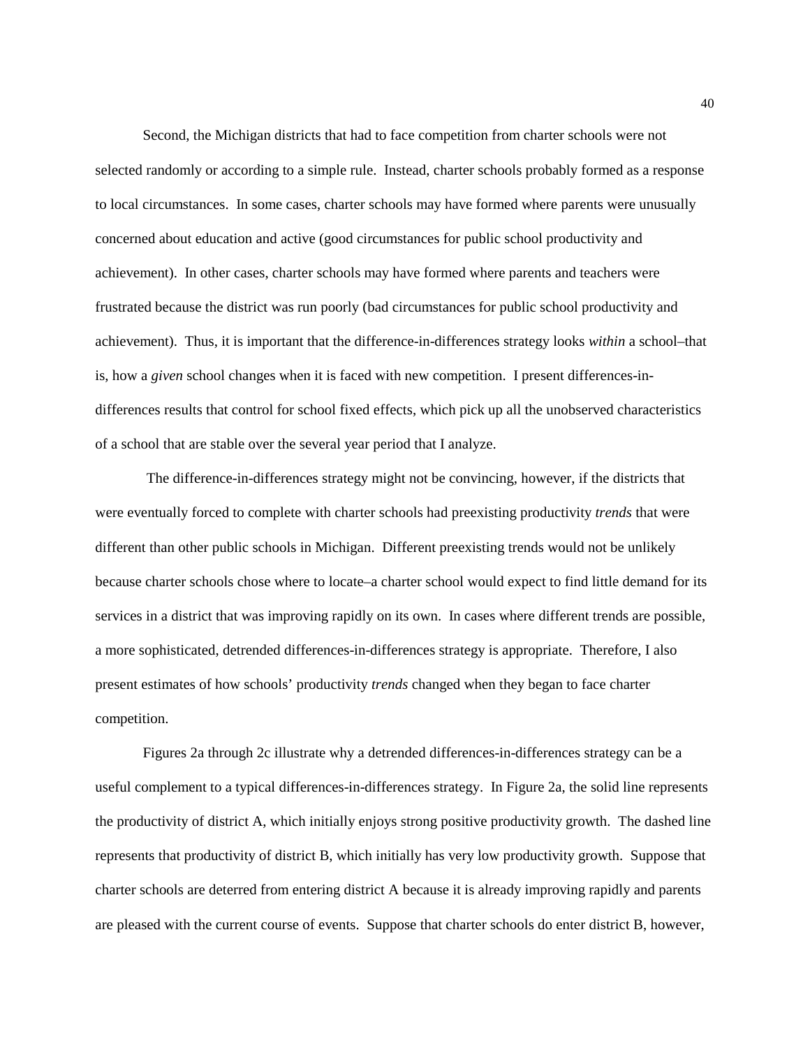Second, the Michigan districts that had to face competition from charter schools were not selected randomly or according to a simple rule. Instead, charter schools probably formed as a response to local circumstances. In some cases, charter schools may have formed where parents were unusually concerned about education and active (good circumstances for public school productivity and achievement). In other cases, charter schools may have formed where parents and teachers were frustrated because the district was run poorly (bad circumstances for public school productivity and achievement). Thus, it is important that the difference-in-differences strategy looks *within* a school–that is, how a *given* school changes when it is faced with new competition. I present differences-in-differences results that control for school fixed effects, which pick up all the unobserved characteristics of a school that are stable over the several year period that I analyze.

The difference-in-differences strategy might not be convincing, however, if the districts that were eventually forced to complete with charter schools had preexisting productivity *trends* that were different than other public schools in Michigan. Different preexisting trends would not be unlikely because charter schools chose where to locate–a charter school would expect to find little demand for its services in a district that was improving rapidly on its own. In cases where different trends are possible, a more sophisticated, detrended differences-in-differences strategy is appropriate. Therefore, I also present estimates of how schools' productivity *trends* changed when they began to face charter competition.

Figures 2a through 2c illustrate why a detrended differences-in-differences strategy can be a useful complement to a typical differences-in-differences strategy. In Figure 2a, the solid line represents the productivity of district A, which initially enjoys strong positive productivity growth. The dashed line represents that productivity of district B, which initially has very low productivity growth. Suppose that charter schools are deterred from entering district A because it is already improving rapidly and parents are pleased with the current course of events. Suppose that charter schools do enter district B, however,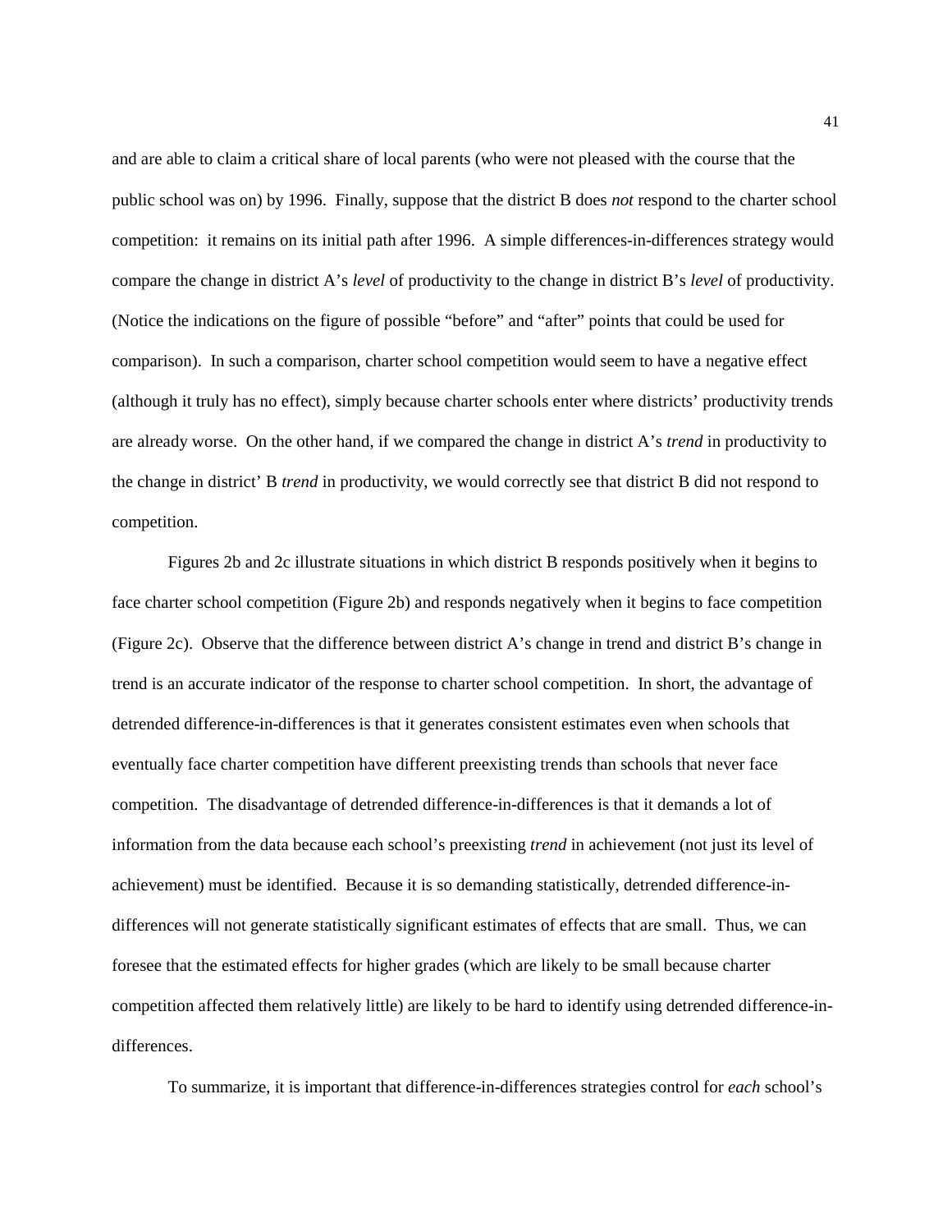and are able to claim a critical share of local parents (who were not pleased with the course that the public school was on) by 1996. Finally, suppose that the district B does *not* respond to the charter school competition: it remains on its initial path after 1996. A simple differences-in-differences strategy would compare the change in district A's *level* of productivity to the change in district B's *level* of productivity. (Notice the indications on the figure of possible "before" and "after" points that could be used for comparison). In such a comparison, charter school competition would seem to have a negative effect (although it truly has no effect), simply because charter schools enter where districts' productivity trends are already worse. On the other hand, if we compared the change in district A's *trend* in productivity to the change in district' B *trend* in productivity, we would correctly see that district B did not respond to competition.

Figures 2b and 2c illustrate situations in which district B responds positively when it begins to face charter school competition (Figure 2b) and responds negatively when it begins to face competition (Figure 2c). Observe that the difference between district A's change in trend and district B's change in trend is an accurate indicator of the response to charter school competition. In short, the advantage of detrended difference-in-differences is that it generates consistent estimates even when schools that eventually face charter competition have different preexisting trends than schools that never face competition. The disadvantage of detrended difference-in-differences is that it demands a lot of information from the data because each school's preexisting *trend* in achievement (not just its level of achievement) must be identified. Because it is so demanding statistically, detrended difference-in-differences will not generate statistically significant estimates of effects that are small. Thus, we can foresee that the estimated effects for higher grades (which are likely to be small because charter competition affected them relatively little) are likely to be hard to identify using detrended difference-in-differences.

To summarize, it is important that difference-in-differences strategies control for *each* school's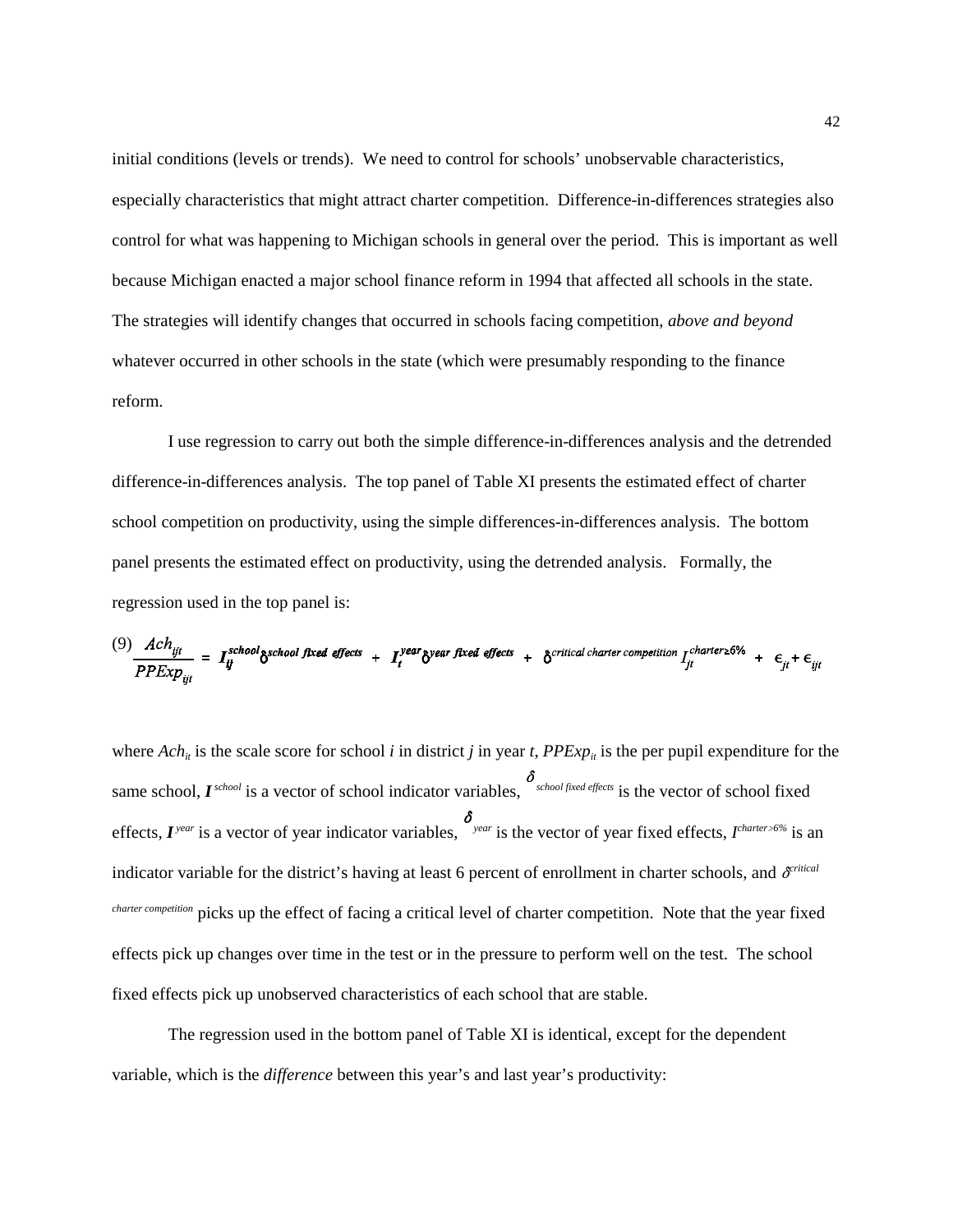initial conditions (levels or trends). We need to control for schools' unobservable characteristics, especially characteristics that might attract charter competition. Difference-in-differences strategies also control for what was happening to Michigan schools in general over the period. This is important as well because Michigan enacted a major school finance reform in 1994 that affected all schools in the state. The strategies will identify changes that occurred in schools facing competition, *above and beyond* whatever occurred in other schools in the state (which were presumably responding to the finance reform.

I use regression to carry out both the simple difference-in-differences analysis and the detrended difference-in-differences analysis. The top panel of Table XI presents the estimated effect of charter school competition on productivity, using the simple differences-in-differences analysis. The bottom panel presents the estimated effect on productivity, using the detrended analysis. Formally, the regression used in the top panel is:

$$\text{(9)} \quad \frac{Ach_{ijt}}{PPExp_{ijt}} = I_{ij}^{school}\delta^{school\ fixed\ effects} + I_t^{year}\delta^{year\ fixed\ effects} + \delta^{critical\ charter\ competition} I_{jt}^{charter\geq 6\%} + \epsilon_{jt} + \epsilon_{ijt}$$

where $Ach_{it}$ is the scale score for school *i* in district *j* in year *t*, $PPExp_{it}$ is the per pupil expenditure for the same school, $I^{school}$ is a vector of school indicator variables, $\delta^{school\ fixed\ effects}$ is the vector of school fixed effects, $I^{year}$ is a vector of year indicator variables, $\delta^{year}$ is the vector of year fixed effects, $I^{charter\geq 6\%}$ is an indicator variable for the district's having at least 6 percent of enrollment in charter schools, and $\delta^{critical\ charter\ competition}$ picks up the effect of facing a critical level of charter competition. Note that the year fixed effects pick up changes over time in the test or in the pressure to perform well on the test. The school fixed effects pick up unobserved characteristics of each school that are stable.

The regression used in the bottom panel of Table XI is identical, except for the dependent variable, which is the *difference* between this year's and last year's productivity: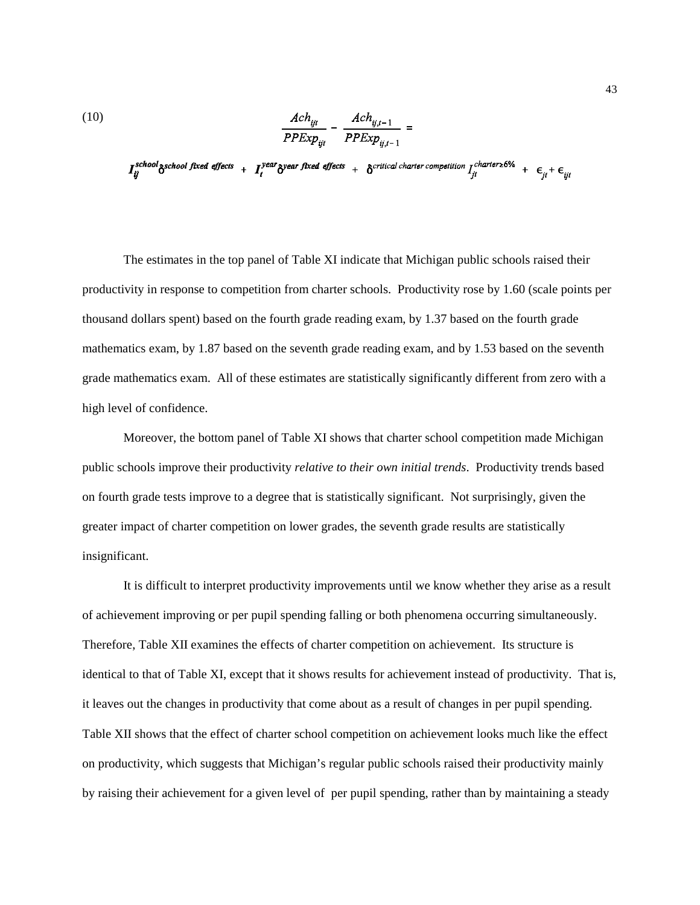$$(10) \quad \frac{Ach_{ijt}}{PPExp_{ijt}} - \frac{Ach_{ij,t-1}}{PPExp_{ij,t-1}} =$$

$$I_{ij}^{school}\delta^{school\ fixed\ effects} + I_t^{year}\delta^{year\ fixed\ effects} + \delta^{critical\ charter\ competition} I_{jt}^{charter \geq 6\%} + \epsilon_{jt} + \epsilon_{ijt}$$

The estimates in the top panel of Table XI indicate that Michigan public schools raised their productivity in response to competition from charter schools. Productivity rose by 1.60 (scale points per thousand dollars spent) based on the fourth grade reading exam, by 1.37 based on the fourth grade mathematics exam, by 1.87 based on the seventh grade reading exam, and by 1.53 based on the seventh grade mathematics exam. All of these estimates are statistically significantly different from zero with a high level of confidence.

Moreover, the bottom panel of Table XI shows that charter school competition made Michigan public schools improve their productivity *relative to their own initial trends*. Productivity trends based on fourth grade tests improve to a degree that is statistically significant. Not surprisingly, given the greater impact of charter competition on lower grades, the seventh grade results are statistically insignificant.

It is difficult to interpret productivity improvements until we know whether they arise as a result of achievement improving or per pupil spending falling or both phenomena occurring simultaneously. Therefore, Table XII examines the effects of charter competition on achievement. Its structure is identical to that of Table XI, except that it shows results for achievement instead of productivity. That is, it leaves out the changes in productivity that come about as a result of changes in per pupil spending. Table XII shows that the effect of charter school competition on achievement looks much like the effect on productivity, which suggests that Michigan's regular public schools raised their productivity mainly by raising their achievement for a given level of per pupil spending, rather than by maintaining a steady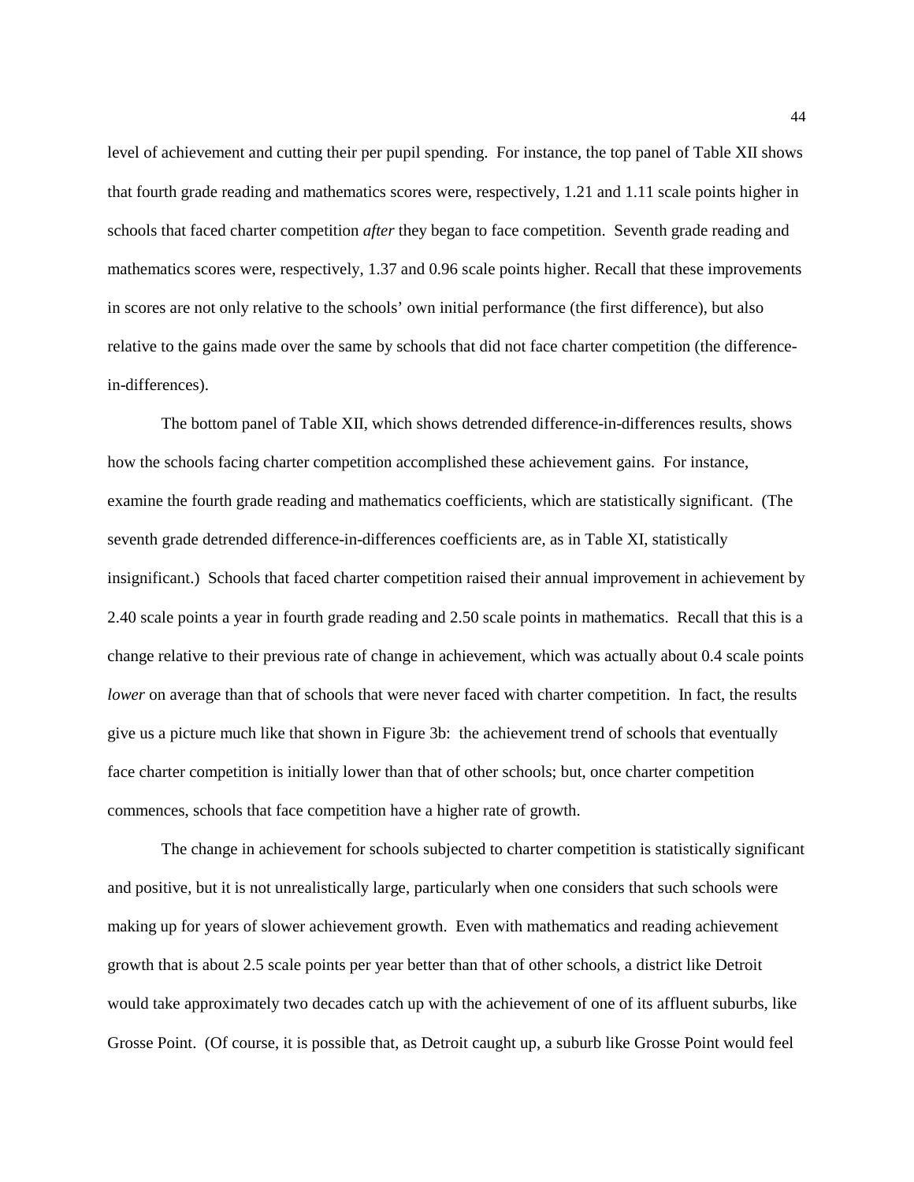level of achievement and cutting their per pupil spending. For instance, the top panel of Table XII shows that fourth grade reading and mathematics scores were, respectively, 1.21 and 1.11 scale points higher in schools that faced charter competition *after* they began to face competition. Seventh grade reading and mathematics scores were, respectively, 1.37 and 0.96 scale points higher. Recall that these improvements in scores are not only relative to the schools' own initial performance (the first difference), but also relative to the gains made over the same by schools that did not face charter competition (the difference-in-differences).

The bottom panel of Table XII, which shows detrended difference-in-differences results, shows how the schools facing charter competition accomplished these achievement gains. For instance, examine the fourth grade reading and mathematics coefficients, which are statistically significant. (The seventh grade detrended difference-in-differences coefficients are, as in Table XI, statistically insignificant.) Schools that faced charter competition raised their annual improvement in achievement by 2.40 scale points a year in fourth grade reading and 2.50 scale points in mathematics. Recall that this is a change relative to their previous rate of change in achievement, which was actually about 0.4 scale points *lower* on average than that of schools that were never faced with charter competition. In fact, the results give us a picture much like that shown in Figure 3b: the achievement trend of schools that eventually face charter competition is initially lower than that of other schools; but, once charter competition commences, schools that face competition have a higher rate of growth.

The change in achievement for schools subjected to charter competition is statistically significant and positive, but it is not unrealistically large, particularly when one considers that such schools were making up for years of slower achievement growth. Even with mathematics and reading achievement growth that is about 2.5 scale points per year better than that of other schools, a district like Detroit would take approximately two decades catch up with the achievement of one of its affluent suburbs, like Grosse Point. (Of course, it is possible that, as Detroit caught up, a suburb like Grosse Point would feel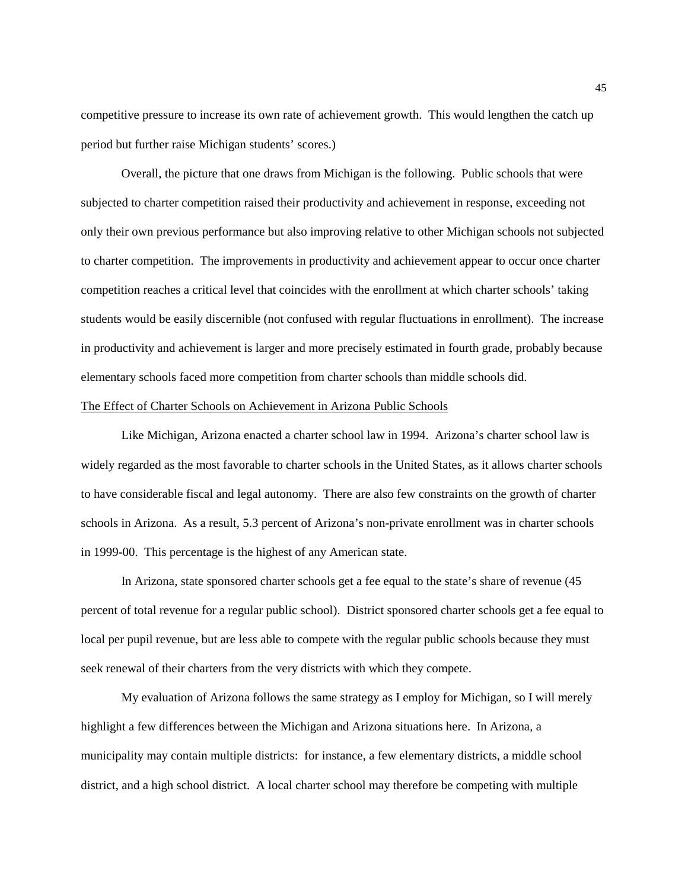competitive pressure to increase its own rate of achievement growth. This would lengthen the catch up period but further raise Michigan students' scores.)

Overall, the picture that one draws from Michigan is the following. Public schools that were subjected to charter competition raised their productivity and achievement in response, exceeding not only their own previous performance but also improving relative to other Michigan schools not subjected to charter competition. The improvements in productivity and achievement appear to occur once charter competition reaches a critical level that coincides with the enrollment at which charter schools' taking students would be easily discernible (not confused with regular fluctuations in enrollment). The increase in productivity and achievement is larger and more precisely estimated in fourth grade, probably because elementary schools faced more competition from charter schools than middle schools did.

The Effect of Charter Schools on Achievement in Arizona Public Schools

Like Michigan, Arizona enacted a charter school law in 1994. Arizona's charter school law is widely regarded as the most favorable to charter schools in the United States, as it allows charter schools to have considerable fiscal and legal autonomy. There are also few constraints on the growth of charter schools in Arizona. As a result, 5.3 percent of Arizona's non-private enrollment was in charter schools in 1999-00. This percentage is the highest of any American state.

In Arizona, state sponsored charter schools get a fee equal to the state's share of revenue (45 percent of total revenue for a regular public school). District sponsored charter schools get a fee equal to local per pupil revenue, but are less able to compete with the regular public schools because they must seek renewal of their charters from the very districts with which they compete.

My evaluation of Arizona follows the same strategy as I employ for Michigan, so I will merely highlight a few differences between the Michigan and Arizona situations here. In Arizona, a municipality may contain multiple districts: for instance, a few elementary districts, a middle school district, and a high school district. A local charter school may therefore be competing with multiple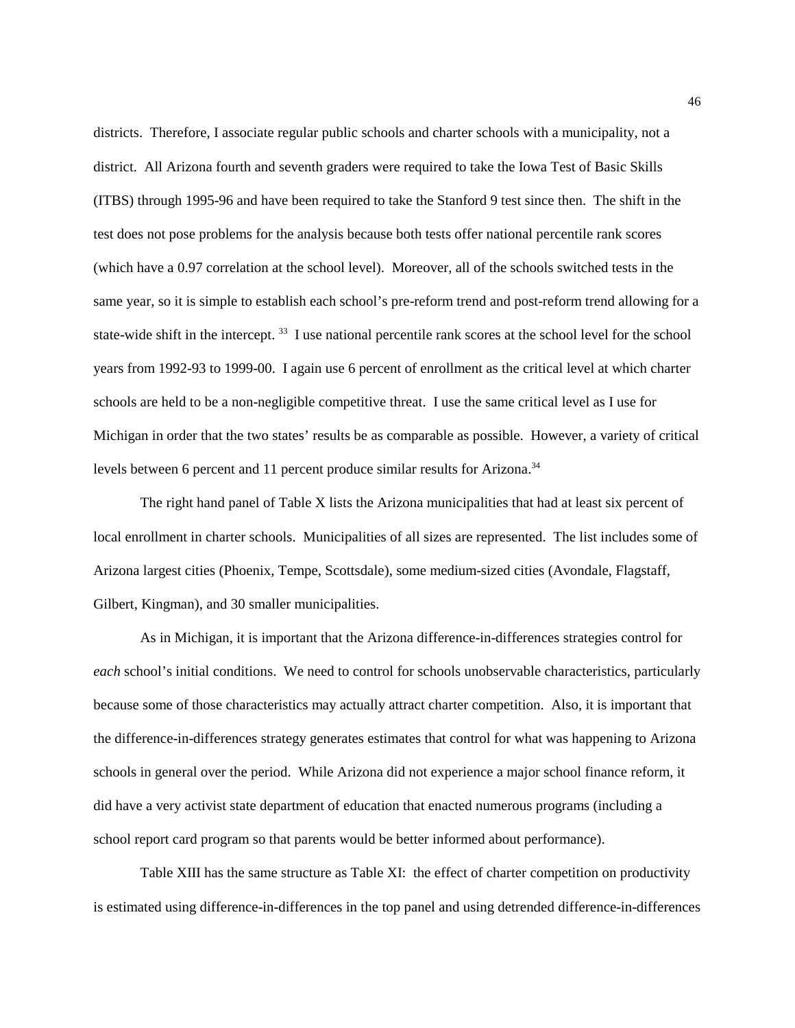districts. Therefore, I associate regular public schools and charter schools with a municipality, not a district. All Arizona fourth and seventh graders were required to take the Iowa Test of Basic Skills (ITBS) through 1995-96 and have been required to take the Stanford 9 test since then. The shift in the test does not pose problems for the analysis because both tests offer national percentile rank scores (which have a 0.97 correlation at the school level). Moreover, all of the schools switched tests in the same year, so it is simple to establish each school's pre-reform trend and post-reform trend allowing for a state-wide shift in the intercept. [33] I use national percentile rank scores at the school level for the school years from 1992-93 to 1999-00. I again use 6 percent of enrollment as the critical level at which charter schools are held to be a non-negligible competitive threat. I use the same critical level as I use for Michigan in order that the two states' results be as comparable as possible. However, a variety of critical levels between 6 percent and 11 percent produce similar results for Arizona.[34]

The right hand panel of Table X lists the Arizona municipalities that had at least six percent of local enrollment in charter schools. Municipalities of all sizes are represented. The list includes some of Arizona largest cities (Phoenix, Tempe, Scottsdale), some medium-sized cities (Avondale, Flagstaff, Gilbert, Kingman), and 30 smaller municipalities.

As in Michigan, it is important that the Arizona difference-in-differences strategies control for *each* school's initial conditions. We need to control for schools unobservable characteristics, particularly because some of those characteristics may actually attract charter competition. Also, it is important that the difference-in-differences strategy generates estimates that control for what was happening to Arizona schools in general over the period. While Arizona did not experience a major school finance reform, it did have a very activist state department of education that enacted numerous programs (including a school report card program so that parents would be better informed about performance).

Table XIII has the same structure as Table XI: the effect of charter competition on productivity is estimated using difference-in-differences in the top panel and using detrended difference-in-differences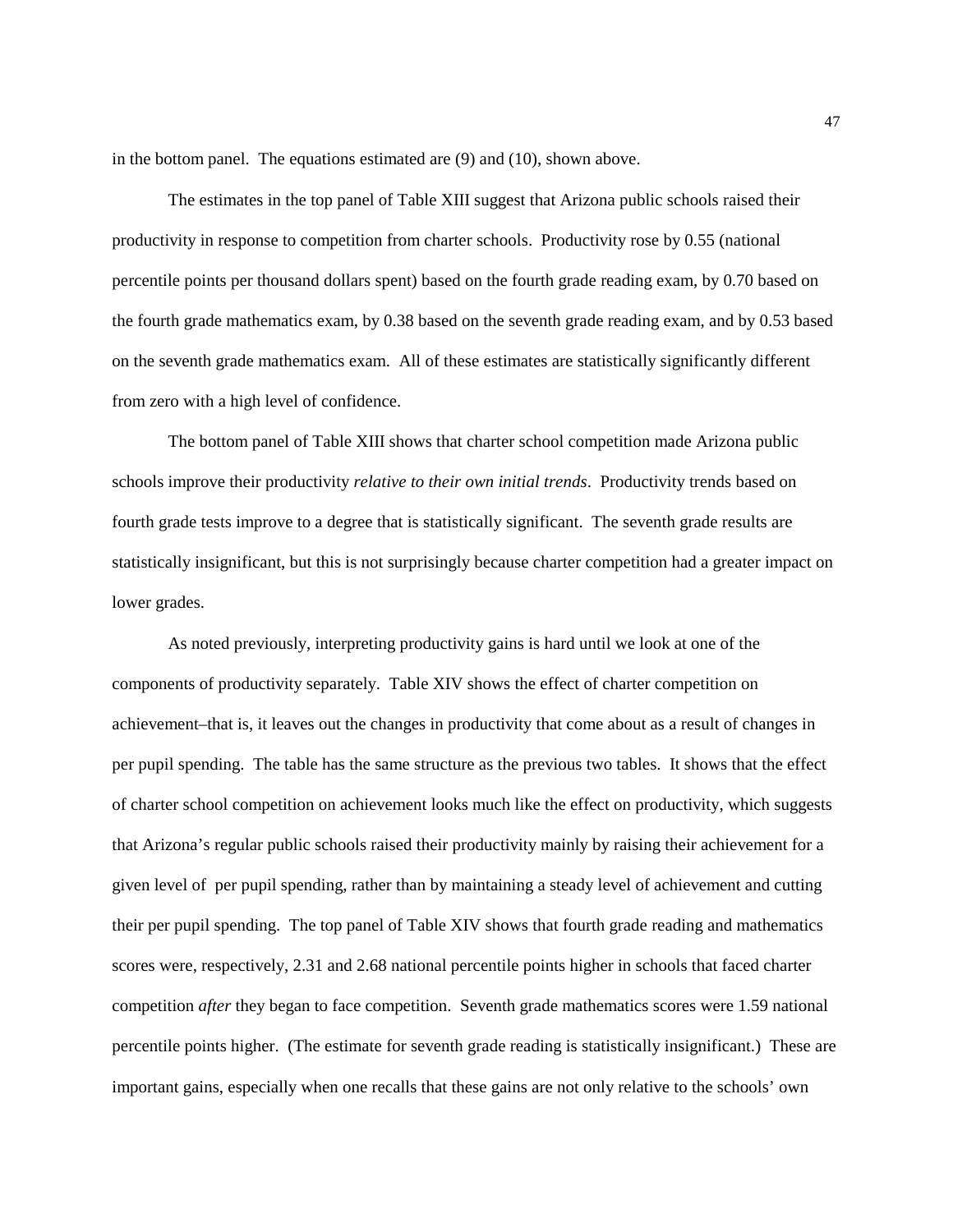in the bottom panel. The equations estimated are (9) and (10), shown above.

The estimates in the top panel of Table XIII suggest that Arizona public schools raised their productivity in response to competition from charter schools. Productivity rose by 0.55 (national percentile points per thousand dollars spent) based on the fourth grade reading exam, by 0.70 based on the fourth grade mathematics exam, by 0.38 based on the seventh grade reading exam, and by 0.53 based on the seventh grade mathematics exam. All of these estimates are statistically significantly different from zero with a high level of confidence.

The bottom panel of Table XIII shows that charter school competition made Arizona public schools improve their productivity *relative to their own initial trends*. Productivity trends based on fourth grade tests improve to a degree that is statistically significant. The seventh grade results are statistically insignificant, but this is not surprisingly because charter competition had a greater impact on lower grades.

As noted previously, interpreting productivity gains is hard until we look at one of the components of productivity separately. Table XIV shows the effect of charter competition on achievement–that is, it leaves out the changes in productivity that come about as a result of changes in per pupil spending. The table has the same structure as the previous two tables. It shows that the effect of charter school competition on achievement looks much like the effect on productivity, which suggests that Arizona's regular public schools raised their productivity mainly by raising their achievement for a given level of per pupil spending, rather than by maintaining a steady level of achievement and cutting their per pupil spending. The top panel of Table XIV shows that fourth grade reading and mathematics scores were, respectively, 2.31 and 2.68 national percentile points higher in schools that faced charter competition *after* they began to face competition. Seventh grade mathematics scores were 1.59 national percentile points higher. (The estimate for seventh grade reading is statistically insignificant.) These are important gains, especially when one recalls that these gains are not only relative to the schools' own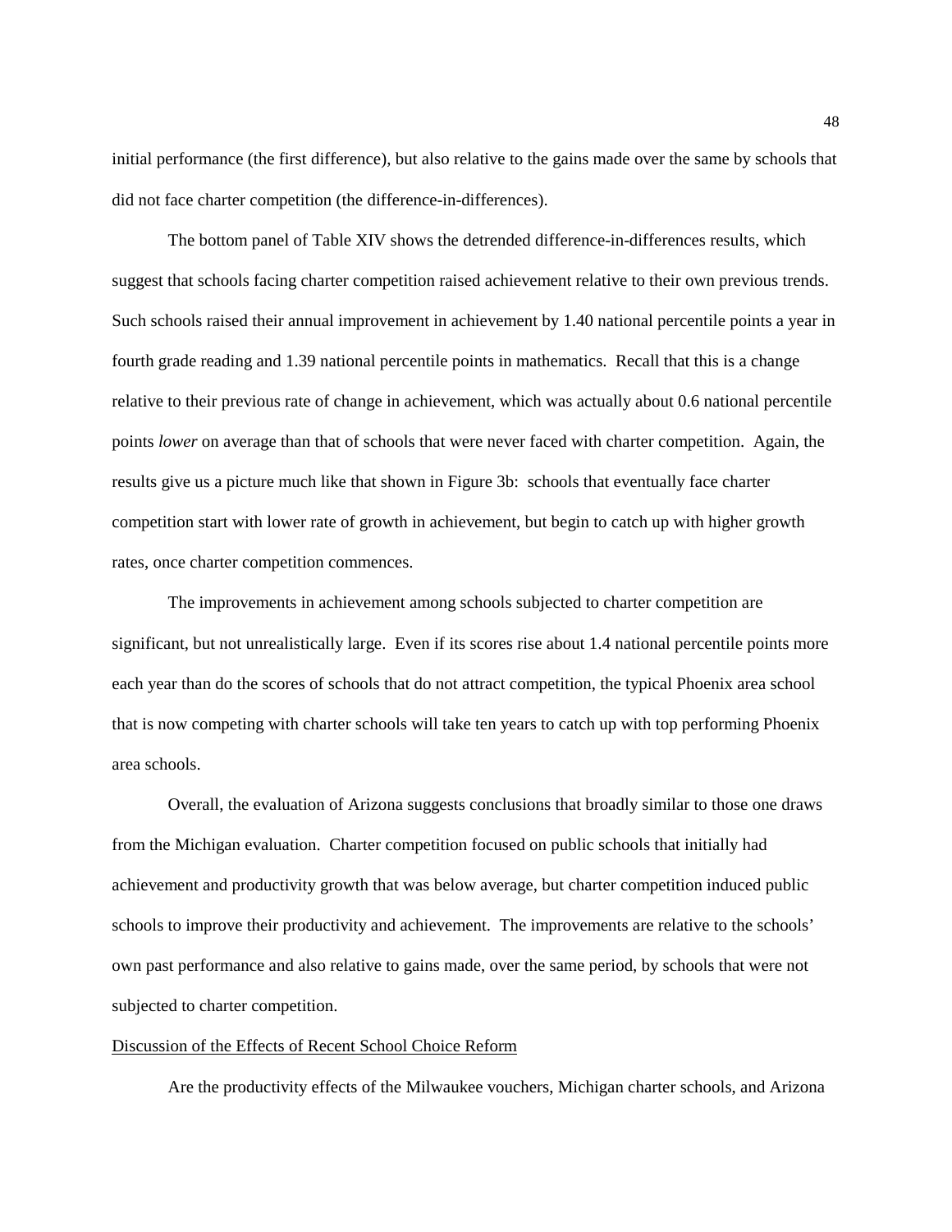initial performance (the first difference), but also relative to the gains made over the same by schools that did not face charter competition (the difference-in-differences).

The bottom panel of Table XIV shows the detrended difference-in-differences results, which suggest that schools facing charter competition raised achievement relative to their own previous trends. Such schools raised their annual improvement in achievement by 1.40 national percentile points a year in fourth grade reading and 1.39 national percentile points in mathematics. Recall that this is a change relative to their previous rate of change in achievement, which was actually about 0.6 national percentile points *lower* on average than that of schools that were never faced with charter competition. Again, the results give us a picture much like that shown in Figure 3b: schools that eventually face charter competition start with lower rate of growth in achievement, but begin to catch up with higher growth rates, once charter competition commences.

The improvements in achievement among schools subjected to charter competition are significant, but not unrealistically large. Even if its scores rise about 1.4 national percentile points more each year than do the scores of schools that do not attract competition, the typical Phoenix area school that is now competing with charter schools will take ten years to catch up with top performing Phoenix area schools.

Overall, the evaluation of Arizona suggests conclusions that broadly similar to those one draws from the Michigan evaluation. Charter competition focused on public schools that initially had achievement and productivity growth that was below average, but charter competition induced public schools to improve their productivity and achievement. The improvements are relative to the schools' own past performance and also relative to gains made, over the same period, by schools that were not subjected to charter competition.

Discussion of the Effects of Recent School Choice Reform

Are the productivity effects of the Milwaukee vouchers, Michigan charter schools, and Arizona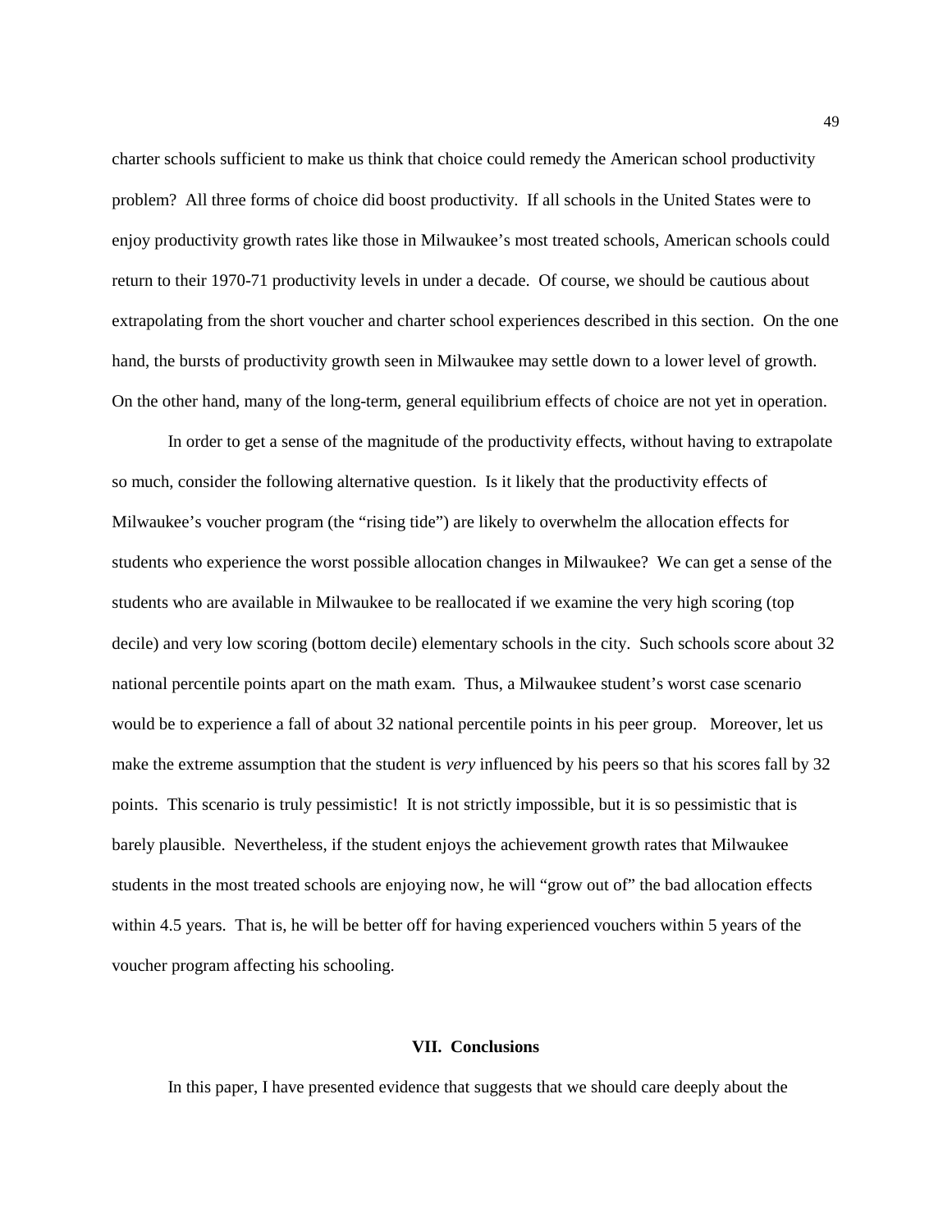charter schools sufficient to make us think that choice could remedy the American school productivity problem? All three forms of choice did boost productivity. If all schools in the United States were to enjoy productivity growth rates like those in Milwaukee's most treated schools, American schools could return to their 1970-71 productivity levels in under a decade. Of course, we should be cautious about extrapolating from the short voucher and charter school experiences described in this section. On the one hand, the bursts of productivity growth seen in Milwaukee may settle down to a lower level of growth. On the other hand, many of the long-term, general equilibrium effects of choice are not yet in operation.

In order to get a sense of the magnitude of the productivity effects, without having to extrapolate so much, consider the following alternative question. Is it likely that the productivity effects of Milwaukee's voucher program (the "rising tide") are likely to overwhelm the allocation effects for students who experience the worst possible allocation changes in Milwaukee? We can get a sense of the students who are available in Milwaukee to be reallocated if we examine the very high scoring (top decile) and very low scoring (bottom decile) elementary schools in the city. Such schools score about 32 national percentile points apart on the math exam. Thus, a Milwaukee student's worst case scenario would be to experience a fall of about 32 national percentile points in his peer group. Moreover, let us make the extreme assumption that the student is *very* influenced by his peers so that his scores fall by 32 points. This scenario is truly pessimistic! It is not strictly impossible, but it is so pessimistic that is barely plausible. Nevertheless, if the student enjoys the achievement growth rates that Milwaukee students in the most treated schools are enjoying now, he will "grow out of" the bad allocation effects within 4.5 years. That is, he will be better off for having experienced vouchers within 5 years of the voucher program affecting his schooling.

## VII. Conclusions

In this paper, I have presented evidence that suggests that we should care deeply about the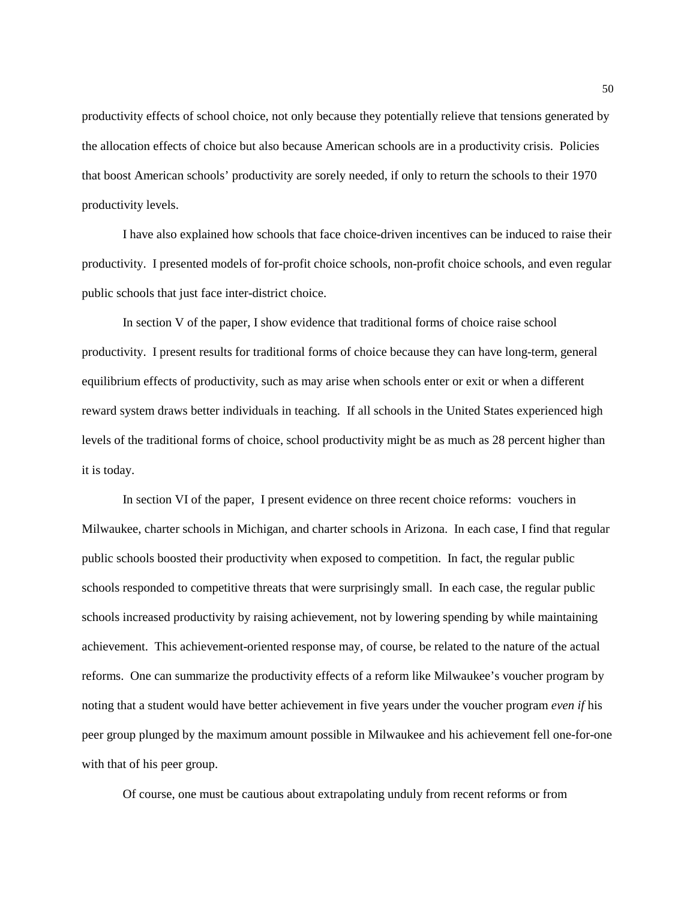productivity effects of school choice, not only because they potentially relieve that tensions generated by the allocation effects of choice but also because American schools are in a productivity crisis. Policies that boost American schools' productivity are sorely needed, if only to return the schools to their 1970 productivity levels.

I have also explained how schools that face choice-driven incentives can be induced to raise their productivity. I presented models of for-profit choice schools, non-profit choice schools, and even regular public schools that just face inter-district choice.

In section V of the paper, I show evidence that traditional forms of choice raise school productivity. I present results for traditional forms of choice because they can have long-term, general equilibrium effects of productivity, such as may arise when schools enter or exit or when a different reward system draws better individuals in teaching. If all schools in the United States experienced high levels of the traditional forms of choice, school productivity might be as much as 28 percent higher than it is today.

In section VI of the paper, I present evidence on three recent choice reforms: vouchers in Milwaukee, charter schools in Michigan, and charter schools in Arizona. In each case, I find that regular public schools boosted their productivity when exposed to competition. In fact, the regular public schools responded to competitive threats that were surprisingly small. In each case, the regular public schools increased productivity by raising achievement, not by lowering spending by while maintaining achievement. This achievement-oriented response may, of course, be related to the nature of the actual reforms. One can summarize the productivity effects of a reform like Milwaukee's voucher program by noting that a student would have better achievement in five years under the voucher program *even if* his peer group plunged by the maximum amount possible in Milwaukee and his achievement fell one-for-one with that of his peer group.

Of course, one must be cautious about extrapolating unduly from recent reforms or from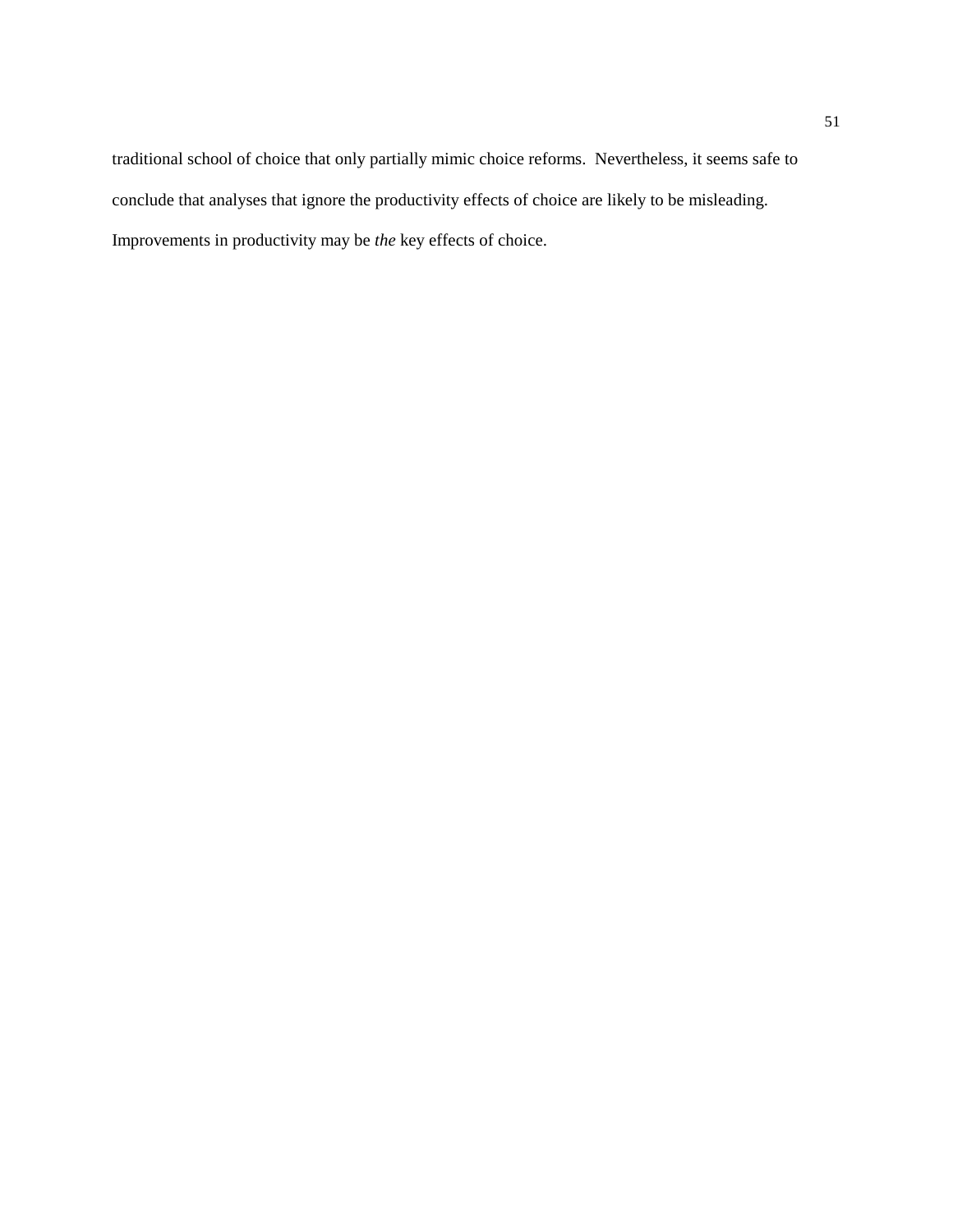traditional school of choice that only partially mimic choice reforms. Nevertheless, it seems safe to conclude that analyses that ignore the productivity effects of choice are likely to be misleading. Improvements in productivity may be *the* key effects of choice.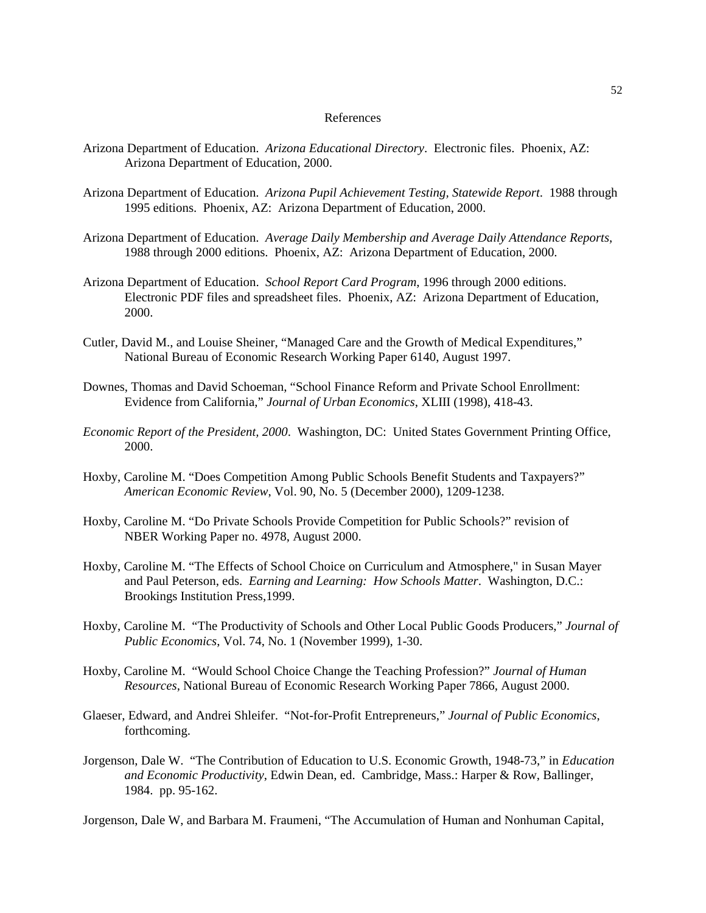# References

Arizona Department of Education. *Arizona Educational Directory*. Electronic files. Phoenix, AZ: Arizona Department of Education, 2000.

Arizona Department of Education. *Arizona Pupil Achievement Testing, Statewide Report*. 1988 through 1995 editions. Phoenix, AZ: Arizona Department of Education, 2000.

Arizona Department of Education. *Average Daily Membership and Average Daily Attendance Reports*, 1988 through 2000 editions. Phoenix, AZ: Arizona Department of Education, 2000.

Arizona Department of Education. *School Report Card Program*, 1996 through 2000 editions. Electronic PDF files and spreadsheet files. Phoenix, AZ: Arizona Department of Education, 2000.

Cutler, David M., and Louise Sheiner, "Managed Care and the Growth of Medical Expenditures," National Bureau of Economic Research Working Paper 6140, August 1997.

Downes, Thomas and David Schoeman, "School Finance Reform and Private School Enrollment: Evidence from California," *Journal of Urban Economics*, XLIII (1998), 418-43.

*Economic Report of the President, 2000*. Washington, DC: United States Government Printing Office, 2000.

Hoxby, Caroline M. "Does Competition Among Public Schools Benefit Students and Taxpayers?" *American Economic Review*, Vol. 90, No. 5 (December 2000), 1209-1238.

Hoxby, Caroline M. "Do Private Schools Provide Competition for Public Schools?" revision of NBER Working Paper no. 4978, August 2000.

Hoxby, Caroline M. "The Effects of School Choice on Curriculum and Atmosphere," in Susan Mayer and Paul Peterson, eds. *Earning and Learning: How Schools Matter*. Washington, D.C.: Brookings Institution Press,1999.

Hoxby, Caroline M. "The Productivity of Schools and Other Local Public Goods Producers," *Journal of Public Economics*, Vol. 74, No. 1 (November 1999), 1-30.

Hoxby, Caroline M. "Would School Choice Change the Teaching Profession?" *Journal of Human Resources*, National Bureau of Economic Research Working Paper 7866, August 2000.

Glaeser, Edward, and Andrei Shleifer. "Not-for-Profit Entrepreneurs," *Journal of Public Economics*, forthcoming.

Jorgenson, Dale W. "The Contribution of Education to U.S. Economic Growth, 1948-73," in *Education and Economic Productivity*, Edwin Dean, ed. Cambridge, Mass.: Harper & Row, Ballinger, 1984. pp. 95-162.

Jorgenson, Dale W, and Barbara M. Fraumeni, "The Accumulation of Human and Nonhuman Capital,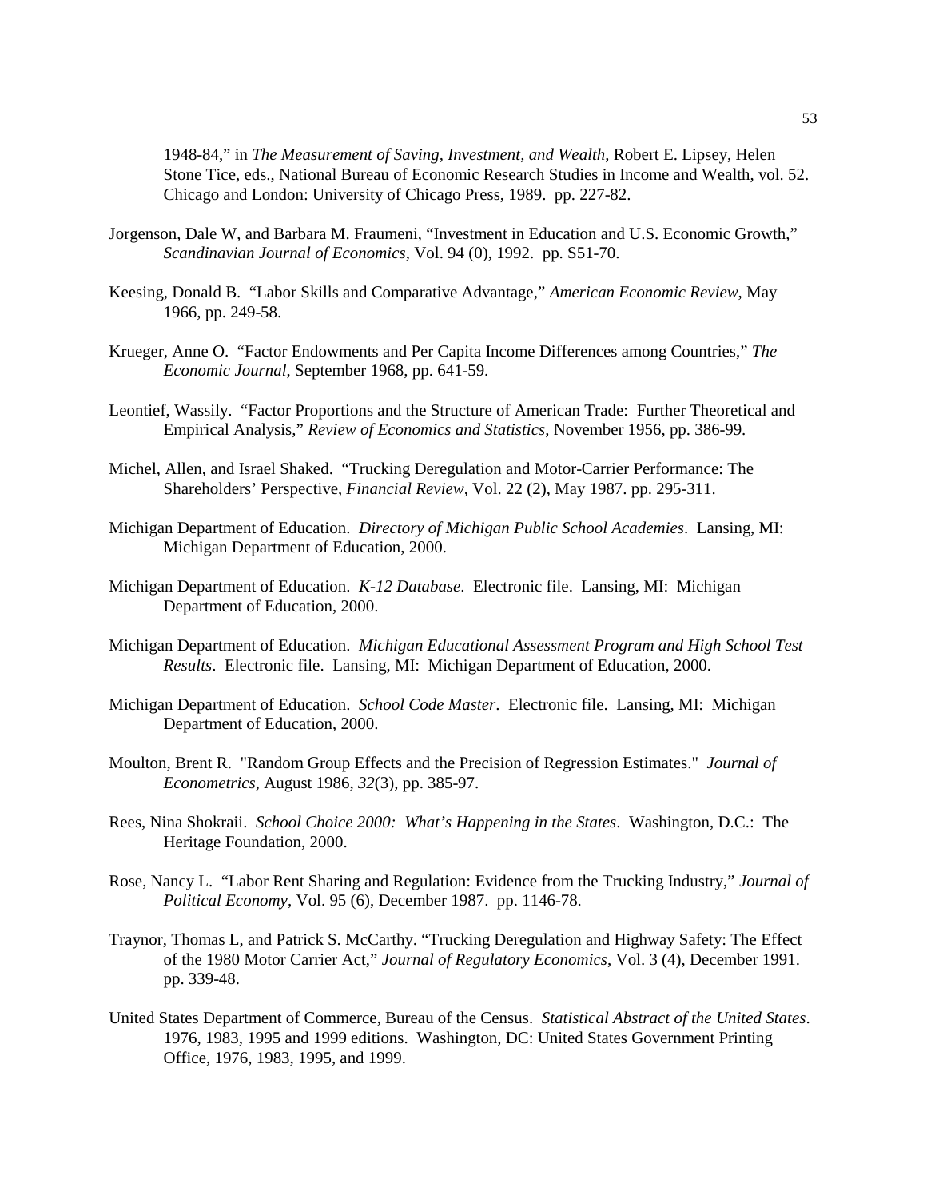1948-84," in *The Measurement of Saving, Investment, and Wealth*, Robert E. Lipsey, Helen Stone Tice, eds., National Bureau of Economic Research Studies in Income and Wealth, vol. 52. Chicago and London: University of Chicago Press, 1989. pp. 227-82.

Jorgenson, Dale W, and Barbara M. Fraumeni, "Investment in Education and U.S. Economic Growth," *Scandinavian Journal of Economics*, Vol. 94 (0), 1992. pp. S51-70.

Keesing, Donald B. "Labor Skills and Comparative Advantage," *American Economic Review*, May 1966, pp. 249-58.

Krueger, Anne O. "Factor Endowments and Per Capita Income Differences among Countries," *The Economic Journal*, September 1968, pp. 641-59.

Leontief, Wassily. "Factor Proportions and the Structure of American Trade: Further Theoretical and Empirical Analysis," *Review of Economics and Statistics*, November 1956, pp. 386-99.

Michel, Allen, and Israel Shaked. "Trucking Deregulation and Motor-Carrier Performance: The Shareholders' Perspective, *Financial Review*, Vol. 22 (2), May 1987. pp. 295-311.

Michigan Department of Education. *Directory of Michigan Public School Academies*. Lansing, MI: Michigan Department of Education, 2000.

Michigan Department of Education. *K-12 Database*. Electronic file. Lansing, MI: Michigan Department of Education, 2000.

Michigan Department of Education. *Michigan Educational Assessment Program and High School Test Results*. Electronic file. Lansing, MI: Michigan Department of Education, 2000.

Michigan Department of Education. *School Code Master*. Electronic file. Lansing, MI: Michigan Department of Education, 2000.

Moulton, Brent R. "Random Group Effects and the Precision of Regression Estimates." *Journal of Econometrics*, August 1986, *32*(3), pp. 385-97.

Rees, Nina Shokraii. *School Choice 2000: What's Happening in the States*. Washington, D.C.: The Heritage Foundation, 2000.

Rose, Nancy L. "Labor Rent Sharing and Regulation: Evidence from the Trucking Industry," *Journal of Political Economy*, Vol. 95 (6), December 1987. pp. 1146-78.

Traynor, Thomas L, and Patrick S. McCarthy. "Trucking Deregulation and Highway Safety: The Effect of the 1980 Motor Carrier Act," *Journal of Regulatory Economics*, Vol. 3 (4), December 1991. pp. 339-48.

United States Department of Commerce, Bureau of the Census. *Statistical Abstract of the United States*. 1976, 1983, 1995 and 1999 editions. Washington, DC: United States Government Printing Office, 1976, 1983, 1995, and 1999.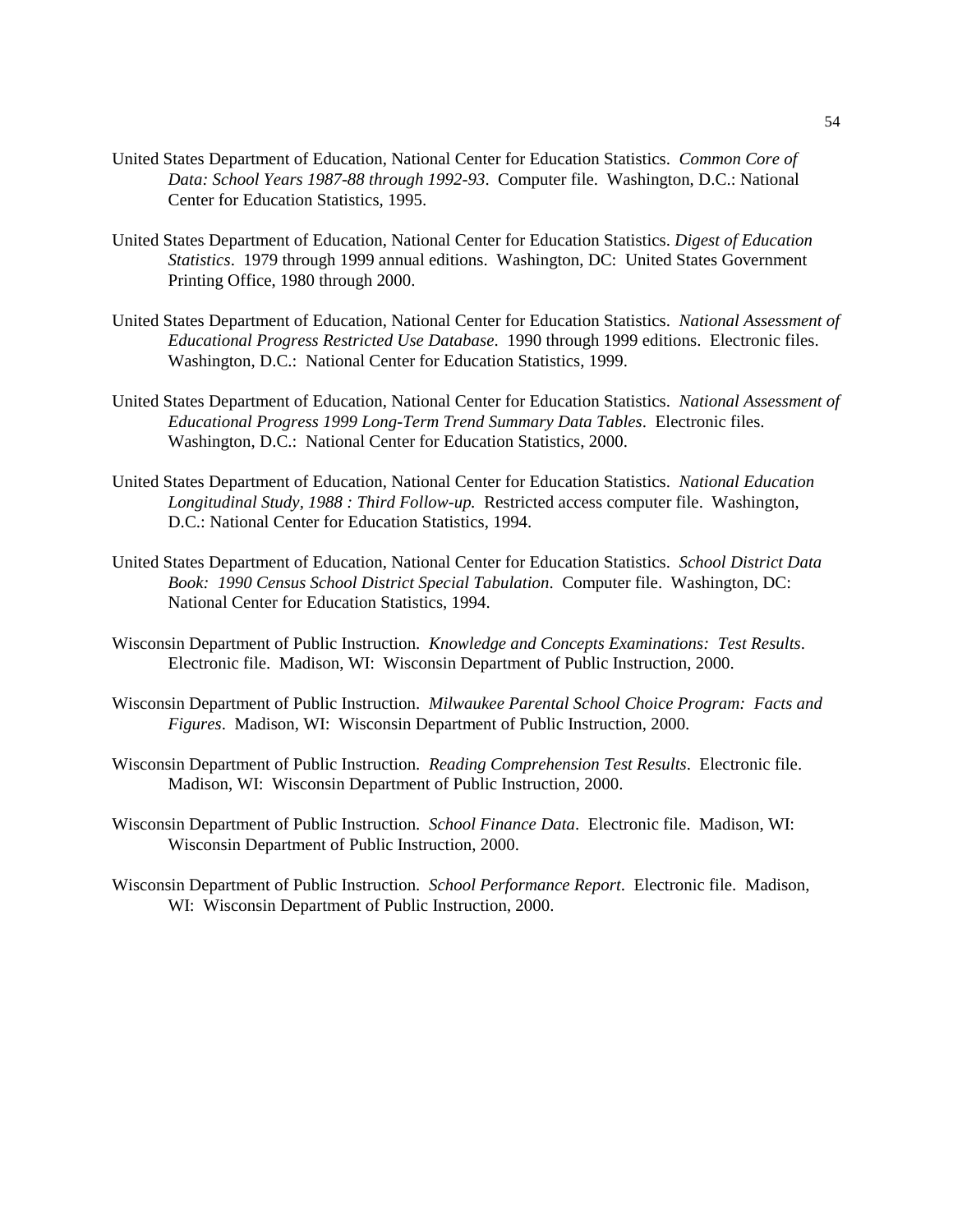United States Department of Education, National Center for Education Statistics. *Common Core of Data: School Years 1987-88 through 1992-93*. Computer file. Washington, D.C.: National Center for Education Statistics, 1995.

United States Department of Education, National Center for Education Statistics. *Digest of Education Statistics*. 1979 through 1999 annual editions. Washington, DC: United States Government Printing Office, 1980 through 2000.

United States Department of Education, National Center for Education Statistics. *National Assessment of Educational Progress Restricted Use Database*. 1990 through 1999 editions. Electronic files. Washington, D.C.: National Center for Education Statistics, 1999.

United States Department of Education, National Center for Education Statistics. *National Assessment of Educational Progress 1999 Long-Term Trend Summary Data Tables*. Electronic files. Washington, D.C.: National Center for Education Statistics, 2000.

United States Department of Education, National Center for Education Statistics. *National Education Longitudinal Study, 1988 : Third Follow-up.* Restricted access computer file. Washington, D.C.: National Center for Education Statistics, 1994.

United States Department of Education, National Center for Education Statistics. *School District Data Book: 1990 Census School District Special Tabulation*. Computer file. Washington, DC: National Center for Education Statistics, 1994.

Wisconsin Department of Public Instruction. *Knowledge and Concepts Examinations: Test Results*. Electronic file. Madison, WI: Wisconsin Department of Public Instruction, 2000.

Wisconsin Department of Public Instruction. *Milwaukee Parental School Choice Program: Facts and Figures*. Madison, WI: Wisconsin Department of Public Instruction, 2000.

Wisconsin Department of Public Instruction. *Reading Comprehension Test Results*. Electronic file. Madison, WI: Wisconsin Department of Public Instruction, 2000.

Wisconsin Department of Public Instruction. *School Finance Data*. Electronic file. Madison, WI: Wisconsin Department of Public Instruction, 2000.

Wisconsin Department of Public Instruction. *School Performance Report*. Electronic file. Madison, WI: Wisconsin Department of Public Instruction, 2000.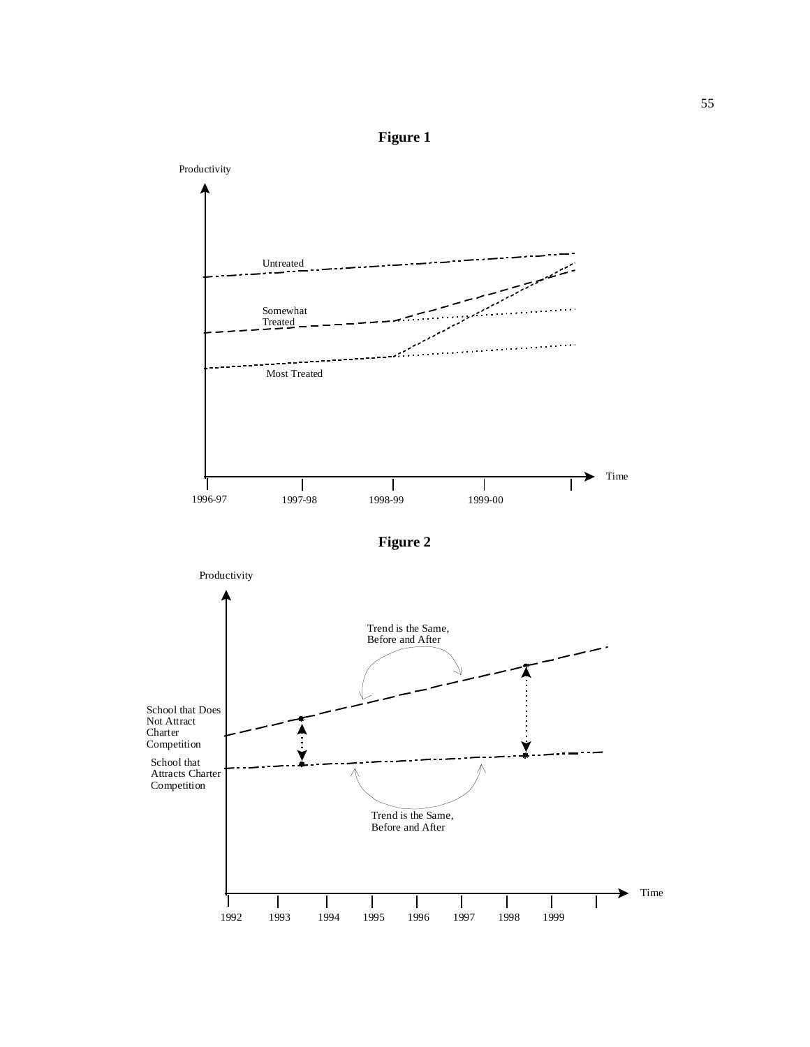**Figure 1**

**Figure 2**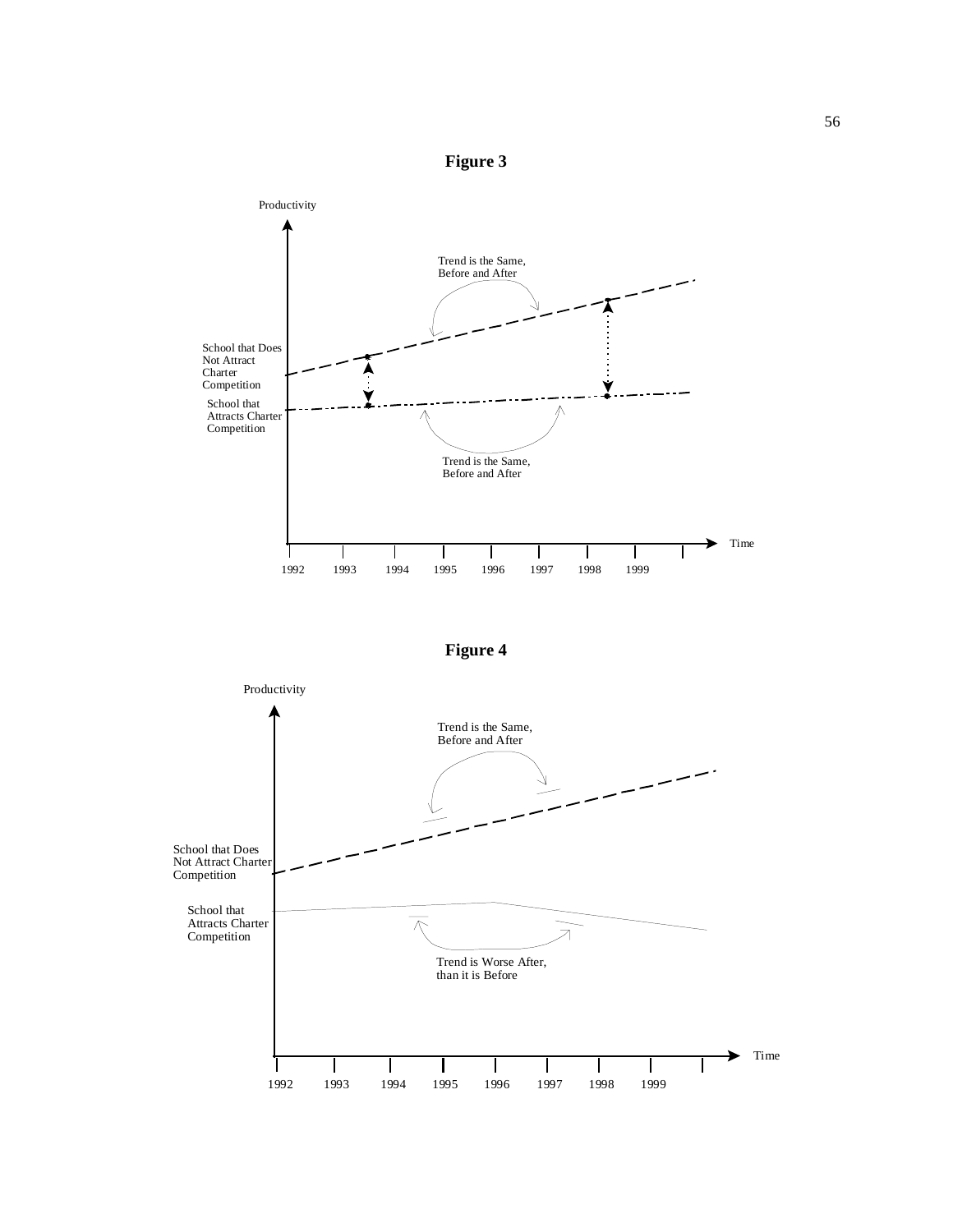**Figure 3**

Productivity

Trend is the Same, Before and After

School that Does Not Attract Charter Competition

School that Attracts Charter Competition

Trend is the Same, Before and After

Time

1992 1993 1994 1995 1996 1997 1998 1999

**Figure 4**

Productivity

Trend is the Same, Before and After

School that Does Not Attract Charter Competition

School that Attracts Charter Competition

Trend is Worse After, than it is Before

Time

1992 1993 1994 1995 1996 1997 1998 1999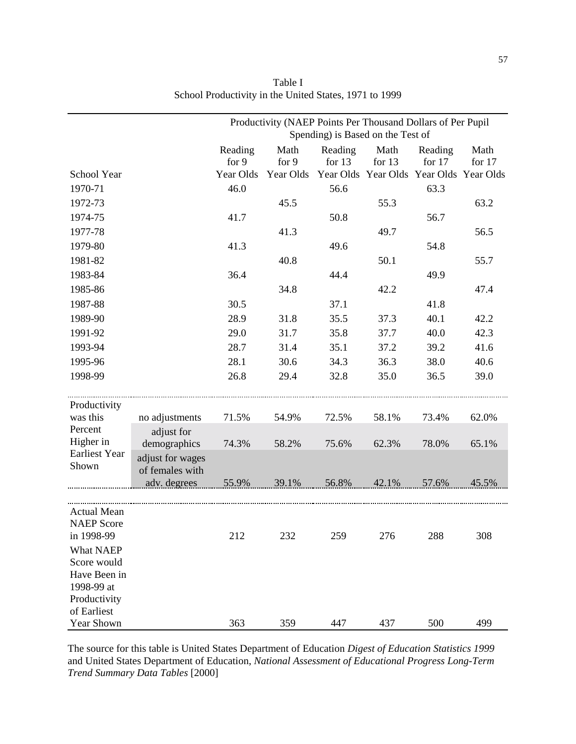Table I
School Productivity in the United States, 1971 to 1999

| | | Productivity (NAEP Points Per Thousand Dollars of Per Pupil Spending) is Based on the Test of | | | | | |
|---|---|---|---|---|---|---|---|
| School Year | | Reading for 9 Year Olds | Math for 9 Year Olds | Reading for 13 Year Olds | Math for 13 Year Olds | Reading for 17 Year Olds | Math for 17 Year Olds |
| 1970-71 | | 46.0 | | 56.6 | | 63.3 | |
| 1972-73 | | | 45.5 | | 55.3 | | 63.2 |
| 1974-75 | | 41.7 | | 50.8 | | 56.7 | |
| 1977-78 | | | 41.3 | | 49.7 | | 56.5 |
| 1979-80 | | 41.3 | | 49.6 | | 54.8 | |
| 1981-82 | | | 40.8 | | 50.1 | | 55.7 |
| 1983-84 | | 36.4 | | 44.4 | | 49.9 | |
| 1985-86 | | | 34.8 | | 42.2 | | 47.4 |
| 1987-88 | | 30.5 | | 37.1 | | 41.8 | |
| 1989-90 | | 28.9 | 31.8 | 35.5 | 37.3 | 40.1 | 42.2 |
| 1991-92 | | 29.0 | 31.7 | 35.8 | 37.7 | 40.0 | 42.3 |
| 1993-94 | | 28.7 | 31.4 | 35.1 | 37.2 | 39.2 | 41.6 |
| 1995-96 | | 28.1 | 30.6 | 34.3 | 36.3 | 38.0 | 40.6 |
| 1998-99 | | 26.8 | 29.4 | 32.8 | 35.0 | 36.5 | 39.0 |
| Productivity was this Percent Higher in Earliest Year Shown | no adjustments | 71.5% | 54.9% | 72.5% | 58.1% | 73.4% | 62.0% |
| | adjust for demographics | 74.3% | 58.2% | 75.6% | 62.3% | 78.0% | 65.1% |
| | adjust for wages of females with adv. degrees | 55.9% | 39.1% | 56.8% | 42.1% | 57.6% | 45.5% |
| Actual Mean NAEP Score in 1998-99 | | 212 | 232 | 259 | 276 | 288 | 308 |
| What NAEP Score would Have Been in 1998-99 at Productivity of Earliest Year Shown | | 363 | 359 | 447 | 437 | 500 | 499 |

The source for this table is United States Department of Education *Digest of Education Statistics 1999* and United States Department of Education, *National Assessment of Educational Progress Long-Term Trend Summary Data Tables* [2000]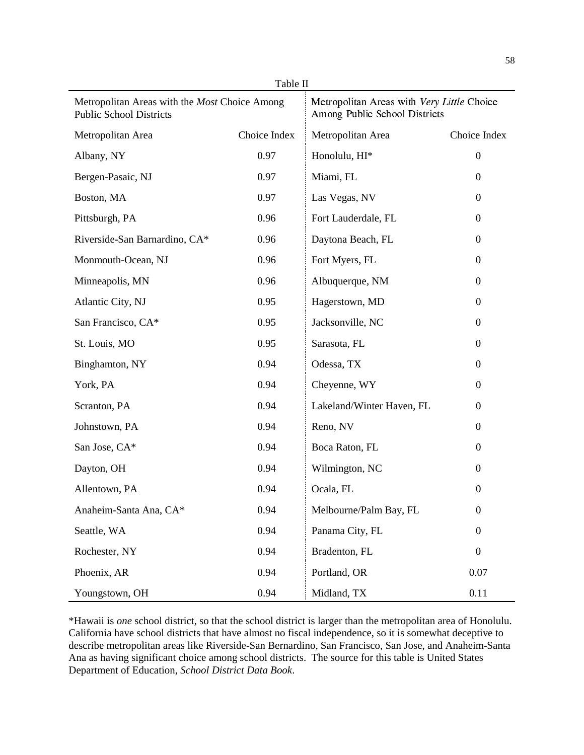Table II

| Metropolitan Areas with the *Most* Choice Among Public School Districts | | Metropolitan Areas with *Very Little* Choice Among Public School Districts | |
|---|---|---|---|
| Metropolitan Area | Choice Index | Metropolitan Area | Choice Index |
| Albany, NY | 0.97 | Honolulu, HI* | 0 |
| Bergen-Pasaic, NJ | 0.97 | Miami, FL | 0 |
| Boston, MA | 0.97 | Las Vegas, NV | 0 |
| Pittsburgh, PA | 0.96 | Fort Lauderdale, FL | 0 |
| Riverside-San Barnardino, CA* | 0.96 | Daytona Beach, FL | 0 |
| Monmouth-Ocean, NJ | 0.96 | Fort Myers, FL | 0 |
| Minneapolis, MN | 0.96 | Albuquerque, NM | 0 |
| Atlantic City, NJ | 0.95 | Hagerstown, MD | 0 |
| San Francisco, CA* | 0.95 | Jacksonville, NC | 0 |
| St. Louis, MO | 0.95 | Sarasota, FL | 0 |
| Binghamton, NY | 0.94 | Odessa, TX | 0 |
| York, PA | 0.94 | Cheyenne, WY | 0 |
| Scranton, PA | 0.94 | Lakeland/Winter Haven, FL | 0 |
| Johnstown, PA | 0.94 | Reno, NV | 0 |
| San Jose, CA* | 0.94 | Boca Raton, FL | 0 |
| Dayton, OH | 0.94 | Wilmington, NC | 0 |
| Allentown, PA | 0.94 | Ocala, FL | 0 |
| Anaheim-Santa Ana, CA* | 0.94 | Melbourne/Palm Bay, FL | 0 |
| Seattle, WA | 0.94 | Panama City, FL | 0 |
| Rochester, NY | 0.94 | Bradenton, FL | 0 |
| Phoenix, AR | 0.94 | Portland, OR | 0.07 |
| Youngstown, OH | 0.94 | Midland, TX | 0.11 |

*Hawaii is *one* school district, so that the school district is larger than the metropolitan area of Honolulu. California have school districts that have almost no fiscal independence, so it is somewhat deceptive to describe metropolitan areas like Riverside-San Bernardino, San Francisco, San Jose, and Anaheim-Santa Ana as having significant choice among school districts. The source for this table is United States Department of Education, *School District Data Book*.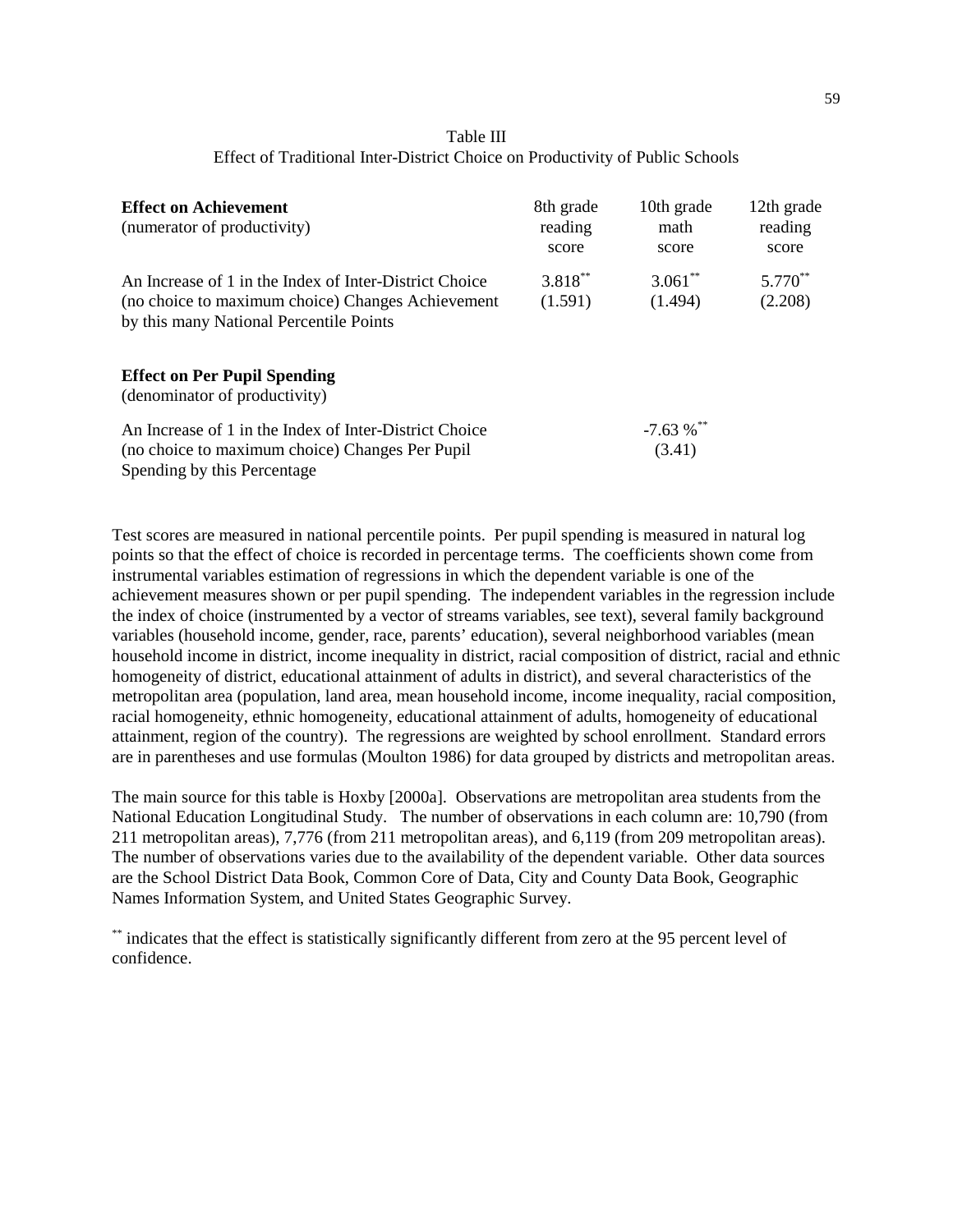Table III
Effect of Traditional Inter-District Choice on Productivity of Public Schools

| **Effect on Achievement** (numerator of productivity) | 8th grade reading score | 10th grade math score | 12th grade reading score |
|---|---|---|---|
| An Increase of 1 in the Index of Inter-District Choice (no choice to maximum choice) Changes Achievement by this many National Percentile Points | 3.818** (1.591) | 3.061** (1.494) | 5.770** (2.208) |
| **Effect on Per Pupil Spending** (denominator of productivity) | | | |
| An Increase of 1 in the Index of Inter-District Choice (no choice to maximum choice) Changes Per Pupil Spending by this Percentage | | -7.63 %** (3.41) | |

Test scores are measured in national percentile points. Per pupil spending is measured in natural log points so that the effect of choice is recorded in percentage terms. The coefficients shown come from instrumental variables estimation of regressions in which the dependent variable is one of the achievement measures shown or per pupil spending. The independent variables in the regression include the index of choice (instrumented by a vector of streams variables, see text), several family background variables (household income, gender, race, parents' education), several neighborhood variables (mean household income in district, income inequality in district, racial composition of district, racial and ethnic homogeneity of district, educational attainment of adults in district), and several characteristics of the metropolitan area (population, land area, mean household income, income inequality, racial composition, racial homogeneity, ethnic homogeneity, educational attainment of adults, homogeneity of educational attainment, region of the country). The regressions are weighted by school enrollment. Standard errors are in parentheses and use formulas (Moulton 1986) for data grouped by districts and metropolitan areas.

The main source for this table is Hoxby [2000a]. Observations are metropolitan area students from the National Education Longitudinal Study. The number of observations in each column are: 10,790 (from 211 metropolitan areas), 7,776 (from 211 metropolitan areas), and 6,119 (from 209 metropolitan areas). The number of observations varies due to the availability of the dependent variable. Other data sources are the School District Data Book, Common Core of Data, City and County Data Book, Geographic Names Information System, and United States Geographic Survey.

** indicates that the effect is statistically significantly different from zero at the 95 percent level of confidence.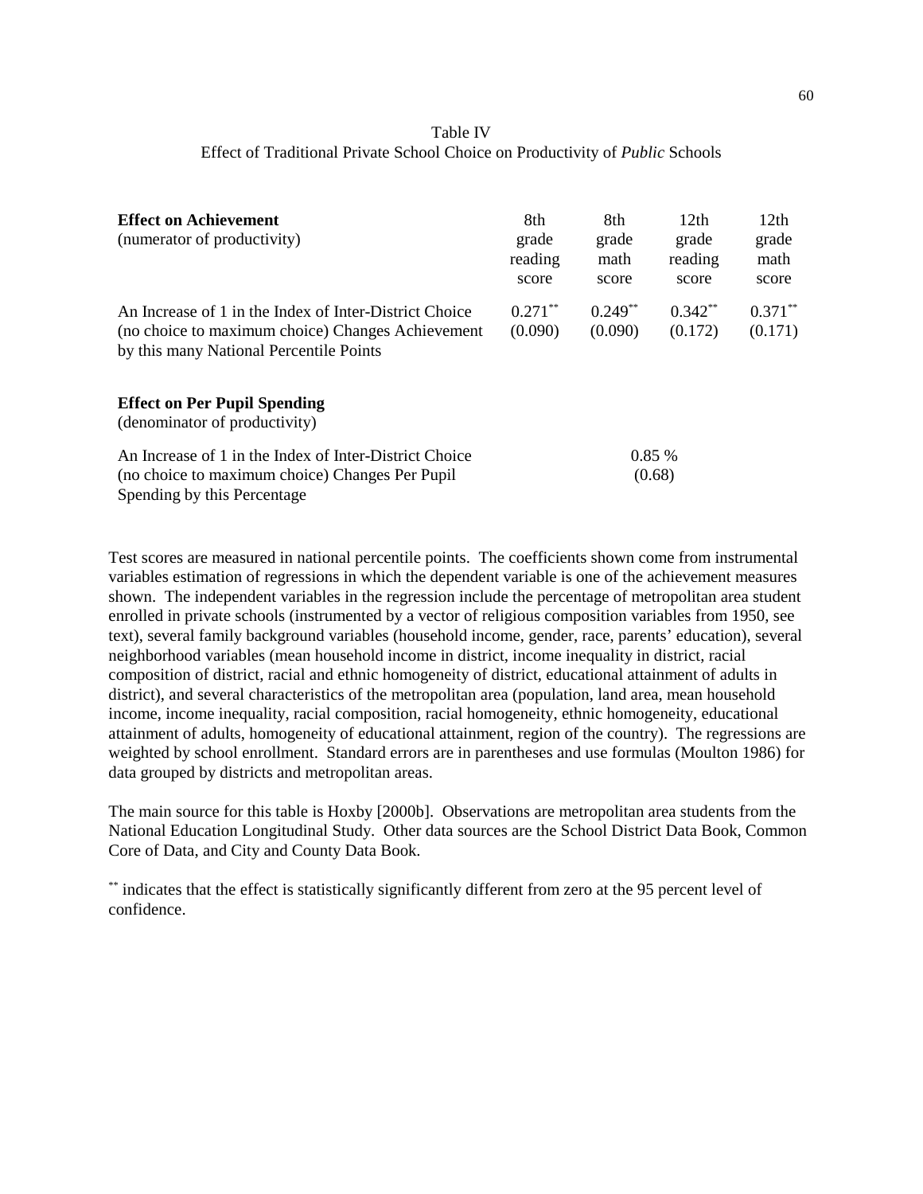Table IV

Effect of Traditional Private School Choice on Productivity of *Public* Schools

| **Effect on Achievement** (numerator of productivity) | 8th grade reading score | 8th grade math score | 12th grade reading score | 12th grade math score |
|---|---|---|---|---|
| An Increase of 1 in the Index of Inter-District Choice (no choice to maximum choice) Changes Achievement by this many National Percentile Points | 0.271** (0.090) | 0.249** (0.090) | 0.342** (0.172) | 0.371** (0.171) |
| **Effect on Per Pupil Spending** (denominator of productivity) | | | | |
| An Increase of 1 in the Index of Inter-District Choice (no choice to maximum choice) Changes Per Pupil Spending by this Percentage | 0.85 % (0.68) | | | |

Test scores are measured in national percentile points. The coefficients shown come from instrumental variables estimation of regressions in which the dependent variable is one of the achievement measures shown. The independent variables in the regression include the percentage of metropolitan area student enrolled in private schools (instrumented by a vector of religious composition variables from 1950, see text), several family background variables (household income, gender, race, parents' education), several neighborhood variables (mean household income in district, income inequality in district, racial composition of district, racial and ethnic homogeneity of district, educational attainment of adults in district), and several characteristics of the metropolitan area (population, land area, mean household income, income inequality, racial composition, racial homogeneity, ethnic homogeneity, educational attainment of adults, homogeneity of educational attainment, region of the country). The regressions are weighted by school enrollment. Standard errors are in parentheses and use formulas (Moulton 1986) for data grouped by districts and metropolitan areas.

The main source for this table is Hoxby [2000b]. Observations are metropolitan area students from the National Education Longitudinal Study. Other data sources are the School District Data Book, Common Core of Data, and City and County Data Book.

** indicates that the effect is statistically significantly different from zero at the 95 percent level of confidence.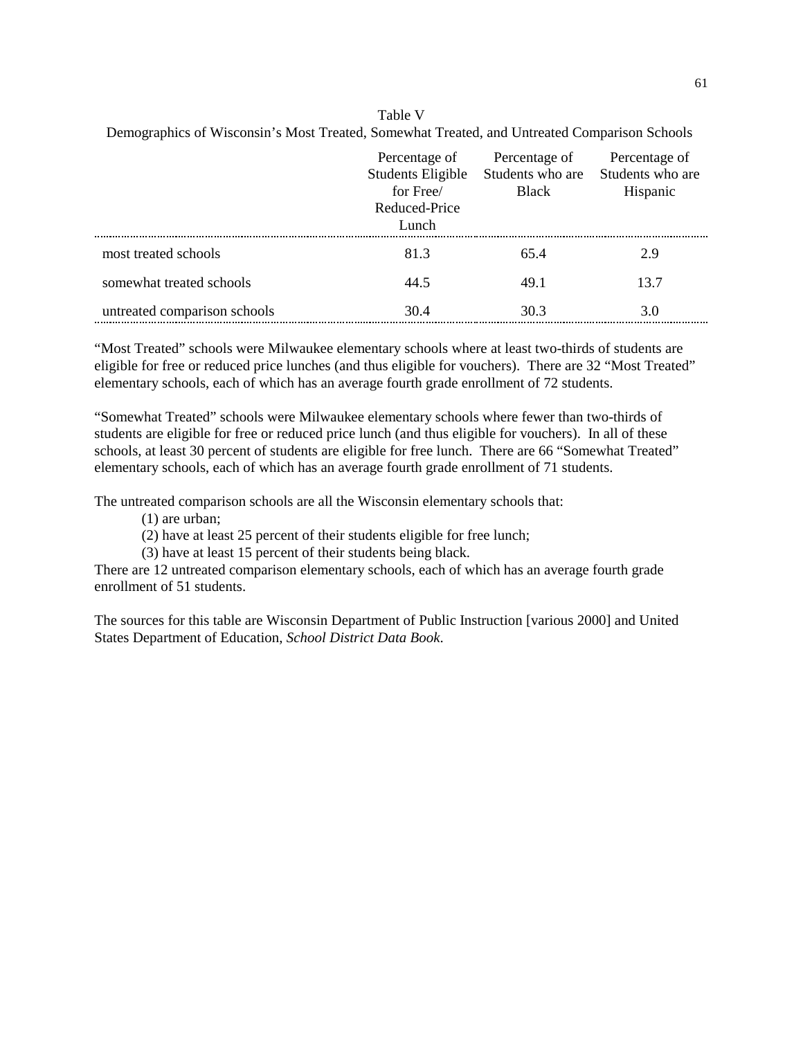Table V

Demographics of Wisconsin's Most Treated, Somewhat Treated, and Untreated Comparison Schools

| | Percentage of Students Eligible for Free/ Reduced-Price Lunch | Percentage of Students who are Black | Percentage of Students who are Hispanic |
|---|---|---|---|
| most treated schools | 81.3 | 65.4 | 2.9 |
| somewhat treated schools | 44.5 | 49.1 | 13.7 |
| untreated comparison schools | 30.4 | 30.3 | 3.0 |

"Most Treated" schools were Milwaukee elementary schools where at least two-thirds of students are eligible for free or reduced price lunches (and thus eligible for vouchers). There are 32 "Most Treated" elementary schools, each of which has an average fourth grade enrollment of 72 students.

"Somewhat Treated" schools were Milwaukee elementary schools where fewer than two-thirds of students are eligible for free or reduced price lunch (and thus eligible for vouchers). In all of these schools, at least 30 percent of students are eligible for free lunch. There are 66 "Somewhat Treated" elementary schools, each of which has an average fourth grade enrollment of 71 students.

The untreated comparison schools are all the Wisconsin elementary schools that:

(1) are urban;
(2) have at least 25 percent of their students eligible for free lunch;
(3) have at least 15 percent of their students being black.

There are 12 untreated comparison elementary schools, each of which has an average fourth grade enrollment of 51 students.

The sources for this table are Wisconsin Department of Public Instruction [various 2000] and United States Department of Education, *School District Data Book*.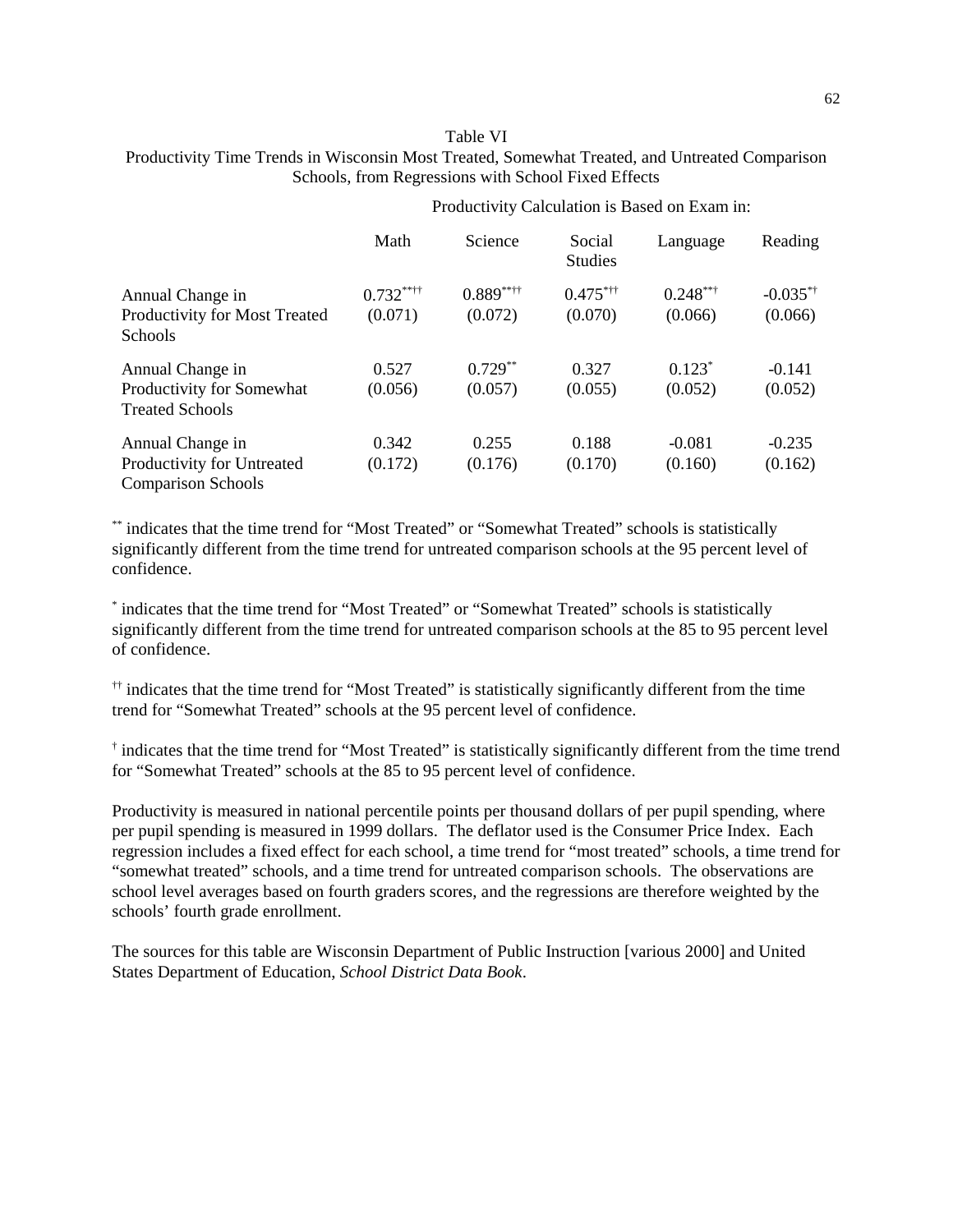Table VI

Productivity Time Trends in Wisconsin Most Treated, Somewhat Treated, and Untreated Comparison Schools, from Regressions with School Fixed Effects

| | Productivity Calculation is Based on Exam in: | | | | |
|---|---|---|---|---|---|
| | Math | Science | Social Studies | Language | Reading |
| Annual Change in Productivity for Most Treated Schools | 0.732**†† (0.071) | 0.889**†† (0.072) | 0.475*†† (0.070) | 0.248**† (0.066) | -0.035*† (0.066) |
| Annual Change in Productivity for Somewhat Treated Schools | 0.527 (0.056) | 0.729** (0.057) | 0.327 (0.055) | 0.123* (0.052) | -0.141 (0.052) |
| Annual Change in Productivity for Untreated Comparison Schools | 0.342 (0.172) | 0.255 (0.176) | 0.188 (0.170) | -0.081 (0.160) | -0.235 (0.162) |

** indicates that the time trend for "Most Treated" or "Somewhat Treated" schools is statistically significantly different from the time trend for untreated comparison schools at the 95 percent level of confidence.

* indicates that the time trend for "Most Treated" or "Somewhat Treated" schools is statistically significantly different from the time trend for untreated comparison schools at the 85 to 95 percent level of confidence.

†† indicates that the time trend for "Most Treated" is statistically significantly different from the time trend for "Somewhat Treated" schools at the 95 percent level of confidence.

† indicates that the time trend for "Most Treated" is statistically significantly different from the time trend for "Somewhat Treated" schools at the 85 to 95 percent level of confidence.

Productivity is measured in national percentile points per thousand dollars of per pupil spending, where per pupil spending is measured in 1999 dollars. The deflator used is the Consumer Price Index. Each regression includes a fixed effect for each school, a time trend for "most treated" schools, a time trend for "somewhat treated" schools, and a time trend for untreated comparison schools. The observations are school level averages based on fourth graders scores, and the regressions are therefore weighted by the schools' fourth grade enrollment.

The sources for this table are Wisconsin Department of Public Instruction [various 2000] and United States Department of Education, *School District Data Book*.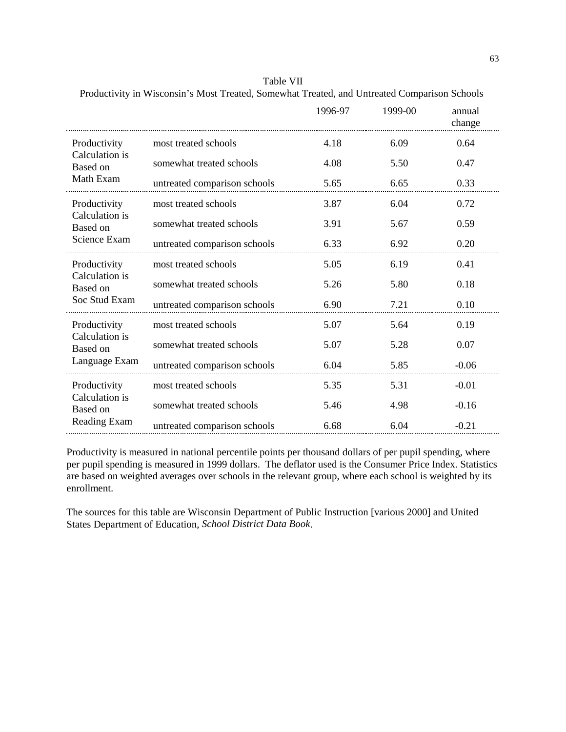Table VII

Productivity in Wisconsin's Most Treated, Somewhat Treated, and Untreated Comparison Schools

| | | 1996-97 | 1999-00 | annual change |
|---|---|---|---|---|
| Productivity Calculation is Based on Math Exam | most treated schools | 4.18 | 6.09 | 0.64 |
| | somewhat treated schools | 4.08 | 5.50 | 0.47 |
| | untreated comparison schools | 5.65 | 6.65 | 0.33 |
| Productivity Calculation is Based on Science Exam | most treated schools | 3.87 | 6.04 | 0.72 |
| | somewhat treated schools | 3.91 | 5.67 | 0.59 |
| | untreated comparison schools | 6.33 | 6.92 | 0.20 |
| Productivity Calculation is Based on Soc Stud Exam | most treated schools | 5.05 | 6.19 | 0.41 |
| | somewhat treated schools | 5.26 | 5.80 | 0.18 |
| | untreated comparison schools | 6.90 | 7.21 | 0.10 |
| Productivity Calculation is Based on Language Exam | most treated schools | 5.07 | 5.64 | 0.19 |
| | somewhat treated schools | 5.07 | 5.28 | 0.07 |
| | untreated comparison schools | 6.04 | 5.85 | -0.06 |
| Productivity Calculation is Based on Reading Exam | most treated schools | 5.35 | 5.31 | -0.01 |
| | somewhat treated schools | 5.46 | 4.98 | -0.16 |
| | untreated comparison schools | 6.68 | 6.04 | -0.21 |

Productivity is measured in national percentile points per thousand dollars of per pupil spending, where per pupil spending is measured in 1999 dollars. The deflator used is the Consumer Price Index. Statistics are based on weighted averages over schools in the relevant group, where each school is weighted by its enrollment.

The sources for this table are Wisconsin Department of Public Instruction [various 2000] and United States Department of Education, *School District Data Book*.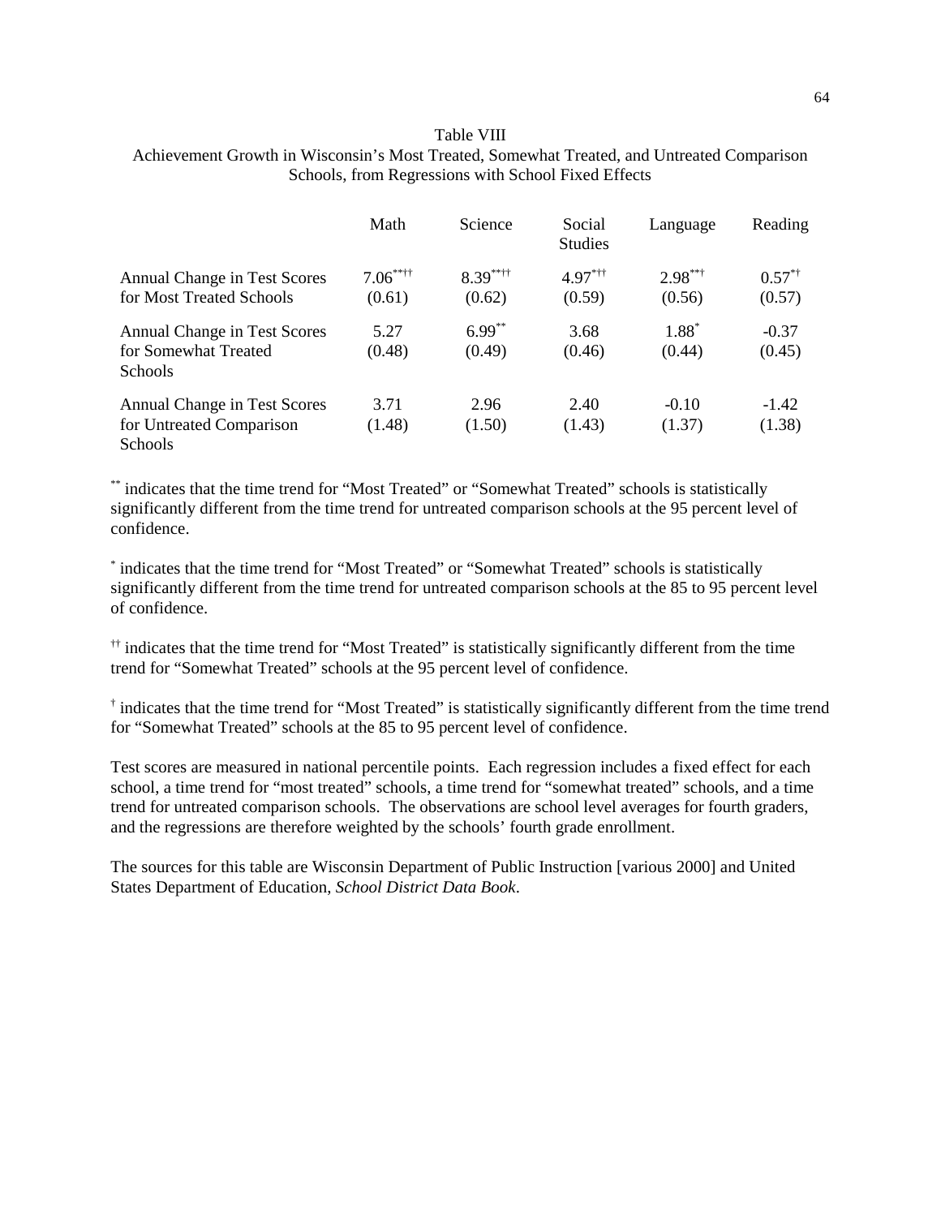Table VIII
Achievement Growth in Wisconsin's Most Treated, Somewhat Treated, and Untreated Comparison Schools, from Regressions with School Fixed Effects

| | Math | Science | Social Studies | Language | Reading |
|---|---|---|---|---|---|
| Annual Change in Test Scores for Most Treated Schools | 7.06**†† (0.61) | 8.39**†† (0.62) | 4.97*†† (0.59) | 2.98**† (0.56) | 0.57*† (0.57) |
| Annual Change in Test Scores for Somewhat Treated Schools | 5.27 (0.48) | 6.99** (0.49) | 3.68 (0.46) | 1.88* (0.44) | -0.37 (0.45) |
| Annual Change in Test Scores for Untreated Comparison Schools | 3.71 (1.48) | 2.96 (1.50) | 2.40 (1.43) | -0.10 (1.37) | -1.42 (1.38) |

** indicates that the time trend for "Most Treated" or "Somewhat Treated" schools is statistically significantly different from the time trend for untreated comparison schools at the 95 percent level of confidence.

* indicates that the time trend for "Most Treated" or "Somewhat Treated" schools is statistically significantly different from the time trend for untreated comparison schools at the 85 to 95 percent level of confidence.

†† indicates that the time trend for "Most Treated" is statistically significantly different from the time trend for "Somewhat Treated" schools at the 95 percent level of confidence.

† indicates that the time trend for "Most Treated" is statistically significantly different from the time trend for "Somewhat Treated" schools at the 85 to 95 percent level of confidence.

Test scores are measured in national percentile points. Each regression includes a fixed effect for each school, a time trend for "most treated" schools, a time trend for "somewhat treated" schools, and a time trend for untreated comparison schools. The observations are school level averages for fourth graders, and the regressions are therefore weighted by the schools' fourth grade enrollment.

The sources for this table are Wisconsin Department of Public Instruction [various 2000] and United States Department of Education, *School District Data Book*.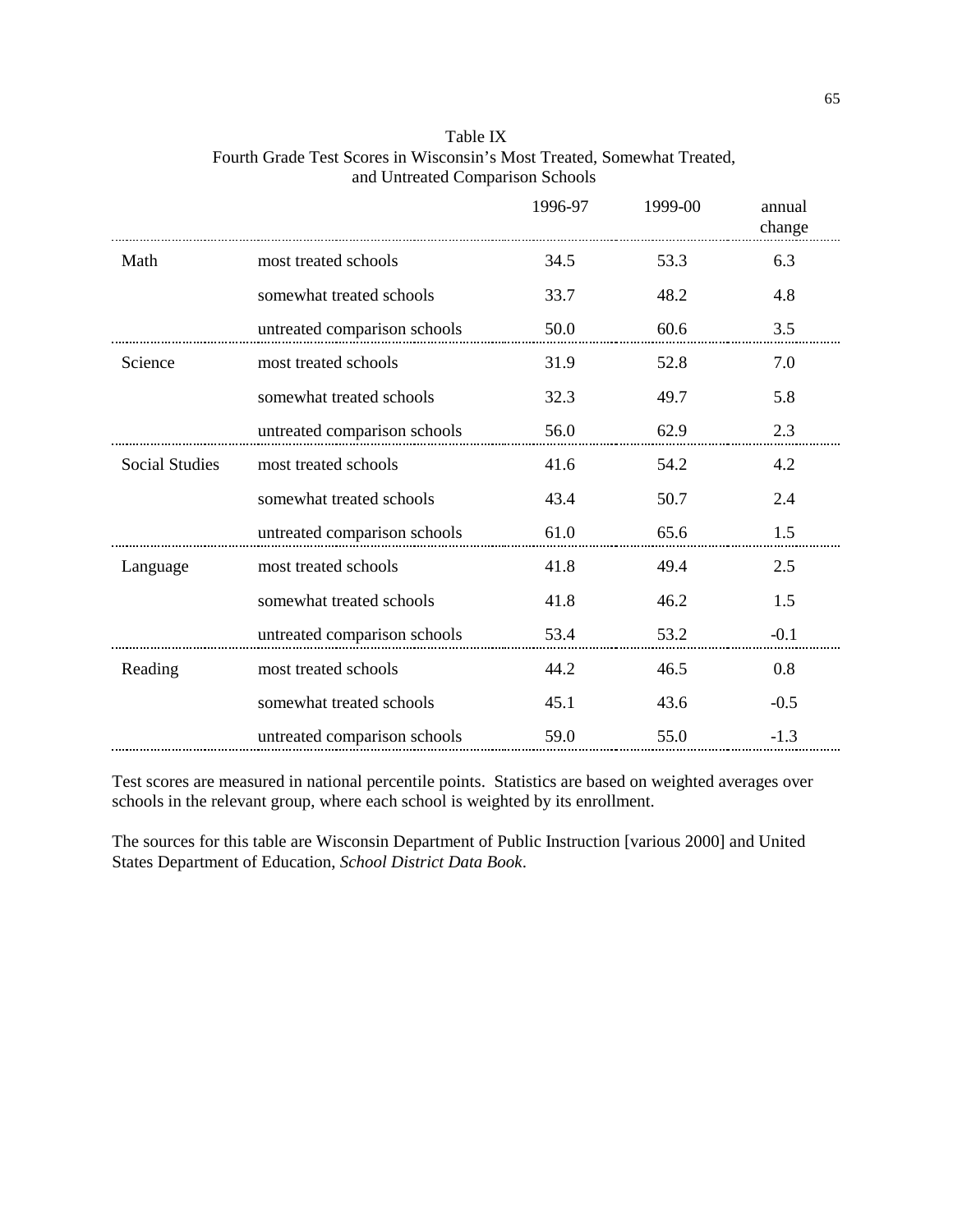Table IX
Fourth Grade Test Scores in Wisconsin's Most Treated, Somewhat Treated, and Untreated Comparison Schools

| | | 1996-97 | 1999-00 | annual change |
|---|---|---|---|---|
| Math | most treated schools | 34.5 | 53.3 | 6.3 |
| | somewhat treated schools | 33.7 | 48.2 | 4.8 |
| | untreated comparison schools | 50.0 | 60.6 | 3.5 |
| Science | most treated schools | 31.9 | 52.8 | 7.0 |
| | somewhat treated schools | 32.3 | 49.7 | 5.8 |
| | untreated comparison schools | 56.0 | 62.9 | 2.3 |
| Social Studies | most treated schools | 41.6 | 54.2 | 4.2 |
| | somewhat treated schools | 43.4 | 50.7 | 2.4 |
| | untreated comparison schools | 61.0 | 65.6 | 1.5 |
| Language | most treated schools | 41.8 | 49.4 | 2.5 |
| | somewhat treated schools | 41.8 | 46.2 | 1.5 |
| | untreated comparison schools | 53.4 | 53.2 | -0.1 |
| Reading | most treated schools | 44.2 | 46.5 | 0.8 |
| | somewhat treated schools | 45.1 | 43.6 | -0.5 |
| | untreated comparison schools | 59.0 | 55.0 | -1.3 |

Test scores are measured in national percentile points. Statistics are based on weighted averages over schools in the relevant group, where each school is weighted by its enrollment.

The sources for this table are Wisconsin Department of Public Instruction [various 2000] and United States Department of Education, *School District Data Book*.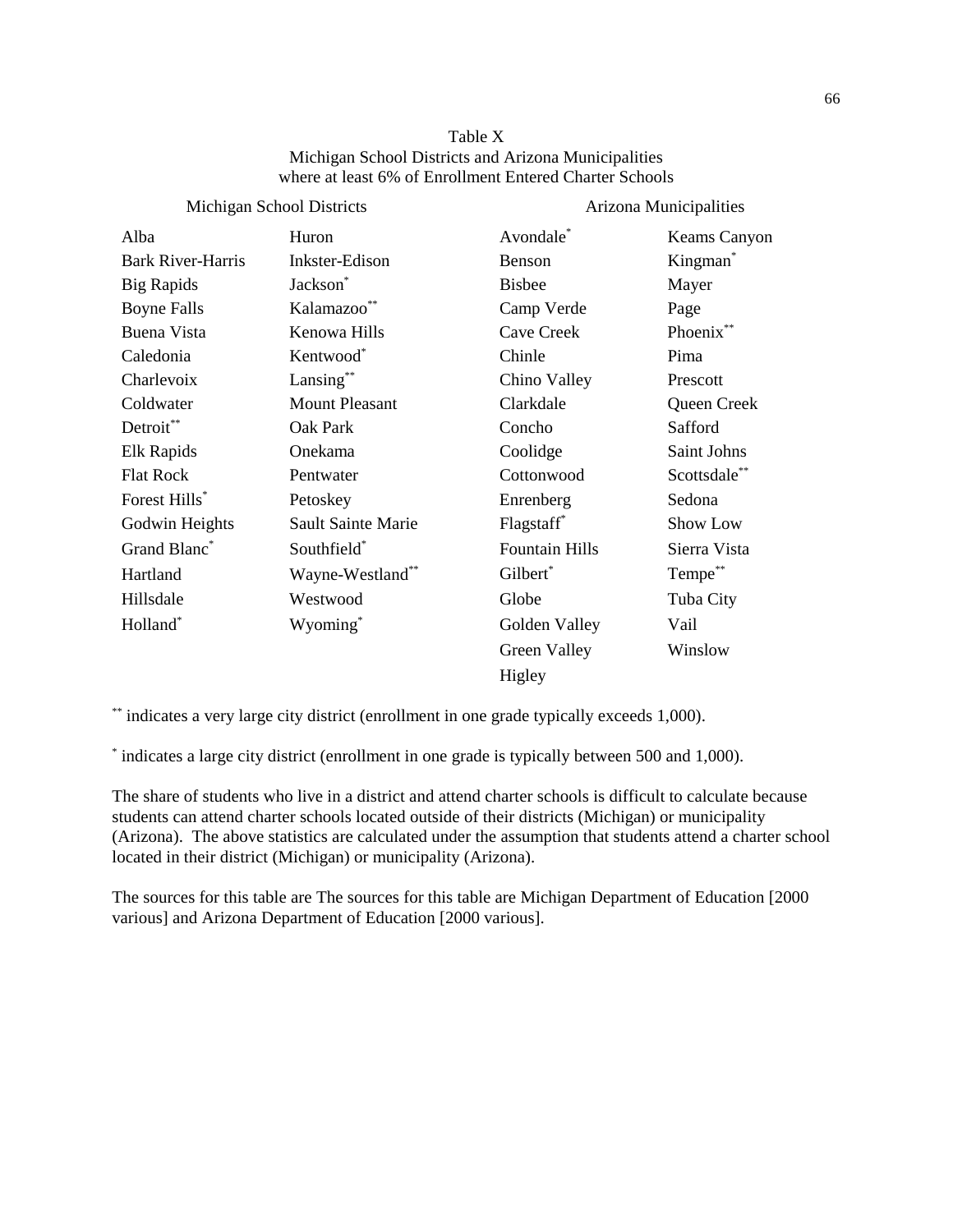Table X
Michigan School Districts and Arizona Municipalities
where at least 6% of Enrollment Entered Charter Schools

| Michigan School Districts | | Arizona Municipalities | |
|---|---|---|---|
| Alba | Huron | Avondale* | Keams Canyon |
| Bark River-Harris | Inkster-Edison | Benson | Kingman* |
| Big Rapids | Jackson* | Bisbee | Mayer |
| Boyne Falls | Kalamazoo** | Camp Verde | Page |
| Buena Vista | Kenowa Hills | Cave Creek | Phoenix** |
| Caledonia | Kentwood* | Chinle | Pima |
| Charlevoix | Lansing** | Chino Valley | Prescott |
| Coldwater | Mount Pleasant | Clarkdale | Queen Creek |
| Detroit** | Oak Park | Concho | Safford |
| Elk Rapids | Onekama | Coolidge | Saint Johns |
| Flat Rock | Pentwater | Cottonwood | Scottsdale** |
| Forest Hills* | Petoskey | Enrenberg | Sedona |
| Godwin Heights | Sault Sainte Marie | Flagstaff* | Show Low |
| Grand Blanc* | Southfield* | Fountain Hills | Sierra Vista |
| Hartland | Wayne-Westland** | Gilbert* | Tempe** |
| Hillsdale | Westwood | Globe | Tuba City |
| Holland* | Wyoming* | Golden Valley | Vail |
| | | Green Valley | Winslow |
| | | Higley | |

** indicates a very large city district (enrollment in one grade typically exceeds 1,000).

* indicates a large city district (enrollment in one grade is typically between 500 and 1,000).

The share of students who live in a district and attend charter schools is difficult to calculate because students can attend charter schools located outside of their districts (Michigan) or municipality (Arizona). The above statistics are calculated under the assumption that students attend a charter school located in their district (Michigan) or municipality (Arizona).

The sources for this table are The sources for this table are Michigan Department of Education [2000 various] and Arizona Department of Education [2000 various].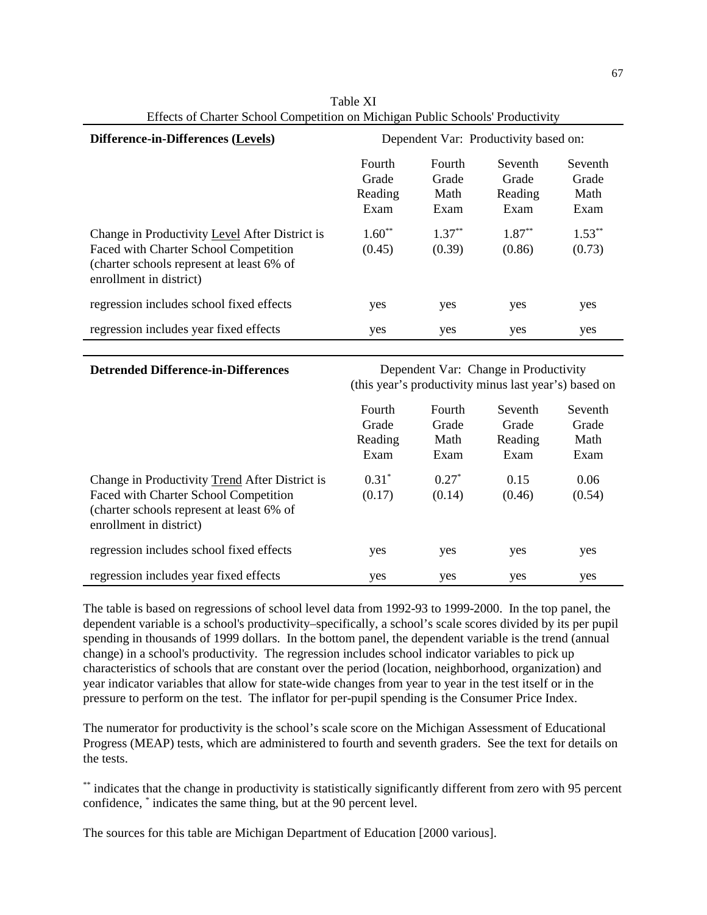Table XI
Effects of Charter School Competition on Michigan Public Schools' Productivity

| **Difference-in-Differences (Levels)** | Dependent Var: Productivity based on: | | | |
|---|---|---|---|---|
| | Fourth Grade Reading Exam | Fourth Grade Math Exam | Seventh Grade Reading Exam | Seventh Grade Math Exam |
| Change in Productivity Level After District is Faced with Charter School Competition (charter schools represent at least 6% of enrollment in district) | 1.60** (0.45) | 1.37** (0.39) | 1.87** (0.86) | 1.53** (0.73) |
| regression includes school fixed effects | yes | yes | yes | yes |
| regression includes year fixed effects | yes | yes | yes | yes |

| **Detrended Difference-in-Differences** | Dependent Var: Change in Productivity (this year's productivity minus last year's) based on | | | |
|---|---|---|---|---|
| | Fourth Grade Reading Exam | Fourth Grade Math Exam | Seventh Grade Reading Exam | Seventh Grade Math Exam |
| Change in Productivity Trend After District is Faced with Charter School Competition (charter schools represent at least 6% of enrollment in district) | 0.31* (0.17) | 0.27* (0.14) | 0.15 (0.46) | 0.06 (0.54) |
| regression includes school fixed effects | yes | yes | yes | yes |
| regression includes year fixed effects | yes | yes | yes | yes |

The table is based on regressions of school level data from 1992-93 to 1999-2000. In the top panel, the dependent variable is a school's productivity–specifically, a school's scale scores divided by its per pupil spending in thousands of 1999 dollars. In the bottom panel, the dependent variable is the trend (annual change) in a school's productivity. The regression includes school indicator variables to pick up characteristics of schools that are constant over the period (location, neighborhood, organization) and year indicator variables that allow for state-wide changes from year to year in the test itself or in the pressure to perform on the test. The inflator for per-pupil spending is the Consumer Price Index.

The numerator for productivity is the school's scale score on the Michigan Assessment of Educational Progress (MEAP) tests, which are administered to fourth and seventh graders. See the text for details on the tests.

** indicates that the change in productivity is statistically significantly different from zero with 95 percent confidence, * indicates the same thing, but at the 90 percent level.

The sources for this table are Michigan Department of Education [2000 various].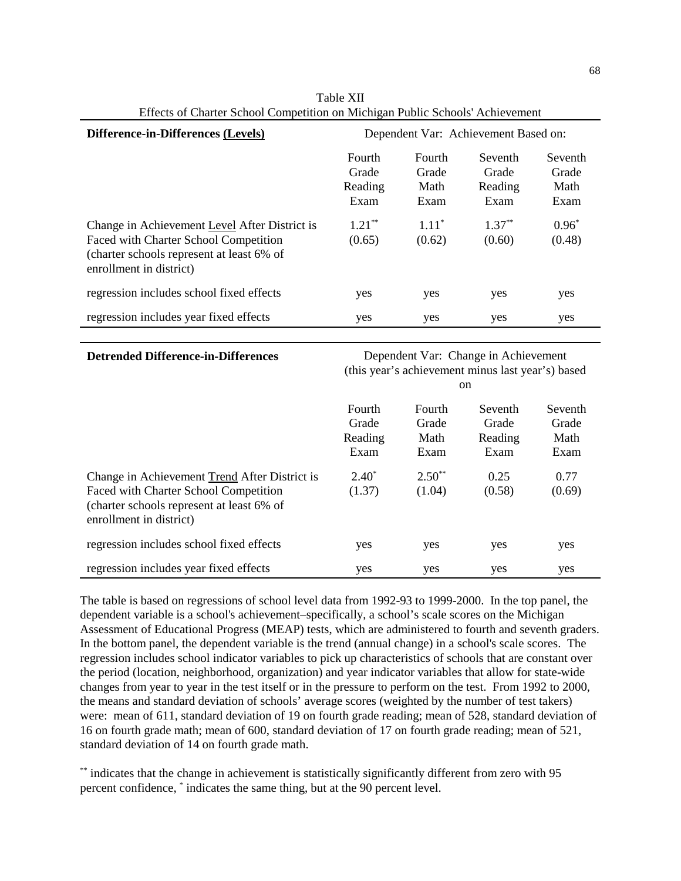Table XII
Effects of Charter School Competition on Michigan Public Schools' Achievement

| **Difference-in-Differences (Levels)** | Dependent Var: Achievement Based on: | | | |
|---|---|---|---|---|
| | Fourth Grade Reading Exam | Fourth Grade Math Exam | Seventh Grade Reading Exam | Seventh Grade Math Exam |
| Change in Achievement Level After District is Faced with Charter School Competition (charter schools represent at least 6% of enrollment in district) | $1.21^{**}$ (0.65) | $1.11^{*}$ (0.62) | $1.37^{**}$ (0.60) | $0.96^{*}$ (0.48) |
| regression includes school fixed effects | yes | yes | yes | yes |
| regression includes year fixed effects | yes | yes | yes | yes |

| **Detrended Difference-in-Differences** | Dependent Var: Change in Achievement (this year's achievement minus last year's) based on | | | |
|---|---|---|---|---|
| | Fourth Grade Reading Exam | Fourth Grade Math Exam | Seventh Grade Reading Exam | Seventh Grade Math Exam |
| Change in Achievement Trend After District is Faced with Charter School Competition (charter schools represent at least 6% of enrollment in district) | $2.40^{*}$ (1.37) | $2.50^{**}$ (1.04) | 0.25 (0.58) | 0.77 (0.69) |
| regression includes school fixed effects | yes | yes | yes | yes |
| regression includes year fixed effects | yes | yes | yes | yes |

The table is based on regressions of school level data from 1992-93 to 1999-2000. In the top panel, the dependent variable is a school's achievement–specifically, a school's scale scores on the Michigan Assessment of Educational Progress (MEAP) tests, which are administered to fourth and seventh graders. In the bottom panel, the dependent variable is the trend (annual change) in a school's scale scores. The regression includes school indicator variables to pick up characteristics of schools that are constant over the period (location, neighborhood, organization) and year indicator variables that allow for state-wide changes from year to year in the test itself or in the pressure to perform on the test. From 1992 to 2000, the means and standard deviation of schools' average scores (weighted by the number of test takers) were: mean of 611, standard deviation of 19 on fourth grade reading; mean of 528, standard deviation of 16 on fourth grade math; mean of 600, standard deviation of 17 on fourth grade reading; mean of 521, standard deviation of 14 on fourth grade math.

$^{**}$ indicates that the change in achievement is statistically significantly different from zero with 95 percent confidence, $^{*}$ indicates the same thing, but at the 90 percent level.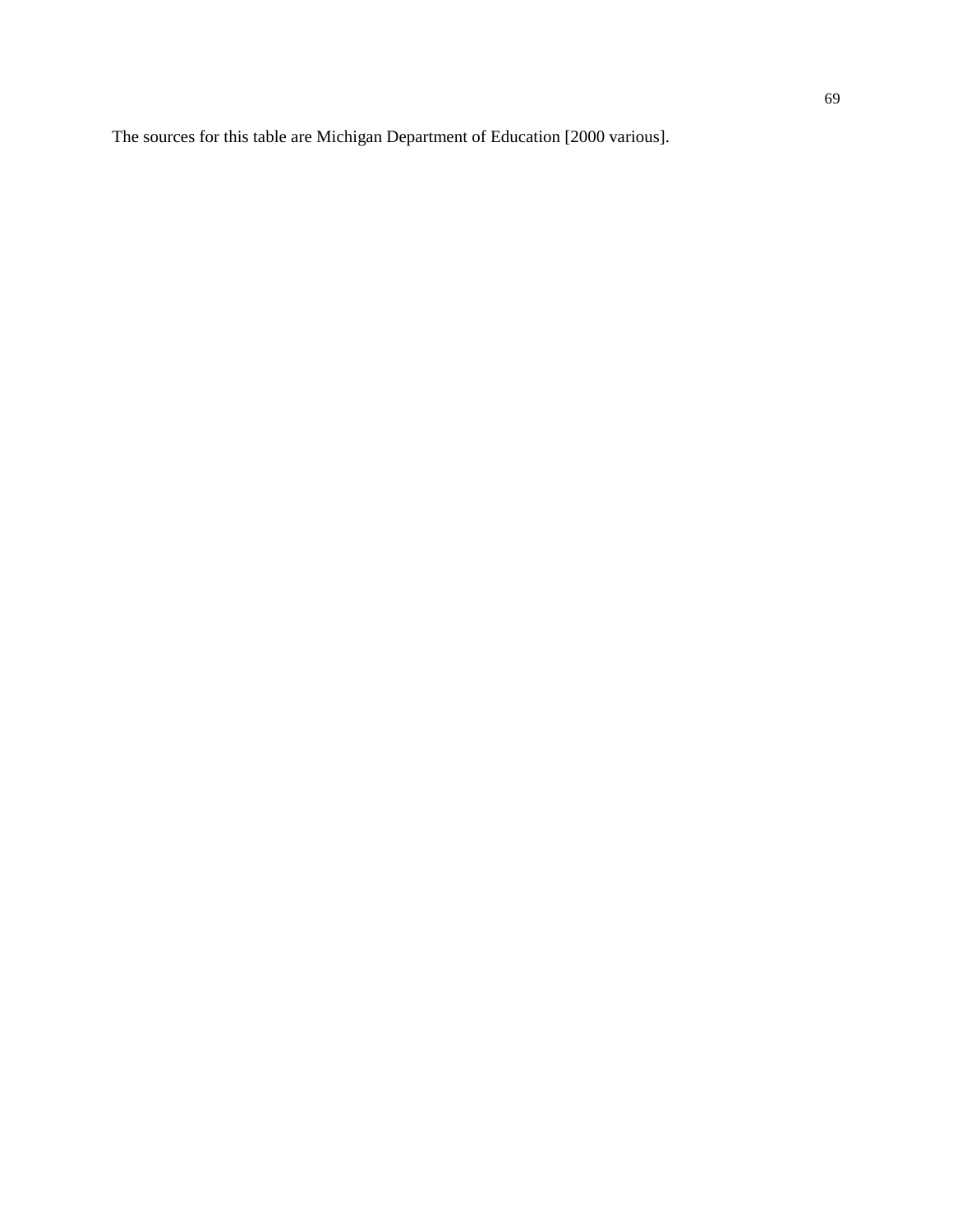The sources for this table are Michigan Department of Education [2000 various].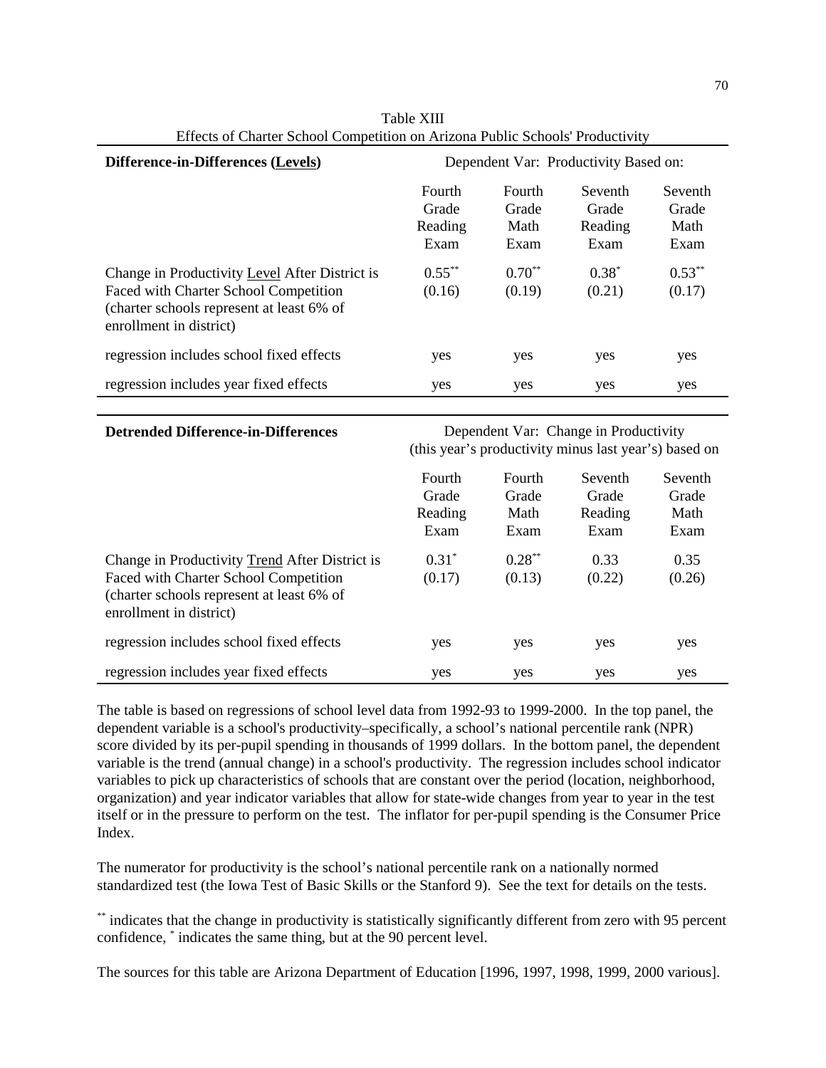Table XIII
Effects of Charter School Competition on Arizona Public Schools' Productivity

| **Difference-in-Differences (Levels)** | Dependent Var: Productivity Based on: | | | |
|---|---|---|---|---|
| | Fourth Grade Reading Exam | Fourth Grade Math Exam | Seventh Grade Reading Exam | Seventh Grade Math Exam |
| Change in Productivity Level After District is Faced with Charter School Competition (charter schools represent at least 6% of enrollment in district) | 0.55** (0.16) | 0.70** (0.19) | 0.38* (0.21) | 0.53** (0.17) |
| regression includes school fixed effects | yes | yes | yes | yes |
| regression includes year fixed effects | yes | yes | yes | yes |

| **Detrended Difference-in-Differences** | Dependent Var: Change in Productivity (this year's productivity minus last year's) based on | | | |
|---|---|---|---|---|
| | Fourth Grade Reading Exam | Fourth Grade Math Exam | Seventh Grade Reading Exam | Seventh Grade Math Exam |
| Change in Productivity Trend After District is Faced with Charter School Competition (charter schools represent at least 6% of enrollment in district) | 0.31* (0.17) | 0.28** (0.13) | 0.33 (0.22) | 0.35 (0.26) |
| regression includes school fixed effects | yes | yes | yes | yes |
| regression includes year fixed effects | yes | yes | yes | yes |

The table is based on regressions of school level data from 1992-93 to 1999-2000. In the top panel, the dependent variable is a school's productivity–specifically, a school's national percentile rank (NPR) score divided by its per-pupil spending in thousands of 1999 dollars. In the bottom panel, the dependent variable is the trend (annual change) in a school's productivity. The regression includes school indicator variables to pick up characteristics of schools that are constant over the period (location, neighborhood, organization) and year indicator variables that allow for state-wide changes from year to year in the test itself or in the pressure to perform on the test. The inflator for per-pupil spending is the Consumer Price Index.

The numerator for productivity is the school's national percentile rank on a nationally normed standardized test (the Iowa Test of Basic Skills or the Stanford 9). See the text for details on the tests.

** indicates that the change in productivity is statistically significantly different from zero with 95 percent confidence, * indicates the same thing, but at the 90 percent level.

The sources for this table are Arizona Department of Education [1996, 1997, 1998, 1999, 2000 various].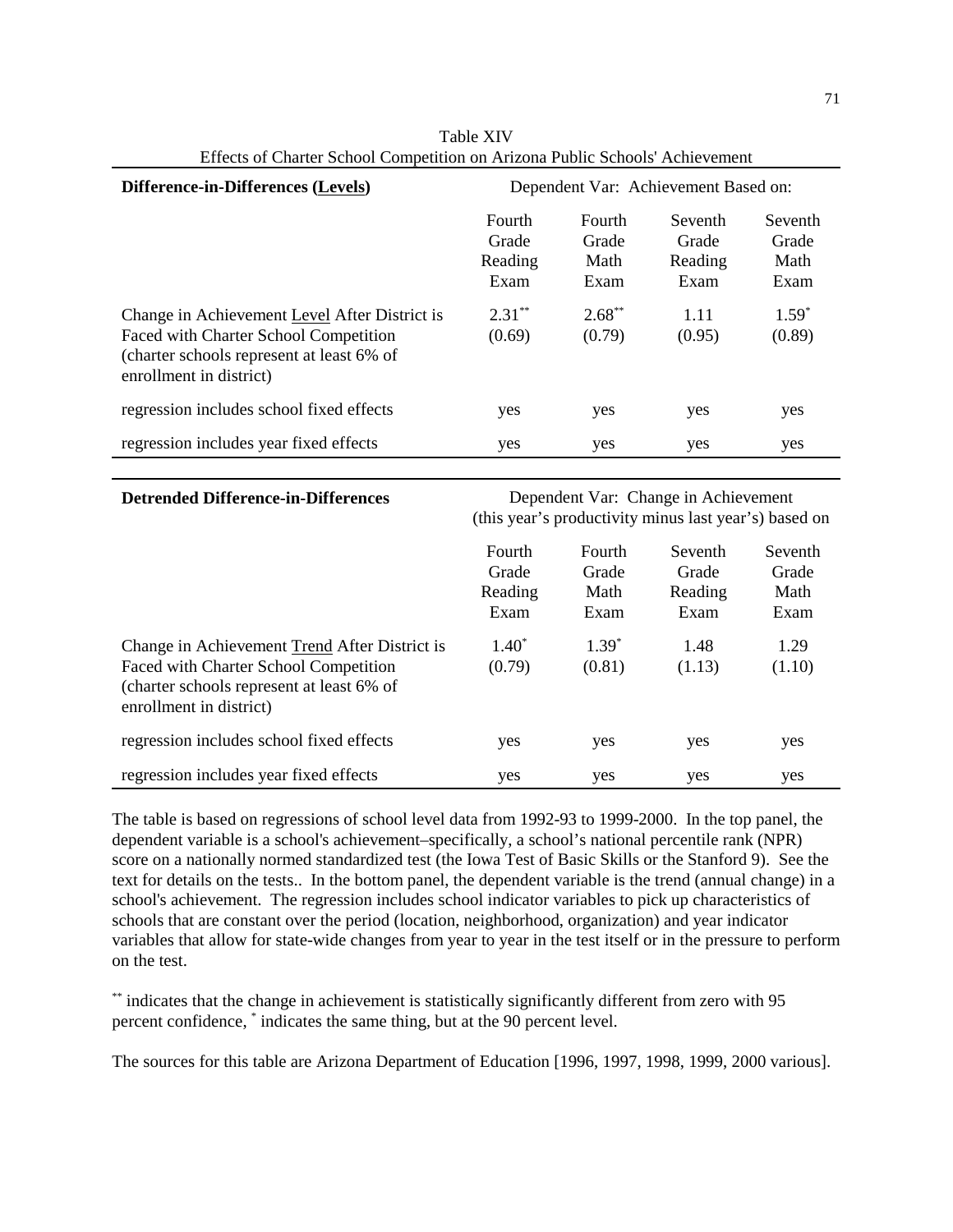Table XIV
Effects of Charter School Competition on Arizona Public Schools' Achievement

| **Difference-in-Differences (Levels)** | Dependent Var: Achievement Based on: | | | |
|---|---|---|---|---|
| | Fourth Grade Reading Exam | Fourth Grade Math Exam | Seventh Grade Reading Exam | Seventh Grade Math Exam |
| Change in Achievement Level After District is Faced with Charter School Competition (charter schools represent at least 6% of enrollment in district) | 2.31** (0.69) | 2.68** (0.79) | 1.11 (0.95) | 1.59* (0.89) |
| regression includes school fixed effects | yes | yes | yes | yes |
| regression includes year fixed effects | yes | yes | yes | yes |

| **Detrended Difference-in-Differences** | Dependent Var: Change in Achievement (this year's productivity minus last year's) based on | | | |
|---|---|---|---|---|
| | Fourth Grade Reading Exam | Fourth Grade Math Exam | Seventh Grade Reading Exam | Seventh Grade Math Exam |
| Change in Achievement Trend After District is Faced with Charter School Competition (charter schools represent at least 6% of enrollment in district) | 1.40* (0.79) | 1.39* (0.81) | 1.48 (1.13) | 1.29 (1.10) |
| regression includes school fixed effects | yes | yes | yes | yes |
| regression includes year fixed effects | yes | yes | yes | yes |

The table is based on regressions of school level data from 1992-93 to 1999-2000. In the top panel, the dependent variable is a school's achievement–specifically, a school's national percentile rank (NPR) score on a nationally normed standardized test (the Iowa Test of Basic Skills or the Stanford 9). See the text for details on the tests.. In the bottom panel, the dependent variable is the trend (annual change) in a school's achievement. The regression includes school indicator variables to pick up characteristics of schools that are constant over the period (location, neighborhood, organization) and year indicator variables that allow for state-wide changes from year to year in the test itself or in the pressure to perform on the test.

** indicates that the change in achievement is statistically significantly different from zero with 95 percent confidence, * indicates the same thing, but at the 90 percent level.

The sources for this table are Arizona Department of Education [1996, 1997, 1998, 1999, 2000 various].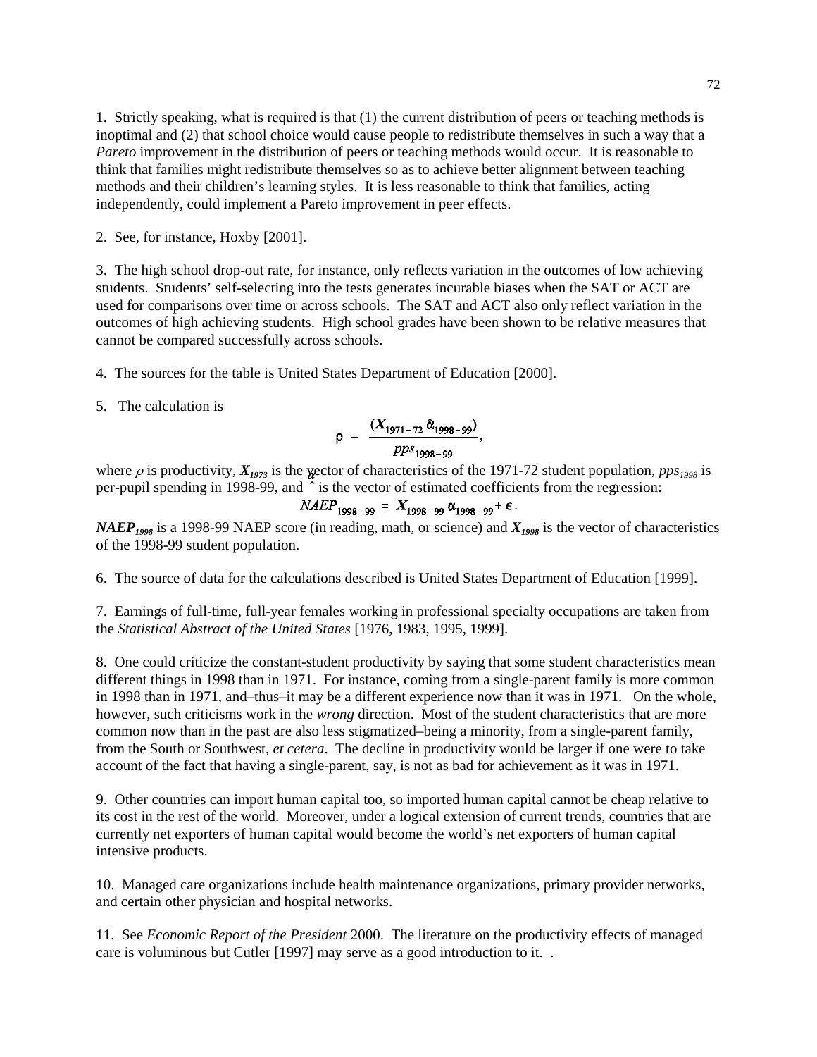1. Strictly speaking, what is required is that (1) the current distribution of peers or teaching methods is inoptimal and (2) that school choice would cause people to redistribute themselves in such a way that a *Pareto* improvement in the distribution of peers or teaching methods would occur. It is reasonable to think that families might redistribute themselves so as to achieve better alignment between teaching methods and their children's learning styles. It is less reasonable to think that families, acting independently, could implement a Pareto improvement in peer effects.

2. See, for instance, Hoxby [2001].

3. The high school drop-out rate, for instance, only reflects variation in the outcomes of low achieving students. Students' self-selecting into the tests generates incurable biases when the SAT or ACT are used for comparisons over time or across schools. The SAT and ACT also only reflect variation in the outcomes of high achieving students. High school grades have been shown to be relative measures that cannot be compared successfully across schools.

4. The sources for the table is United States Department of Education [2000].

5. The calculation is

$$\rho = \frac{(\boldsymbol{X}_{1971-72}\,\hat{\alpha}_{1998-99})}{pps_{1998-99}},$$

where $\rho$ is productivity, $\boldsymbol{X}_{1973}$ is the vector of characteristics of the 1971-72 student population, $pps_{1998}$ is per-pupil spending in 1998-99, and $\hat{\alpha}$ is the vector of estimated coefficients from the regression:

$$NAEP_{1998-99} = \boldsymbol{X}_{1998-99}\,\alpha_{1998-99} + \epsilon.$$

$\boldsymbol{NAEP}_{1998}$ is a 1998-99 NAEP score (in reading, math, or science) and $\boldsymbol{X}_{1998}$ is the vector of characteristics of the 1998-99 student population.

6. The source of data for the calculations described is United States Department of Education [1999].

7. Earnings of full-time, full-year females working in professional specialty occupations are taken from the *Statistical Abstract of the United States* [1976, 1983, 1995, 1999].

8. One could criticize the constant-student productivity by saying that some student characteristics mean different things in 1998 than in 1971. For instance, coming from a single-parent family is more common in 1998 than in 1971, and–thus–it may be a different experience now than it was in 1971. On the whole, however, such criticisms work in the *wrong* direction. Most of the student characteristics that are more common now than in the past are also less stigmatized–being a minority, from a single-parent family, from the South or Southwest, *et cetera*. The decline in productivity would be larger if one were to take account of the fact that having a single-parent, say, is not as bad for achievement as it was in 1971.

9. Other countries can import human capital too, so imported human capital cannot be cheap relative to its cost in the rest of the world. Moreover, under a logical extension of current trends, countries that are currently net exporters of human capital would become the world's net exporters of human capital intensive products.

10. Managed care organizations include health maintenance organizations, primary provider networks, and certain other physician and hospital networks.

11. See *Economic Report of the President* 2000. The literature on the productivity effects of managed care is voluminous but Cutler [1997] may serve as a good introduction to it. .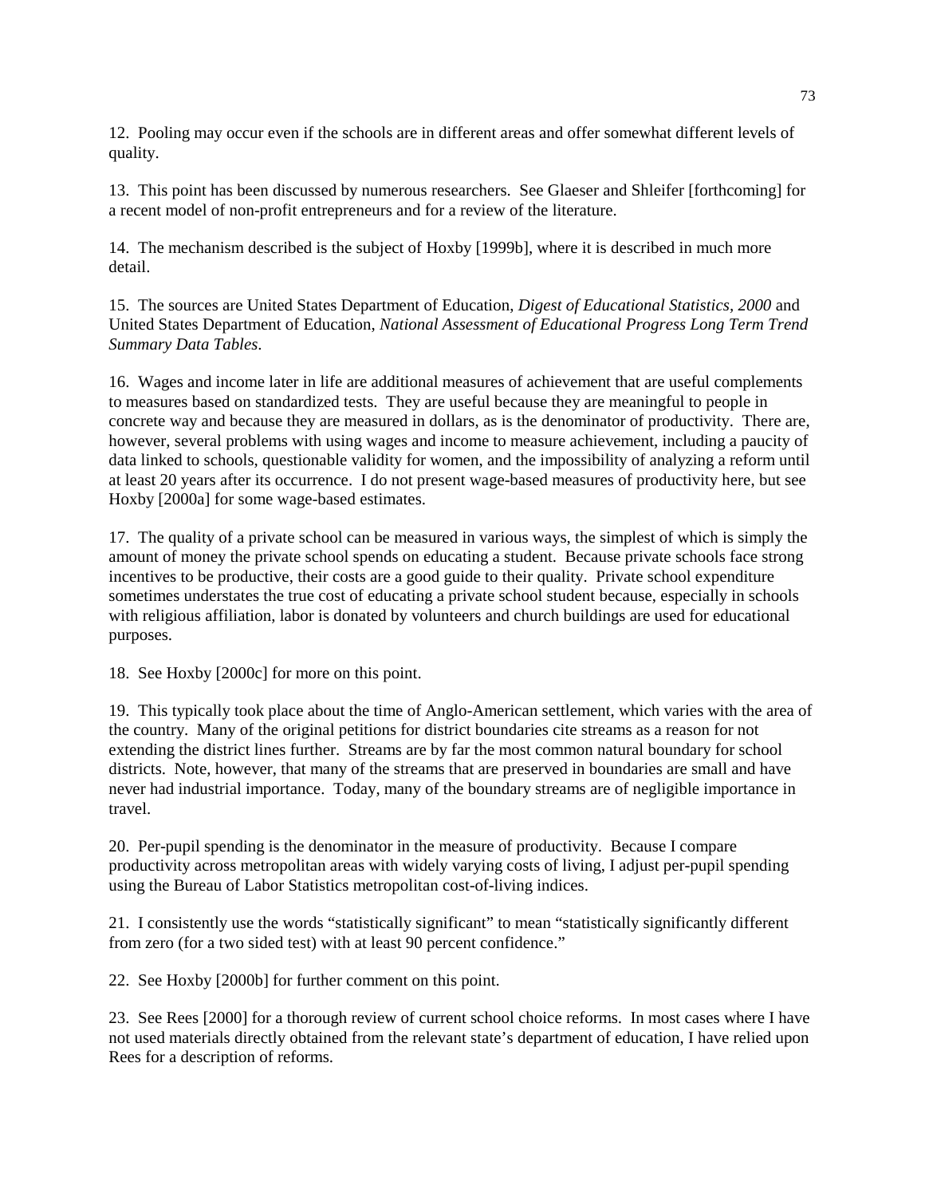12. Pooling may occur even if the schools are in different areas and offer somewhat different levels of quality.

13. This point has been discussed by numerous researchers. See Glaeser and Shleifer [forthcoming] for a recent model of non-profit entrepreneurs and for a review of the literature.

14. The mechanism described is the subject of Hoxby [1999b], where it is described in much more detail.

15. The sources are United States Department of Education, *Digest of Educational Statistics, 2000* and United States Department of Education, *National Assessment of Educational Progress Long Term Trend Summary Data Tables*.

16. Wages and income later in life are additional measures of achievement that are useful complements to measures based on standardized tests. They are useful because they are meaningful to people in concrete way and because they are measured in dollars, as is the denominator of productivity. There are, however, several problems with using wages and income to measure achievement, including a paucity of data linked to schools, questionable validity for women, and the impossibility of analyzing a reform until at least 20 years after its occurrence. I do not present wage-based measures of productivity here, but see Hoxby [2000a] for some wage-based estimates.

17. The quality of a private school can be measured in various ways, the simplest of which is simply the amount of money the private school spends on educating a student. Because private schools face strong incentives to be productive, their costs are a good guide to their quality. Private school expenditure sometimes understates the true cost of educating a private school student because, especially in schools with religious affiliation, labor is donated by volunteers and church buildings are used for educational purposes.

18. See Hoxby [2000c] for more on this point.

19. This typically took place about the time of Anglo-American settlement, which varies with the area of the country. Many of the original petitions for district boundaries cite streams as a reason for not extending the district lines further. Streams are by far the most common natural boundary for school districts. Note, however, that many of the streams that are preserved in boundaries are small and have never had industrial importance. Today, many of the boundary streams are of negligible importance in travel.

20. Per-pupil spending is the denominator in the measure of productivity. Because I compare productivity across metropolitan areas with widely varying costs of living, I adjust per-pupil spending using the Bureau of Labor Statistics metropolitan cost-of-living indices.

21. I consistently use the words "statistically significant" to mean "statistically significantly different from zero (for a two sided test) with at least 90 percent confidence."

22. See Hoxby [2000b] for further comment on this point.

23. See Rees [2000] for a thorough review of current school choice reforms. In most cases where I have not used materials directly obtained from the relevant state's department of education, I have relied upon Rees for a description of reforms.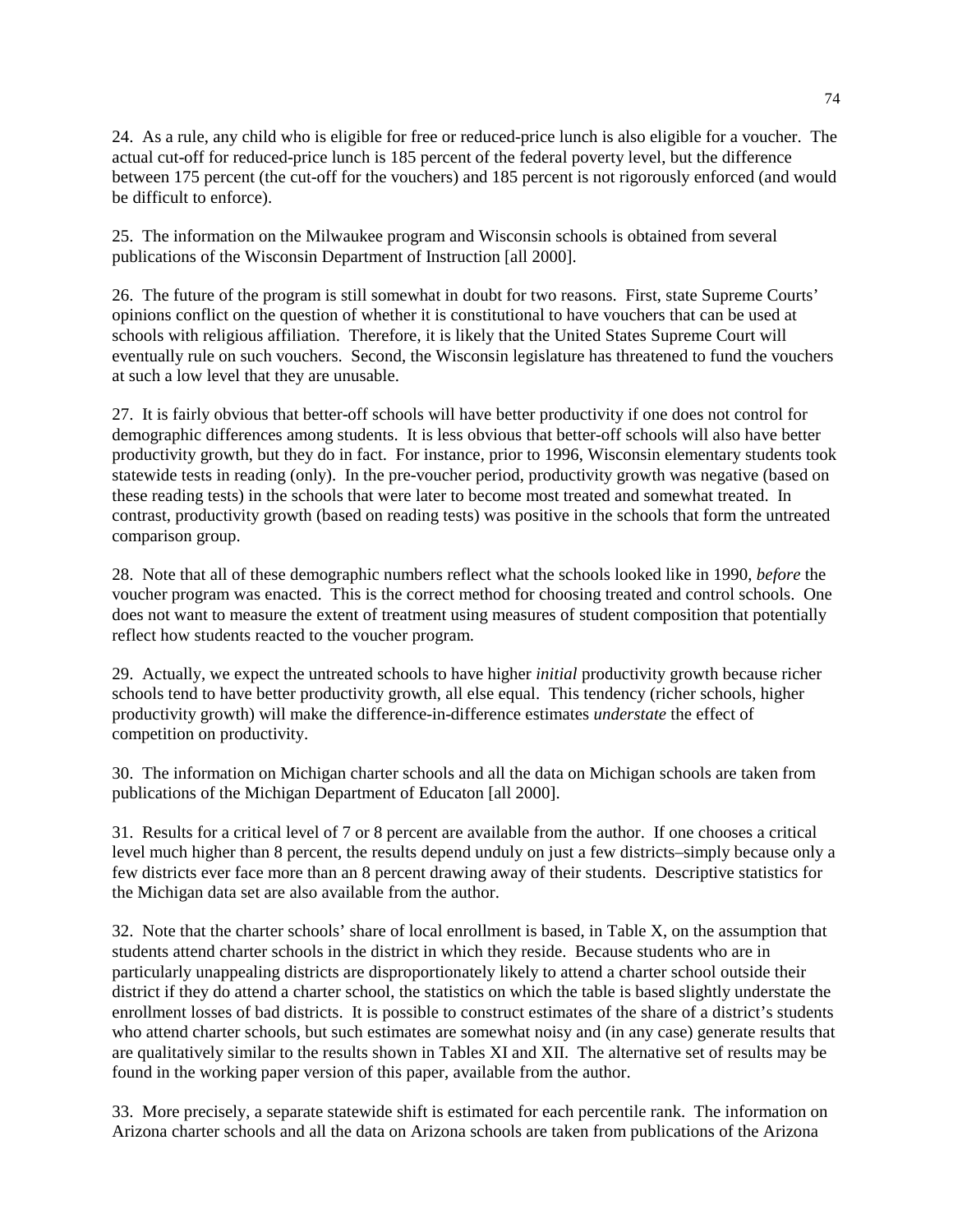24. As a rule, any child who is eligible for free or reduced-price lunch is also eligible for a voucher. The actual cut-off for reduced-price lunch is 185 percent of the federal poverty level, but the difference between 175 percent (the cut-off for the vouchers) and 185 percent is not rigorously enforced (and would be difficult to enforce).

25. The information on the Milwaukee program and Wisconsin schools is obtained from several publications of the Wisconsin Department of Instruction [all 2000].

26. The future of the program is still somewhat in doubt for two reasons. First, state Supreme Courts' opinions conflict on the question of whether it is constitutional to have vouchers that can be used at schools with religious affiliation. Therefore, it is likely that the United States Supreme Court will eventually rule on such vouchers. Second, the Wisconsin legislature has threatened to fund the vouchers at such a low level that they are unusable.

27. It is fairly obvious that better-off schools will have better productivity if one does not control for demographic differences among students. It is less obvious that better-off schools will also have better productivity growth, but they do in fact. For instance, prior to 1996, Wisconsin elementary students took statewide tests in reading (only). In the pre-voucher period, productivity growth was negative (based on these reading tests) in the schools that were later to become most treated and somewhat treated. In contrast, productivity growth (based on reading tests) was positive in the schools that form the untreated comparison group.

28. Note that all of these demographic numbers reflect what the schools looked like in 1990, *before* the voucher program was enacted. This is the correct method for choosing treated and control schools. One does not want to measure the extent of treatment using measures of student composition that potentially reflect how students reacted to the voucher program.

29. Actually, we expect the untreated schools to have higher *initial* productivity growth because richer schools tend to have better productivity growth, all else equal. This tendency (richer schools, higher productivity growth) will make the difference-in-difference estimates *understate* the effect of competition on productivity.

30. The information on Michigan charter schools and all the data on Michigan schools are taken from publications of the Michigan Department of Educaton [all 2000].

31. Results for a critical level of 7 or 8 percent are available from the author. If one chooses a critical level much higher than 8 percent, the results depend unduly on just a few districts–simply because only a few districts ever face more than an 8 percent drawing away of their students. Descriptive statistics for the Michigan data set are also available from the author.

32. Note that the charter schools' share of local enrollment is based, in Table X, on the assumption that students attend charter schools in the district in which they reside. Because students who are in particularly unappealing districts are disproportionately likely to attend a charter school outside their district if they do attend a charter school, the statistics on which the table is based slightly understate the enrollment losses of bad districts. It is possible to construct estimates of the share of a district's students who attend charter schools, but such estimates are somewhat noisy and (in any case) generate results that are qualitatively similar to the results shown in Tables XI and XII. The alternative set of results may be found in the working paper version of this paper, available from the author.

33. More precisely, a separate statewide shift is estimated for each percentile rank. The information on Arizona charter schools and all the data on Arizona schools are taken from publications of the Arizona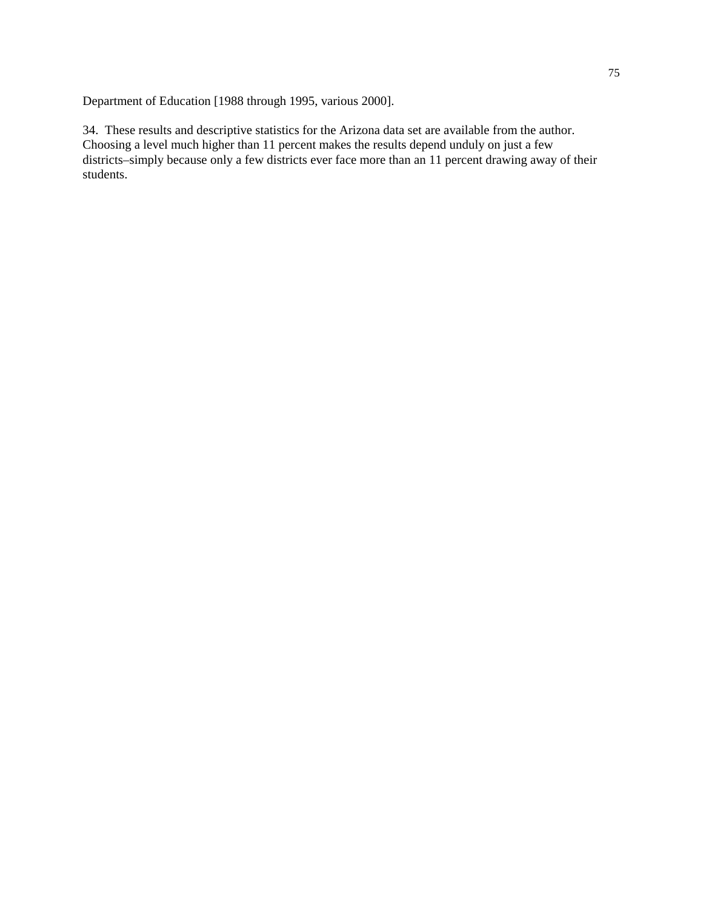Department of Education [1988 through 1995, various 2000].

34. These results and descriptive statistics for the Arizona data set are available from the author. Choosing a level much higher than 11 percent makes the results depend unduly on just a few districts–simply because only a few districts ever face more than an 11 percent drawing away of their students.